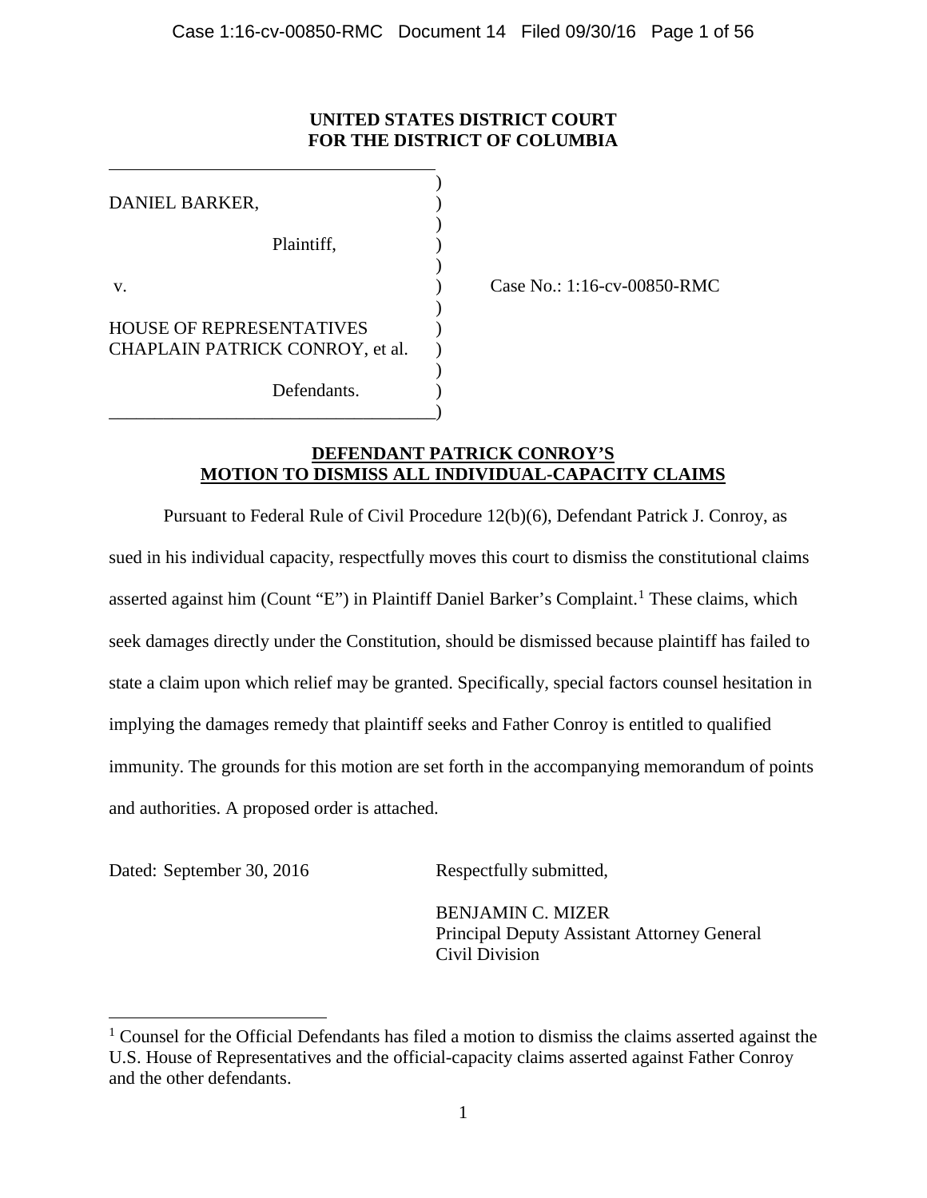**UNITED STATES DISTRICT COURT**
**FOR THE DISTRICT OF COLUMBIA**

DANIEL BARKER,

Plaintiff,

v.

HOUSE OF REPRESENTATIVES CHAPLAIN PATRICK CONROY, et al.

Defendants.

Case No.: 1:16-cv-00850-RMC

**DEFENDANT PATRICK CONROY'S MOTION TO DISMISS ALL INDIVIDUAL-CAPACITY CLAIMS**

Pursuant to Federal Rule of Civil Procedure 12(b)(6), Defendant Patrick J. Conroy, as sued in his individual capacity, respectfully moves this court to dismiss the constitutional claims asserted against him (Count "E") in Plaintiff Daniel Barker's Complaint.[1] These claims, which seek damages directly under the Constitution, should be dismissed because plaintiff has failed to state a claim upon which relief may be granted. Specifically, special factors counsel hesitation in implying the damages remedy that plaintiff seeks and Father Conroy is entitled to qualified immunity. The grounds for this motion are set forth in the accompanying memorandum of points and authorities. A proposed order is attached.

Dated: September 30, 2016

Respectfully submitted,

BENJAMIN C. MIZER
Principal Deputy Assistant Attorney General
Civil Division

[1] Counsel for the Official Defendants has filed a motion to dismiss the claims asserted against the U.S. House of Representatives and the official-capacity claims asserted against Father Conroy and the other defendants.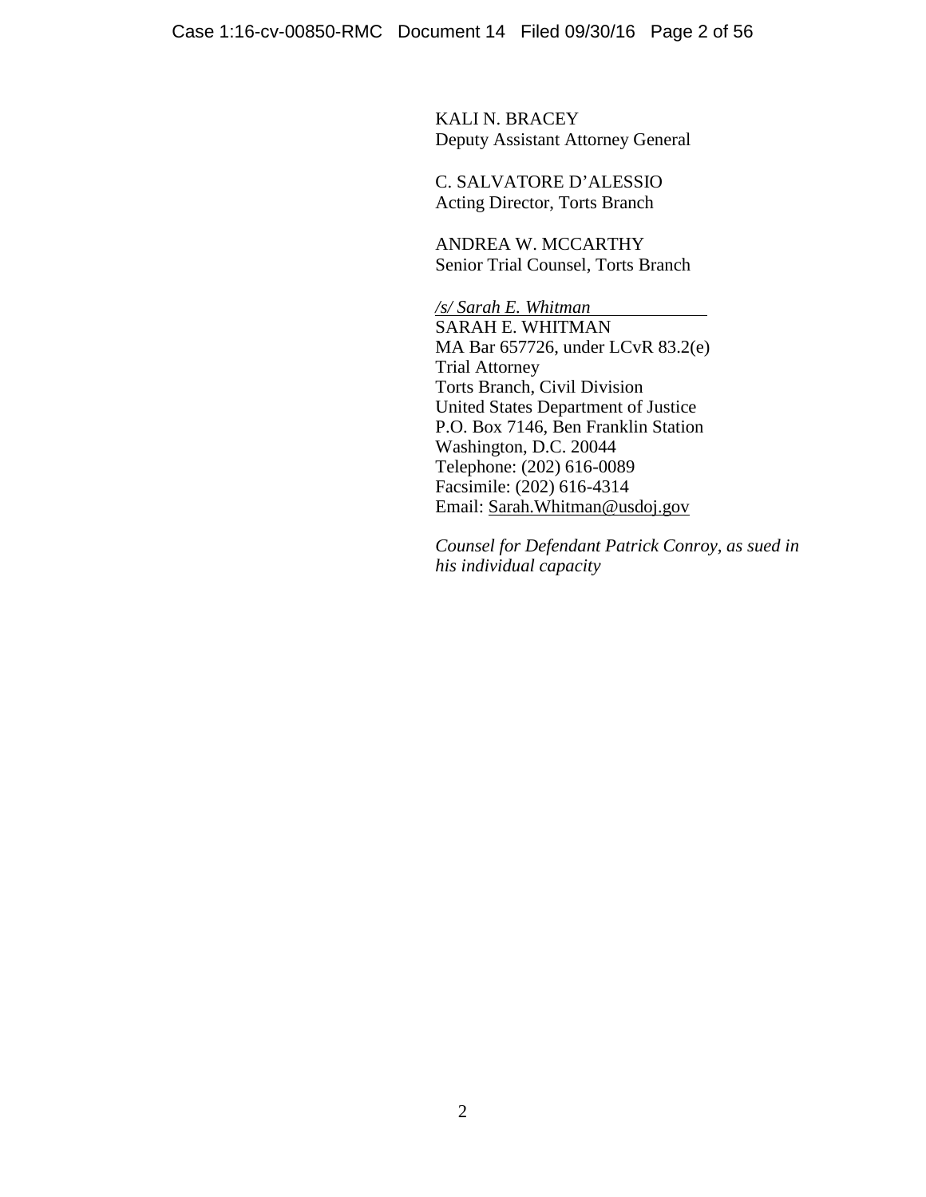KALI N. BRACEY
Deputy Assistant Attorney General

C. SALVATORE D'ALESSIO
Acting Director, Torts Branch

ANDREA W. MCCARTHY
Senior Trial Counsel, Torts Branch

*/s/ Sarah E. Whitman*
SARAH E. WHITMAN
MA Bar 657726, under LCvR 83.2(e)
Trial Attorney
Torts Branch, Civil Division
United States Department of Justice
P.O. Box 7146, Ben Franklin Station
Washington, D.C. 20044
Telephone: (202) 616-0089
Facsimile: (202) 616-4314
Email: Sarah.Whitman@usdoj.gov

*Counsel for Defendant Patrick Conroy, as sued in his individual capacity*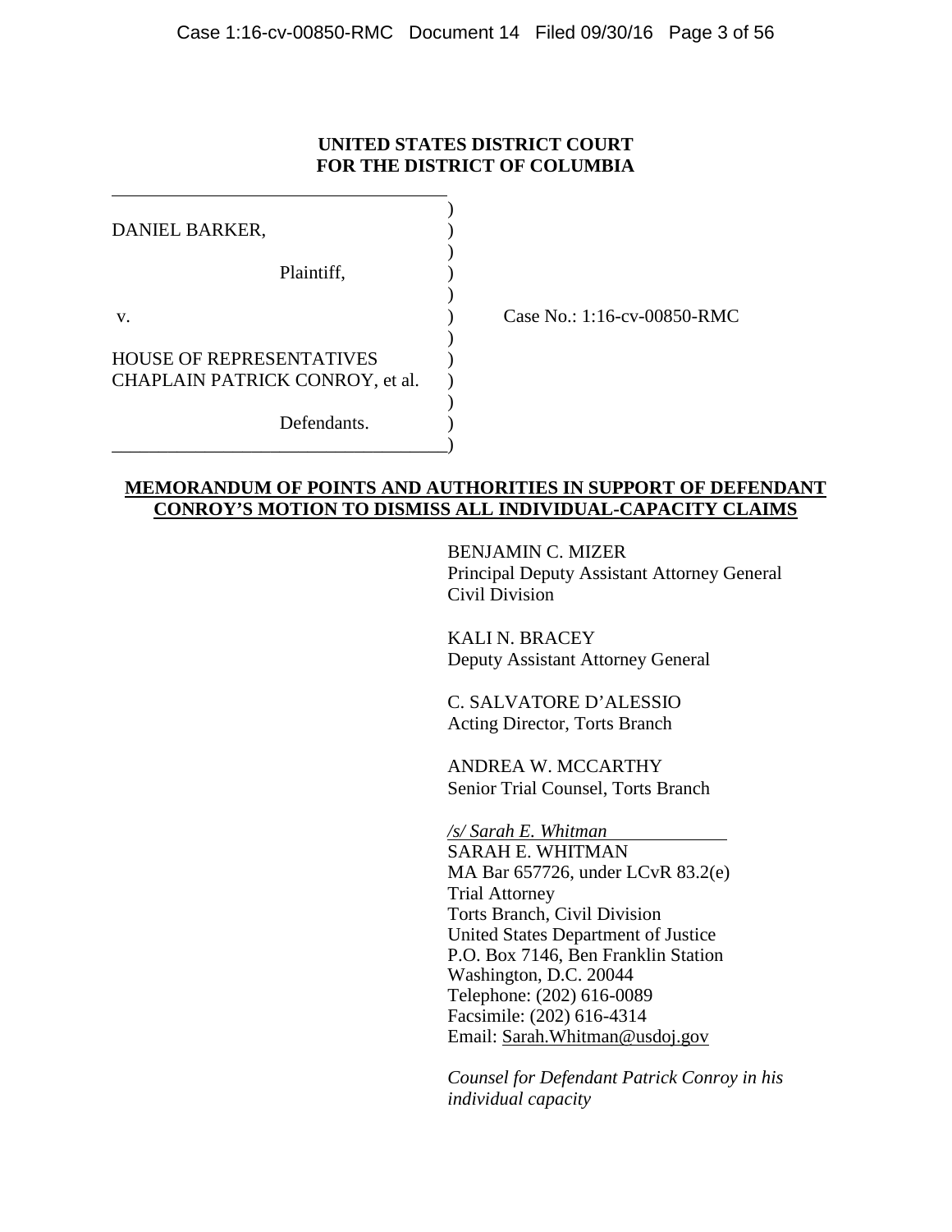**UNITED STATES DISTRICT COURT**
**FOR THE DISTRICT OF COLUMBIA**

| | | |
|---|---|---|
| DANIEL BARKER, | ) | |
| Plaintiff, | ) | |
| v. | ) | Case No.: 1:16-cv-00850-RMC |
| HOUSE OF REPRESENTATIVES CHAPLAIN PATRICK CONROY, et al. | ) | |
| Defendants. | ) | |

**MEMORANDUM OF POINTS AND AUTHORITIES IN SUPPORT OF DEFENDANT CONROY'S MOTION TO DISMISS ALL INDIVIDUAL-CAPACITY CLAIMS**

BENJAMIN C. MIZER
Principal Deputy Assistant Attorney General
Civil Division

KALI N. BRACEY
Deputy Assistant Attorney General

C. SALVATORE D'ALESSIO
Acting Director, Torts Branch

ANDREA W. MCCARTHY
Senior Trial Counsel, Torts Branch

*/s/ Sarah E. Whitman*
SARAH E. WHITMAN
MA Bar 657726, under LCvR 83.2(e)
Trial Attorney
Torts Branch, Civil Division
United States Department of Justice
P.O. Box 7146, Ben Franklin Station
Washington, D.C. 20044
Telephone: (202) 616-0089
Facsimile: (202) 616-4314
Email: Sarah.Whitman@usdoj.gov

*Counsel for Defendant Patrick Conroy in his individual capacity*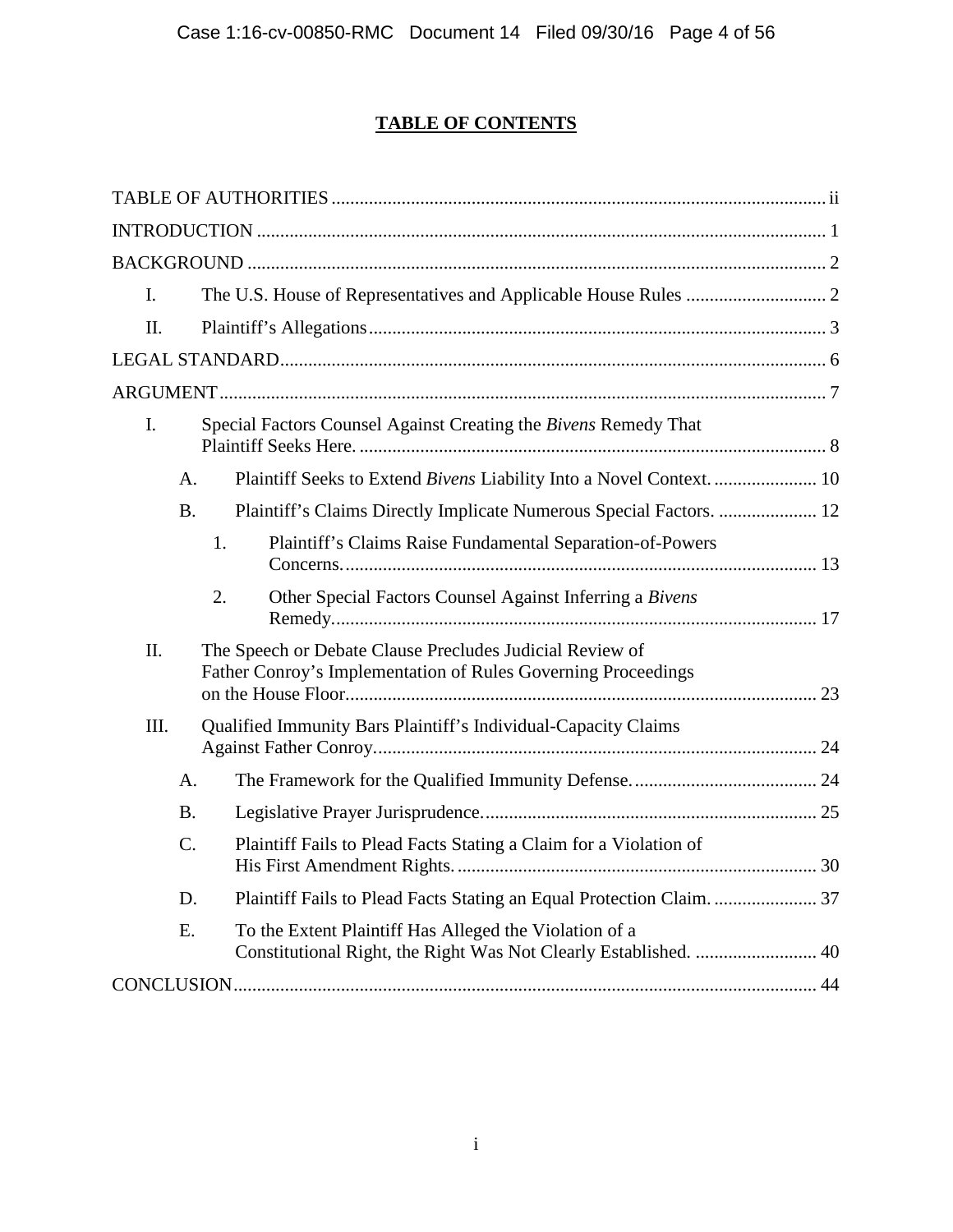## TABLE OF CONTENTS

TABLE OF AUTHORITIES ..... ii

INTRODUCTION ..... 1

BACKGROUND ..... 2

- I. The U.S. House of Representatives and Applicable House Rules ..... 2
- II. Plaintiff's Allegations ..... 3

LEGAL STANDARD ..... 6

ARGUMENT ..... 7

- I. Special Factors Counsel Against Creating the *Bivens* Remedy That Plaintiff Seeks Here. ..... 8
  - A. Plaintiff Seeks to Extend *Bivens* Liability Into a Novel Context. ..... 10
  - B. Plaintiff's Claims Directly Implicate Numerous Special Factors. ..... 12
    - 1. Plaintiff's Claims Raise Fundamental Separation-of-Powers Concerns. ..... 13
    - 2. Other Special Factors Counsel Against Inferring a *Bivens* Remedy. ..... 17
- II. The Speech or Debate Clause Precludes Judicial Review of Father Conroy's Implementation of Rules Governing Proceedings on the House Floor. ..... 23
- III. Qualified Immunity Bars Plaintiff's Individual-Capacity Claims Against Father Conroy. ..... 24
  - A. The Framework for the Qualified Immunity Defense. ..... 24
  - B. Legislative Prayer Jurisprudence. ..... 25
  - C. Plaintiff Fails to Plead Facts Stating a Claim for a Violation of His First Amendment Rights. ..... 30
  - D. Plaintiff Fails to Plead Facts Stating an Equal Protection Claim. ..... 37
  - E. To the Extent Plaintiff Has Alleged the Violation of a Constitutional Right, the Right Was Not Clearly Established. ..... 40

CONCLUSION ..... 44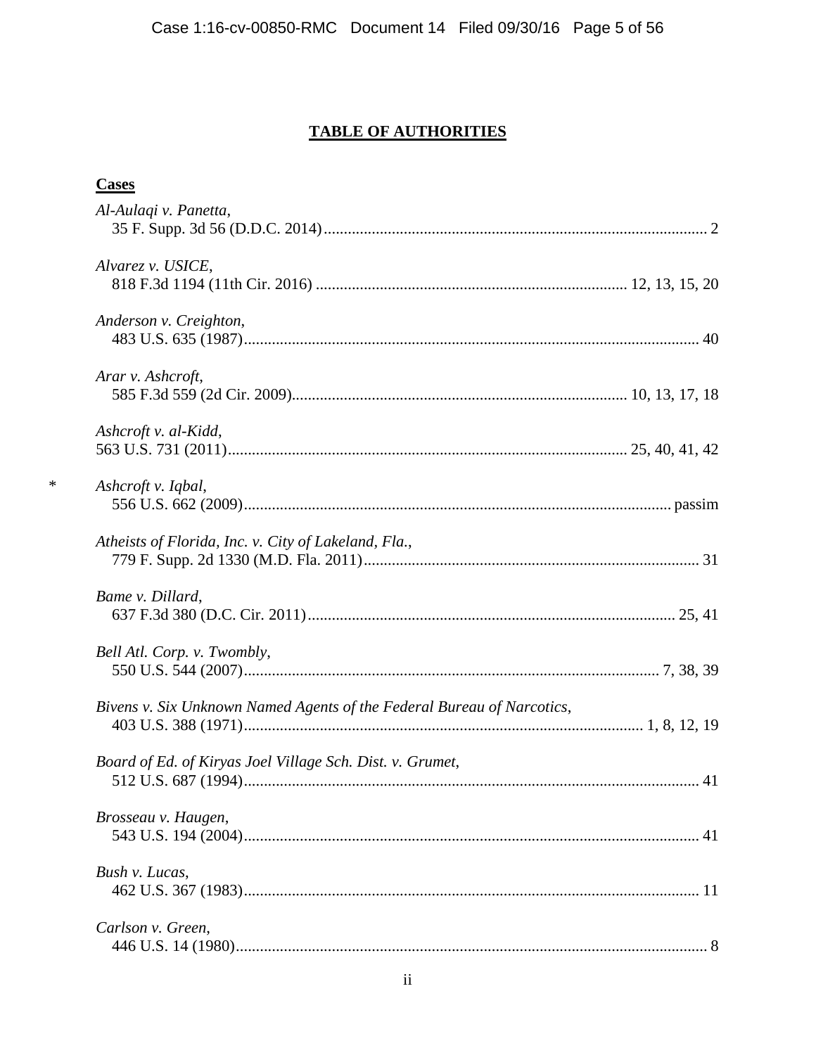# TABLE OF AUTHORITIES

**Cases**

*Al-Aulaqi v. Panetta*,
35 F. Supp. 3d 56 (D.D.C. 2014)...................................................................................... 2

*Alvarez v. USICE*,
818 F.3d 1194 (11th Cir. 2016) ............................................................................ 12, 13, 15, 20

*Anderson v. Creighton*,
483 U.S. 635 (1987)................................................................................................ 40

*Arar v. Ashcroft*,
585 F.3d 559 (2d Cir. 2009)................................................................................. 10, 13, 17, 18

*Ashcroft v. al-Kidd*,
563 U.S. 731 (2011)................................................................................. 25, 40, 41, 42

\* *Ashcroft v. Iqbal*,
556 U.S. 662 (2009)........................................................................................... passim

*Atheists of Florida, Inc. v. City of Lakeland, Fla.*,
779 F. Supp. 2d 1330 (M.D. Fla. 2011)..................................................................... 31

*Bame v. Dillard*,
637 F.3d 380 (D.C. Cir. 2011)................................................................................ 25, 41

*Bell Atl. Corp. v. Twombly*,
550 U.S. 544 (2007)............................................................................................ 7, 38, 39

*Bivens v. Six Unknown Named Agents of the Federal Bureau of Narcotics*,
403 U.S. 388 (1971)........................................................................................ 1, 8, 12, 19

*Board of Ed. of Kiryas Joel Village Sch. Dist. v. Grumet*,
512 U.S. 687 (1994)................................................................................................ 41

*Brosseau v. Haugen*,
543 U.S. 194 (2004)................................................................................................ 41

*Bush v. Lucas*,
462 U.S. 367 (1983)................................................................................................ 11

*Carlson v. Green*,
446 U.S. 14 (1980).................................................................................................. 8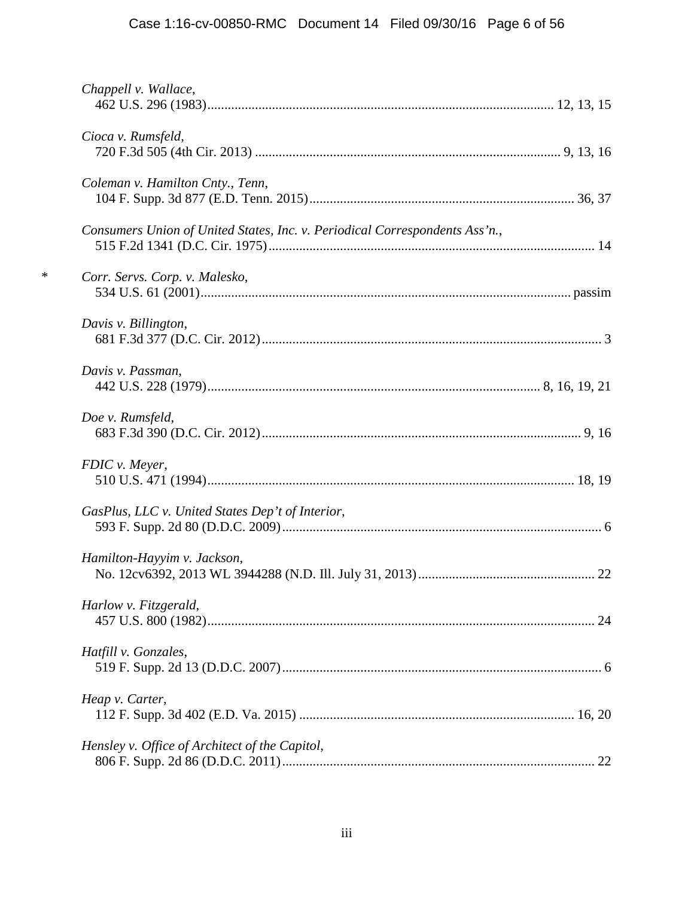*Chappell v. Wallace*,
462 U.S. 296 (1983) ..................................................................................................... 12, 13, 15

*Cioca v. Rumsfeld*,
720 F.3d 505 (4th Cir. 2013) ......................................................................................... 9, 13, 16

*Coleman v. Hamilton Cnty., Tenn*,
104 F. Supp. 3d 877 (E.D. Tenn. 2015) ............................................................................. 36, 37

*Consumers Union of United States, Inc. v. Periodical Correspondents Ass'n.*,
515 F.2d 1341 (D.C. Cir. 1975) ............................................................................................... 14

\* *Corr. Servs. Corp. v. Malesko*,
534 U.S. 61 (2001) ............................................................................................................ passim

*Davis v. Billington*,
681 F.3d 377 (D.C. Cir. 2012) ................................................................................................... 3

*Davis v. Passman*,
442 U.S. 228 (1979) ................................................................................................ 8, 16, 19, 21

*Doe v. Rumsfeld*,
683 F.3d 390 (D.C. Cir. 2012) ............................................................................................. 9, 16

*FDIC v. Meyer*,
510 U.S. 471 (1994) ........................................................................................................... 18, 19

*GasPlus, LLC v. United States Dep't of Interior*,
593 F. Supp. 2d 80 (D.D.C. 2009) ............................................................................................. 6

*Hamilton-Hayyim v. Jackson*,
No. 12cv6392, 2013 WL 3944288 (N.D. Ill. July 31, 2013) .................................................... 22

*Harlow v. Fitzgerald*,
457 U.S. 800 (1982) ................................................................................................................. 24

*Hatfill v. Gonzales*,
519 F. Supp. 2d 13 (D.D.C. 2007) ............................................................................................. 6

*Heap v. Carter*,
112 F. Supp. 3d 402 (E.D. Va. 2015) ................................................................................ 16, 20

*Hensley v. Office of Architect of the Capitol*,
806 F. Supp. 2d 86 (D.D.C. 2011) ........................................................................................... 22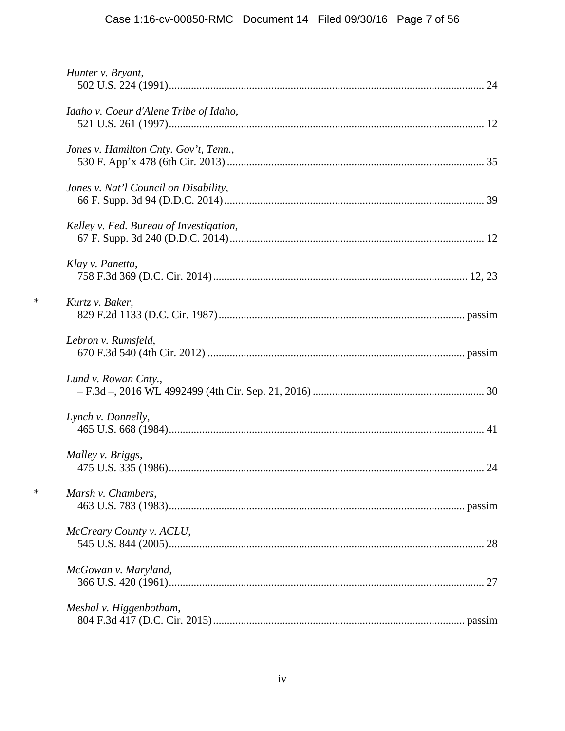*Hunter v. Bryant*,
502 U.S. 224 (1991)................................................................................................................. 24

*Idaho v. Coeur d'Alene Tribe of Idaho*,
521 U.S. 261 (1997)................................................................................................................. 12

*Jones v. Hamilton Cnty. Gov't, Tenn.*,
530 F. App'x 478 (6th Cir. 2013)............................................................................................ 35

*Jones v. Nat'l Council on Disability*,
66 F. Supp. 3d 94 (D.D.C. 2014)............................................................................................. 39

*Kelley v. Fed. Bureau of Investigation*,
67 F. Supp. 3d 240 (D.D.C. 2014)........................................................................................... 12

*Klay v. Panetta*,
758 F.3d 369 (D.C. Cir. 2014)........................................................................................... 12, 23

\* *Kurtz v. Baker*,
829 F.2d 1133 (D.C. Cir. 1987)........................................................................................ passim

*Lebron v. Rumsfeld*,
670 F.3d 540 (4th Cir. 2012)............................................................................................ passim

*Lund v. Rowan Cnty.*,
– F.3d –, 2016 WL 4992499 (4th Cir. Sep. 21, 2016)............................................................. 30

*Lynch v. Donnelly*,
465 U.S. 668 (1984)................................................................................................................. 41

*Malley v. Briggs*,
475 U.S. 335 (1986)................................................................................................................. 24

\* *Marsh v. Chambers*,
463 U.S. 783 (1983)........................................................................................................ passim

*McCreary County v. ACLU*,
545 U.S. 844 (2005)................................................................................................................. 28

*McGowan v. Maryland*,
366 U.S. 420 (1961)................................................................................................................. 27

*Meshal v. Higgenbotham*,
804 F.3d 417 (D.C. Cir. 2015).......................................................................................... passim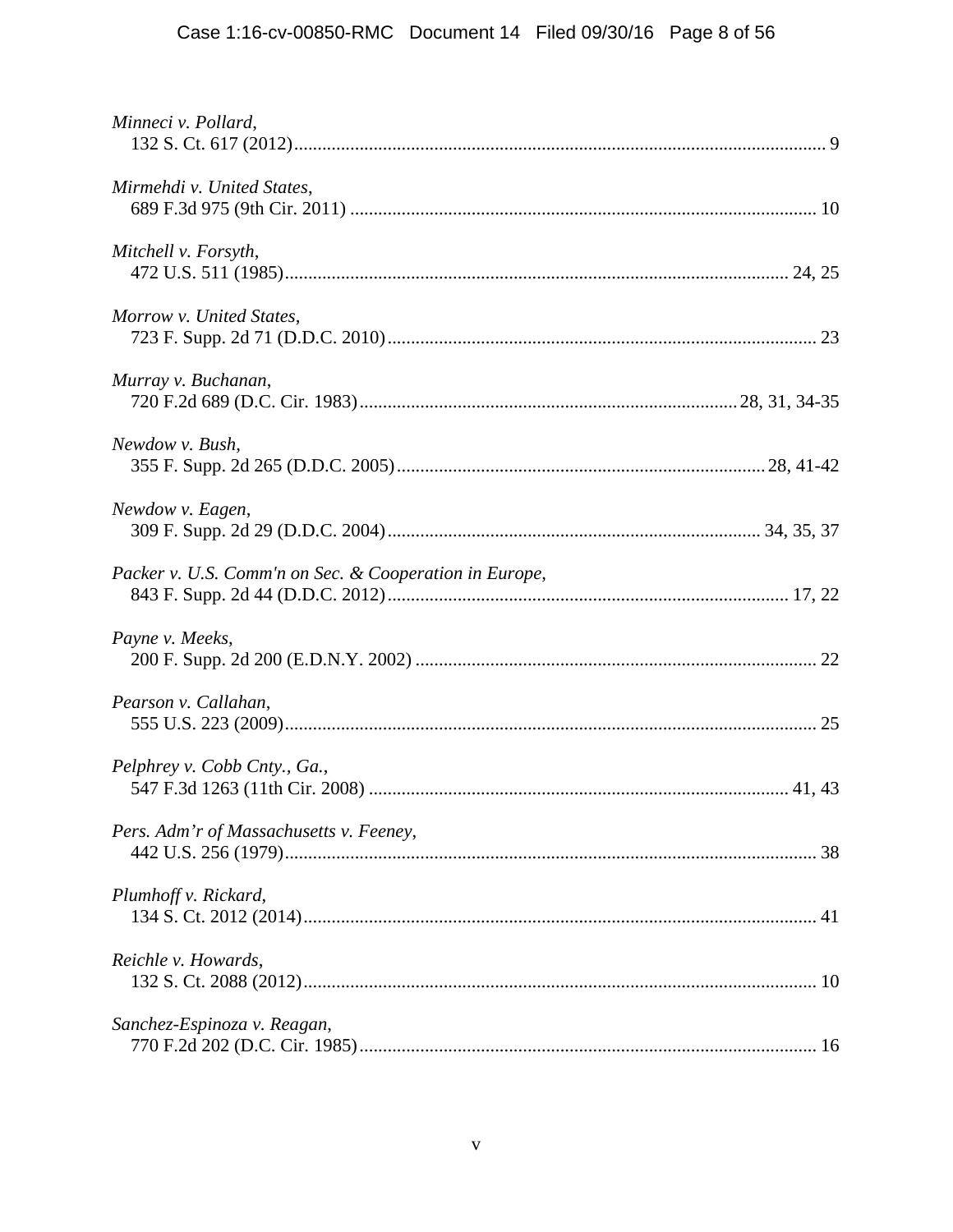*Minneci v. Pollard*,
132 S. Ct. 617 (2012) ..................................................................................................................... 9

*Mirmehdi v. United States*,
689 F.3d 975 (9th Cir. 2011) ......................................................................................................... 10

*Mitchell v. Forsyth*,
472 U.S. 511 (1985) ............................................................................................................... 24, 25

*Morrow v. United States*,
723 F. Supp. 2d 71 (D.D.C. 2010) ................................................................................................ 23

*Murray v. Buchanan*,
720 F.2d 689 (D.C. Cir. 1983) ...................................................................................... 28, 31, 34-35

*Newdow v. Bush*,
355 F. Supp. 2d 265 (D.D.C. 2005) ...................................................................................... 28, 41-42

*Newdow v. Eagen*,
309 F. Supp. 2d 29 (D.D.C. 2004) ................................................................................... 34, 35, 37

*Packer v. U.S. Comm'n on Sec. & Cooperation in Europe*,
843 F. Supp. 2d 44 (D.D.C. 2012) ........................................................................................... 17, 22

*Payne v. Meeks*,
200 F. Supp. 2d 200 (E.D.N.Y. 2002) ........................................................................................... 22

*Pearson v. Callahan*,
555 U.S. 223 (2009) ....................................................................................................................... 25

*Pelphrey v. Cobb Cnty., Ga.*,
547 F.3d 1263 (11th Cir. 2008) ................................................................................................ 41, 43

*Pers. Adm'r of Massachusetts v. Feeney*,
442 U.S. 256 (1979) ....................................................................................................................... 38

*Plumhoff v. Rickard*,
134 S. Ct. 2012 (2014) ................................................................................................................... 41

*Reichle v. Howards*,
132 S. Ct. 2088 (2012) ................................................................................................................... 10

*Sanchez-Espinoza v. Reagan*,
770 F.2d 202 (D.C. Cir. 1985) ....................................................................................................... 16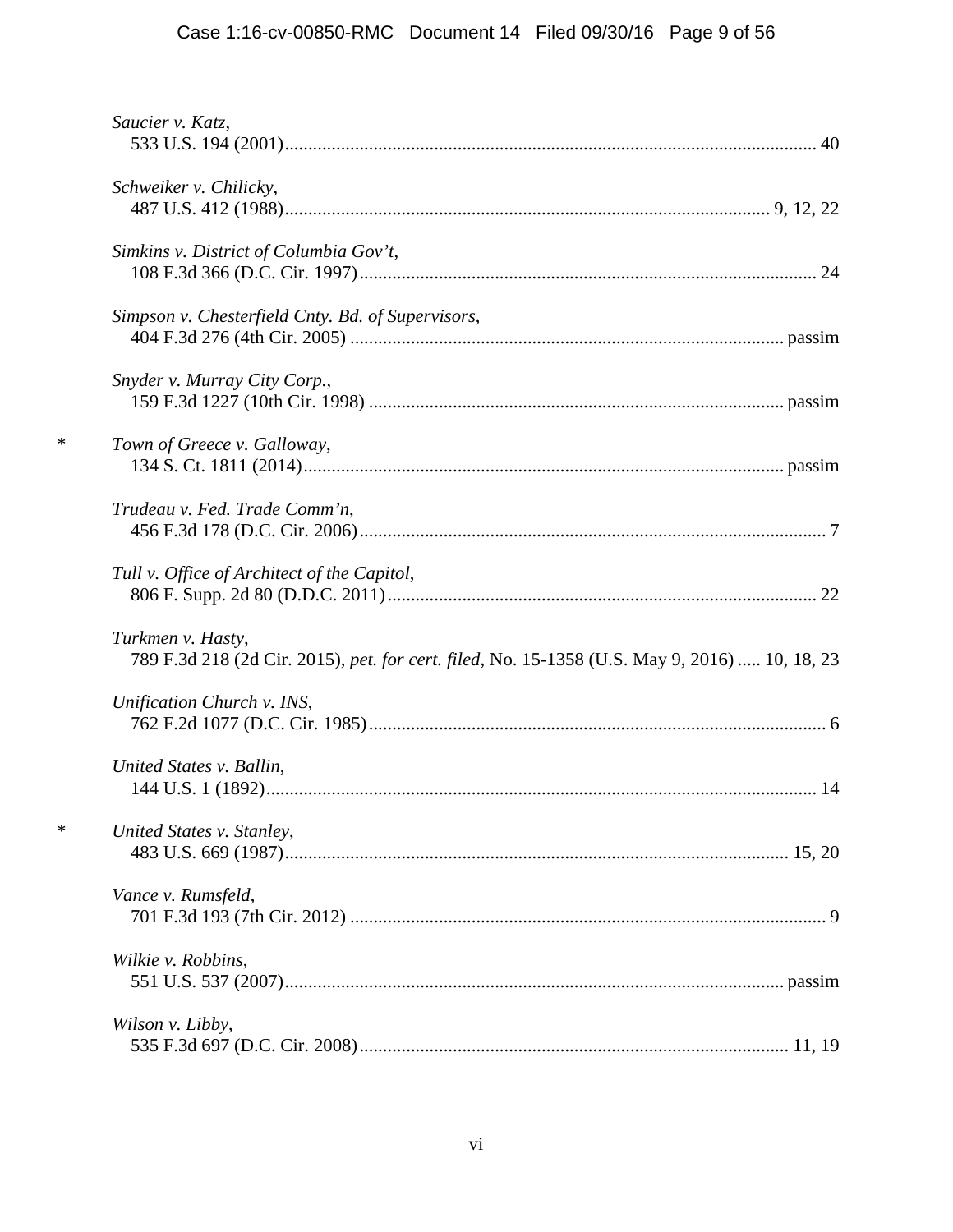*Saucier v. Katz*,
533 U.S. 194 (2001) .......... 40

*Schweiker v. Chilicky*,
487 U.S. 412 (1988) .......... 9, 12, 22

*Simkins v. District of Columbia Gov't*,
108 F.3d 366 (D.C. Cir. 1997) .......... 24

*Simpson v. Chesterfield Cnty. Bd. of Supervisors*,
404 F.3d 276 (4th Cir. 2005) .......... passim

*Snyder v. Murray City Corp.*,
159 F.3d 1227 (10th Cir. 1998) .......... passim

\* *Town of Greece v. Galloway*,
134 S. Ct. 1811 (2014) .......... passim

*Trudeau v. Fed. Trade Comm'n*,
456 F.3d 178 (D.C. Cir. 2006) .......... 7

*Tull v. Office of Architect of the Capitol*,
806 F. Supp. 2d 80 (D.D.C. 2011) .......... 22

*Turkmen v. Hasty*,
789 F.3d 218 (2d Cir. 2015), *pet. for cert. filed*, No. 15-1358 (U.S. May 9, 2016) .......... 10, 18, 23

*Unification Church v. INS*,
762 F.2d 1077 (D.C. Cir. 1985) .......... 6

*United States v. Ballin*,
144 U.S. 1 (1892) .......... 14

\* *United States v. Stanley*,
483 U.S. 669 (1987) .......... 15, 20

*Vance v. Rumsfeld*,
701 F.3d 193 (7th Cir. 2012) .......... 9

*Wilkie v. Robbins*,
551 U.S. 537 (2007) .......... passim

*Wilson v. Libby*,
535 F.3d 697 (D.C. Cir. 2008) .......... 11, 19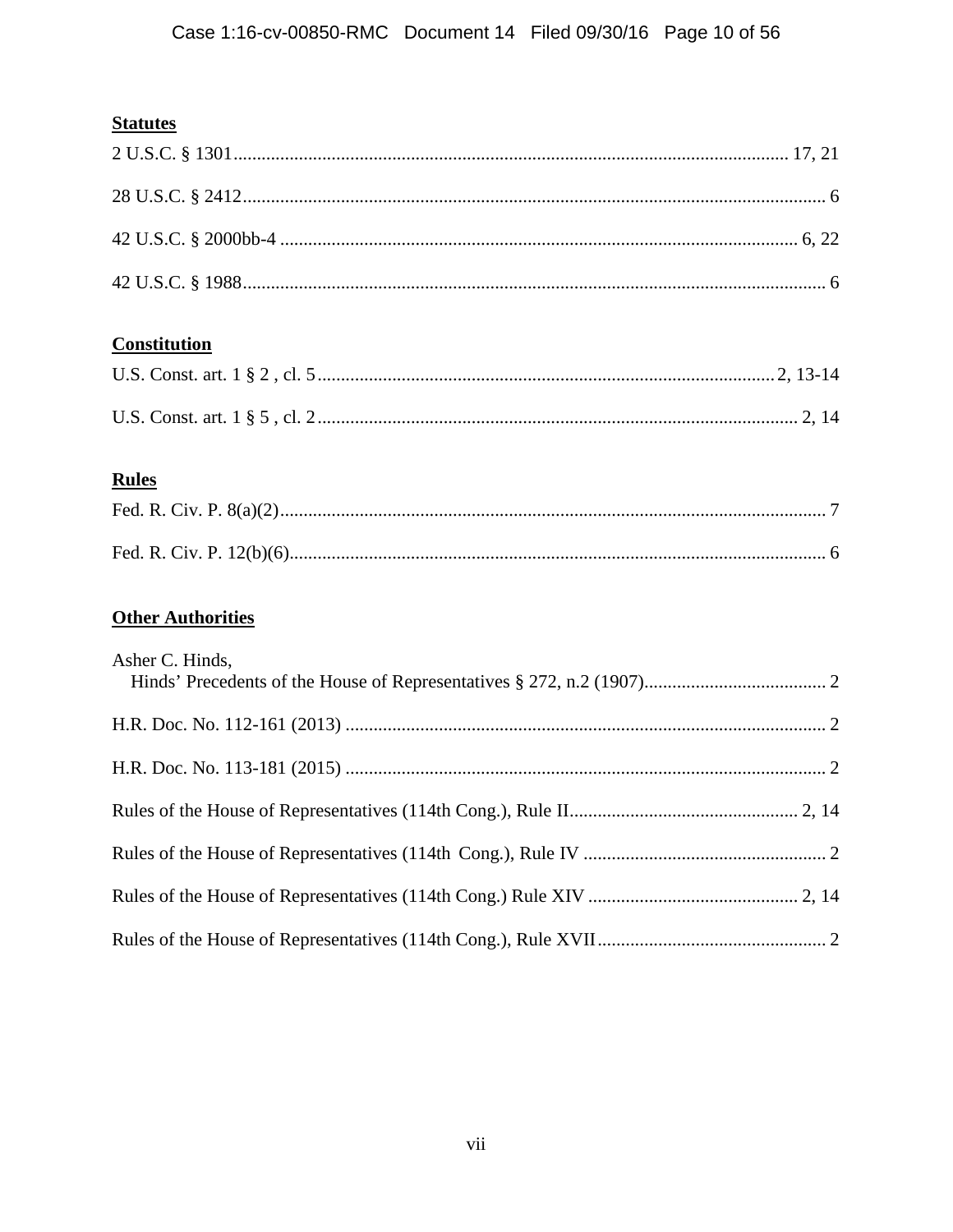**Statutes**

2 U.S.C. § 1301 ....................................................................................................................... 17, 21

28 U.S.C. § 2412 ........................................................................................................................... 6

42 U.S.C. § 2000bb-4 ............................................................................................................... 6, 22

42 U.S.C. § 1988 ........................................................................................................................... 6

**Constitution**

U.S. Const. art. 1 § 2 , cl. 5 ...................................................................................................... 2, 13-14

U.S. Const. art. 1 § 5 , cl. 2 ........................................................................................................ 2, 14

**Rules**

Fed. R. Civ. P. 8(a)(2) ..................................................................................................................... 7

Fed. R. Civ. P. 12(b)(6) ................................................................................................................... 6

**Other Authorities**

Asher C. Hinds,
Hinds' Precedents of the House of Representatives § 272, n.2 (1907) ........................................ 2

H.R. Doc. No. 112-161 (2013) ....................................................................................................... 2

H.R. Doc. No. 113-181 (2015) ....................................................................................................... 2

Rules of the House of Representatives (114th Cong.), Rule II .................................................. 2, 14

Rules of the House of Representatives (114th Cong.), Rule IV .................................................... 2

Rules of the House of Representatives (114th Cong.) Rule XIV ............................................. 2, 14

Rules of the House of Representatives (114th Cong.), Rule XVII ................................................. 2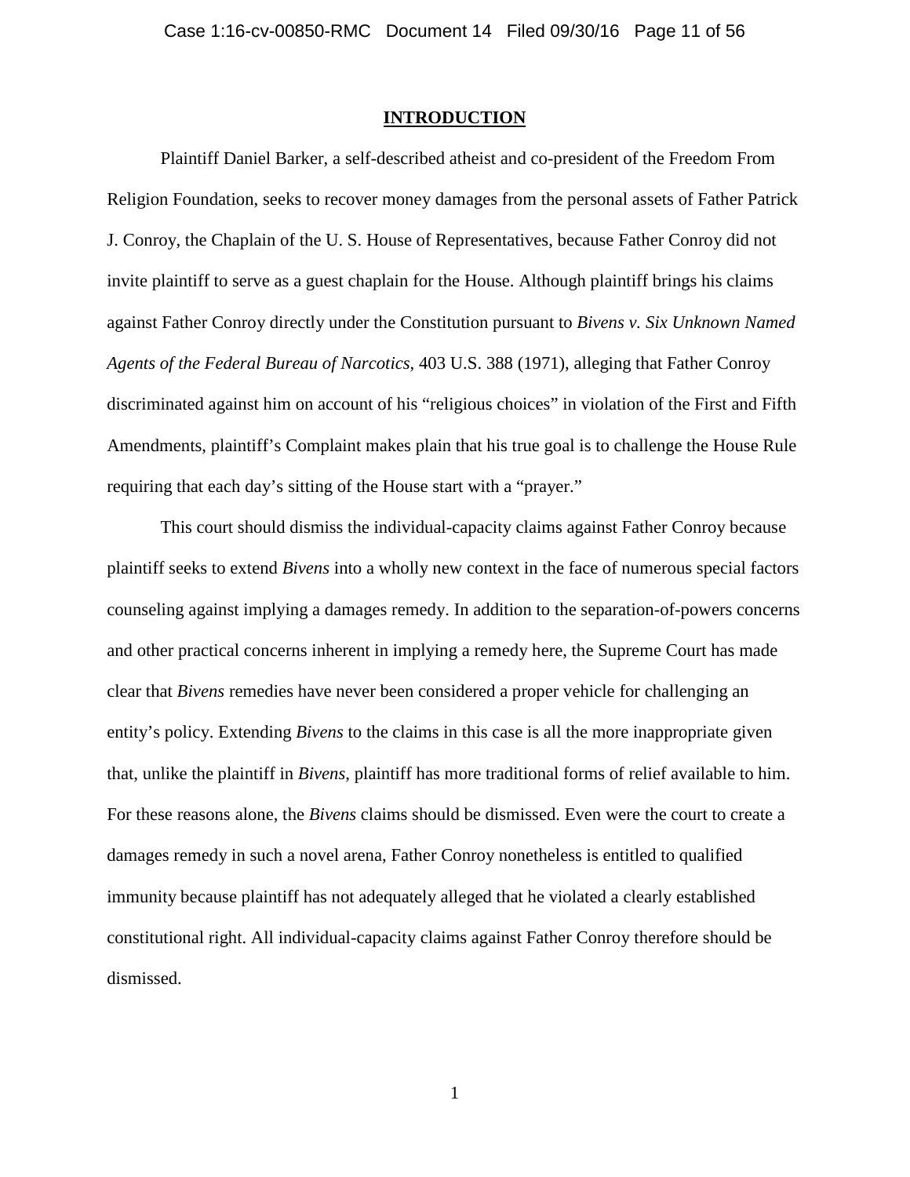## INTRODUCTION

Plaintiff Daniel Barker, a self-described atheist and co-president of the Freedom From Religion Foundation, seeks to recover money damages from the personal assets of Father Patrick J. Conroy, the Chaplain of the U. S. House of Representatives, because Father Conroy did not invite plaintiff to serve as a guest chaplain for the House. Although plaintiff brings his claims against Father Conroy directly under the Constitution pursuant to *Bivens v. Six Unknown Named Agents of the Federal Bureau of Narcotics*, 403 U.S. 388 (1971), alleging that Father Conroy discriminated against him on account of his "religious choices" in violation of the First and Fifth Amendments, plaintiff's Complaint makes plain that his true goal is to challenge the House Rule requiring that each day's sitting of the House start with a "prayer."

This court should dismiss the individual-capacity claims against Father Conroy because plaintiff seeks to extend *Bivens* into a wholly new context in the face of numerous special factors counseling against implying a damages remedy. In addition to the separation-of-powers concerns and other practical concerns inherent in implying a remedy here, the Supreme Court has made clear that *Bivens* remedies have never been considered a proper vehicle for challenging an entity's policy. Extending *Bivens* to the claims in this case is all the more inappropriate given that, unlike the plaintiff in *Bivens*, plaintiff has more traditional forms of relief available to him. For these reasons alone, the *Bivens* claims should be dismissed. Even were the court to create a damages remedy in such a novel arena, Father Conroy nonetheless is entitled to qualified immunity because plaintiff has not adequately alleged that he violated a clearly established constitutional right. All individual-capacity claims against Father Conroy therefore should be dismissed.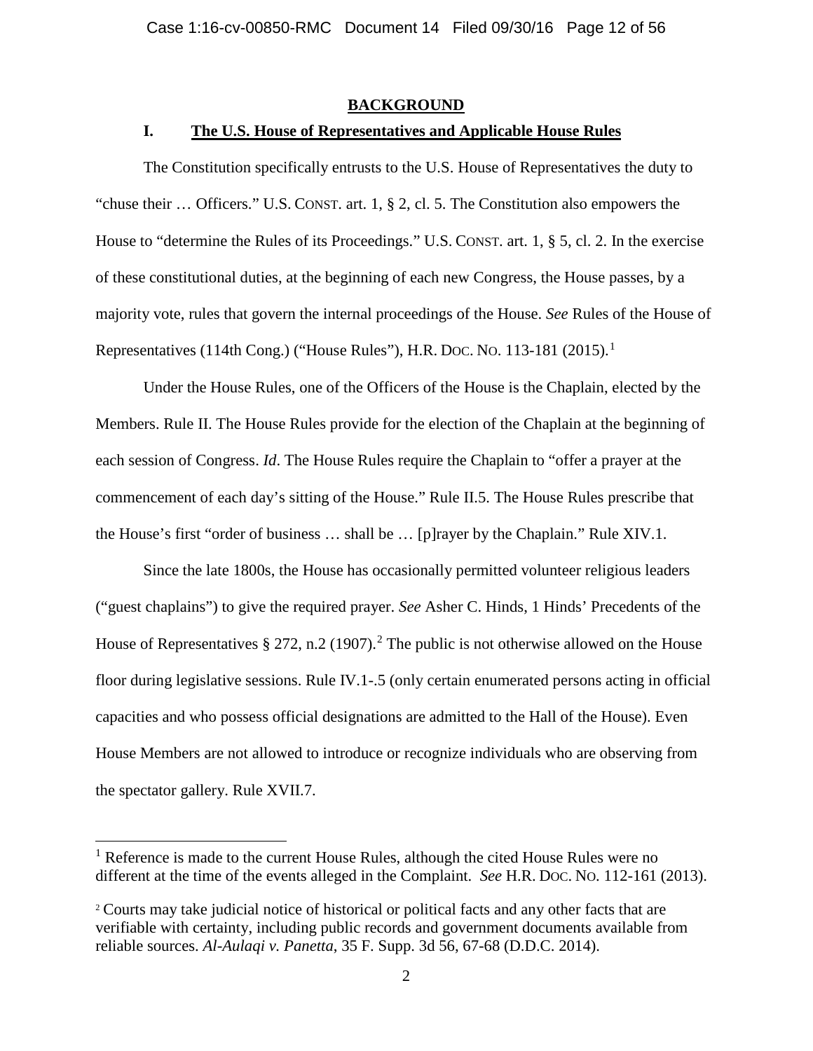## BACKGROUND

### I. The U.S. House of Representatives and Applicable House Rules

The Constitution specifically entrusts to the U.S. House of Representatives the duty to "chuse their … Officers." U.S. CONST. art. 1, § 2, cl. 5. The Constitution also empowers the House to "determine the Rules of its Proceedings." U.S. CONST. art. 1, § 5, cl. 2. In the exercise of these constitutional duties, at the beginning of each new Congress, the House passes, by a majority vote, rules that govern the internal proceedings of the House. *See* Rules of the House of Representatives (114th Cong.) ("House Rules"), H.R. DOC. NO. 113-181 (2015).[1]

Under the House Rules, one of the Officers of the House is the Chaplain, elected by the Members. Rule II. The House Rules provide for the election of the Chaplain at the beginning of each session of Congress. *Id*. The House Rules require the Chaplain to "offer a prayer at the commencement of each day's sitting of the House." Rule II.5. The House Rules prescribe that the House's first "order of business … shall be … [p]rayer by the Chaplain." Rule XIV.1.

Since the late 1800s, the House has occasionally permitted volunteer religious leaders ("guest chaplains") to give the required prayer. *See* Asher C. Hinds, 1 Hinds' Precedents of the House of Representatives § 272, n.2 (1907).[2] The public is not otherwise allowed on the House floor during legislative sessions. Rule IV.1-.5 (only certain enumerated persons acting in official capacities and who possess official designations are admitted to the Hall of the House). Even House Members are not allowed to introduce or recognize individuals who are observing from the spectator gallery. Rule XVII.7.

---

[1] Reference is made to the current House Rules, although the cited House Rules were no different at the time of the events alleged in the Complaint. *See* H.R. DOC. NO. 112-161 (2013).

[2] Courts may take judicial notice of historical or political facts and any other facts that are verifiable with certainty, including public records and government documents available from reliable sources. *Al-Aulaqi v. Panetta*, 35 F. Supp. 3d 56, 67-68 (D.D.C. 2014).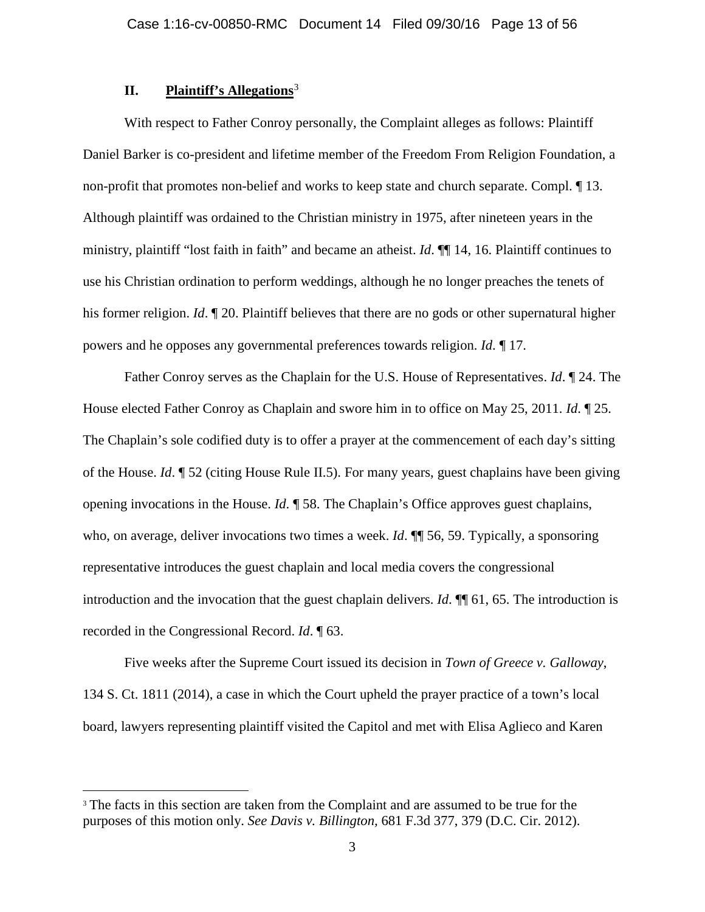## II. **Plaintiff's Allegations**[3]

With respect to Father Conroy personally, the Complaint alleges as follows: Plaintiff Daniel Barker is co-president and lifetime member of the Freedom From Religion Foundation, a non-profit that promotes non-belief and works to keep state and church separate. Compl. ¶ 13. Although plaintiff was ordained to the Christian ministry in 1975, after nineteen years in the ministry, plaintiff "lost faith in faith" and became an atheist. *Id*. ¶¶ 14, 16. Plaintiff continues to use his Christian ordination to perform weddings, although he no longer preaches the tenets of his former religion. *Id*. ¶ 20. Plaintiff believes that there are no gods or other supernatural higher powers and he opposes any governmental preferences towards religion. *Id*. ¶ 17.

Father Conroy serves as the Chaplain for the U.S. House of Representatives. *Id*. ¶ 24. The House elected Father Conroy as Chaplain and swore him in to office on May 25, 2011. *Id*. ¶ 25. The Chaplain's sole codified duty is to offer a prayer at the commencement of each day's sitting of the House. *Id*. ¶ 52 (citing House Rule II.5). For many years, guest chaplains have been giving opening invocations in the House. *Id*. ¶ 58. The Chaplain's Office approves guest chaplains, who, on average, deliver invocations two times a week. *Id*. ¶¶ 56, 59. Typically, a sponsoring representative introduces the guest chaplain and local media covers the congressional introduction and the invocation that the guest chaplain delivers. *Id*. ¶¶ 61, 65. The introduction is recorded in the Congressional Record. *Id*. ¶ 63.

Five weeks after the Supreme Court issued its decision in *Town of Greece v. Galloway*, 134 S. Ct. 1811 (2014), a case in which the Court upheld the prayer practice of a town's local board, lawyers representing plaintiff visited the Capitol and met with Elisa Aglieco and Karen

[3] The facts in this section are taken from the Complaint and are assumed to be true for the purposes of this motion only. *See Davis v. Billington*, 681 F.3d 377, 379 (D.C. Cir. 2012).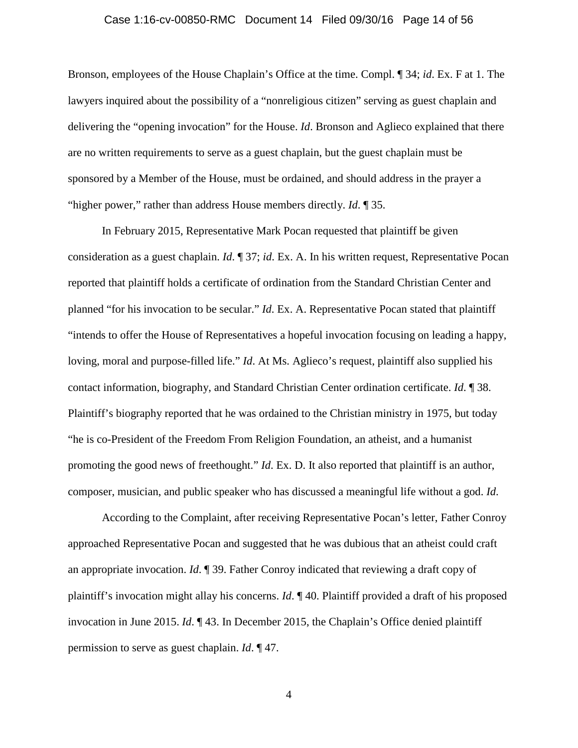Bronson, employees of the House Chaplain's Office at the time. Compl. ¶ 34; *id*. Ex. F at 1. The lawyers inquired about the possibility of a "nonreligious citizen" serving as guest chaplain and delivering the "opening invocation" for the House. *Id*. Bronson and Aglieco explained that there are no written requirements to serve as a guest chaplain, but the guest chaplain must be sponsored by a Member of the House, must be ordained, and should address in the prayer a "higher power," rather than address House members directly. *Id*. ¶ 35.

In February 2015, Representative Mark Pocan requested that plaintiff be given consideration as a guest chaplain. *Id*. ¶ 37; *id*. Ex. A. In his written request, Representative Pocan reported that plaintiff holds a certificate of ordination from the Standard Christian Center and planned "for his invocation to be secular." *Id*. Ex. A. Representative Pocan stated that plaintiff "intends to offer the House of Representatives a hopeful invocation focusing on leading a happy, loving, moral and purpose-filled life." *Id*. At Ms. Aglieco's request, plaintiff also supplied his contact information, biography, and Standard Christian Center ordination certificate. *Id*. ¶ 38. Plaintiff's biography reported that he was ordained to the Christian ministry in 1975, but today "he is co-President of the Freedom From Religion Foundation, an atheist, and a humanist promoting the good news of freethought." *Id*. Ex. D. It also reported that plaintiff is an author, composer, musician, and public speaker who has discussed a meaningful life without a god. *Id*.

According to the Complaint, after receiving Representative Pocan's letter, Father Conroy approached Representative Pocan and suggested that he was dubious that an atheist could craft an appropriate invocation. *Id*. ¶ 39. Father Conroy indicated that reviewing a draft copy of plaintiff's invocation might allay his concerns. *Id*. ¶ 40. Plaintiff provided a draft of his proposed invocation in June 2015. *Id*. ¶ 43. In December 2015, the Chaplain's Office denied plaintiff permission to serve as guest chaplain. *Id*. ¶ 47.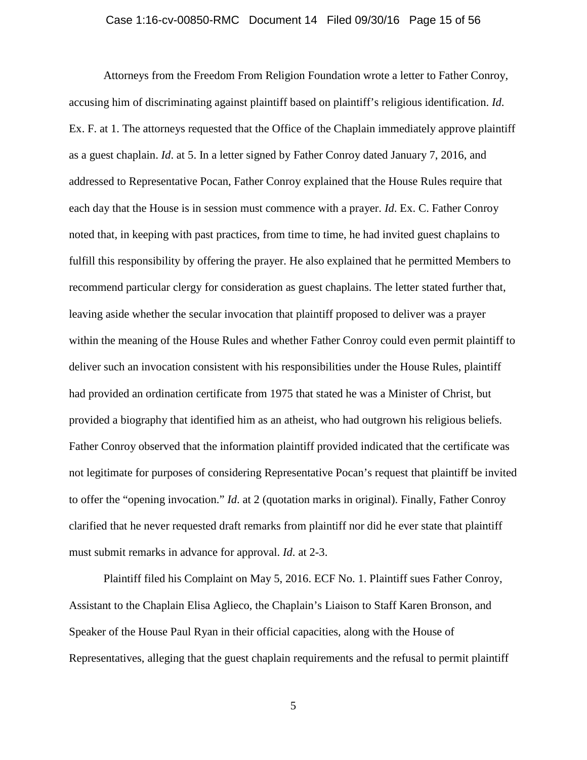Attorneys from the Freedom From Religion Foundation wrote a letter to Father Conroy, accusing him of discriminating against plaintiff based on plaintiff's religious identification. *Id*. Ex. F. at 1. The attorneys requested that the Office of the Chaplain immediately approve plaintiff as a guest chaplain. *Id*. at 5. In a letter signed by Father Conroy dated January 7, 2016, and addressed to Representative Pocan, Father Conroy explained that the House Rules require that each day that the House is in session must commence with a prayer. *Id*. Ex. C. Father Conroy noted that, in keeping with past practices, from time to time, he had invited guest chaplains to fulfill this responsibility by offering the prayer. He also explained that he permitted Members to recommend particular clergy for consideration as guest chaplains. The letter stated further that, leaving aside whether the secular invocation that plaintiff proposed to deliver was a prayer within the meaning of the House Rules and whether Father Conroy could even permit plaintiff to deliver such an invocation consistent with his responsibilities under the House Rules, plaintiff had provided an ordination certificate from 1975 that stated he was a Minister of Christ, but provided a biography that identified him as an atheist, who had outgrown his religious beliefs. Father Conroy observed that the information plaintiff provided indicated that the certificate was not legitimate for purposes of considering Representative Pocan's request that plaintiff be invited to offer the "opening invocation." *Id*. at 2 (quotation marks in original). Finally, Father Conroy clarified that he never requested draft remarks from plaintiff nor did he ever state that plaintiff must submit remarks in advance for approval. *Id*. at 2-3.

Plaintiff filed his Complaint on May 5, 2016. ECF No. 1. Plaintiff sues Father Conroy, Assistant to the Chaplain Elisa Aglieco, the Chaplain's Liaison to Staff Karen Bronson, and Speaker of the House Paul Ryan in their official capacities, along with the House of Representatives, alleging that the guest chaplain requirements and the refusal to permit plaintiff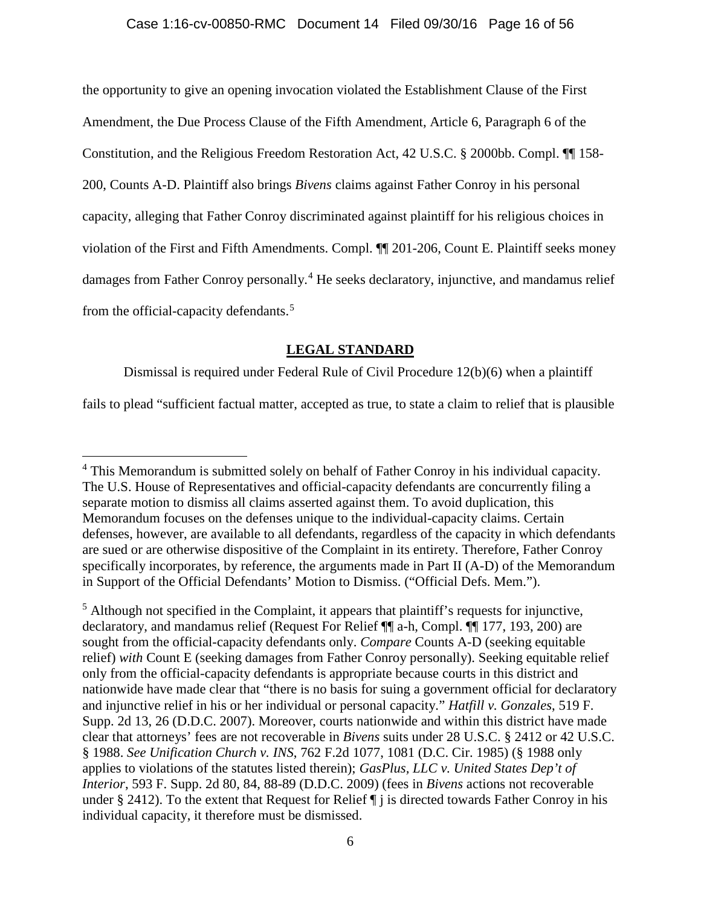the opportunity to give an opening invocation violated the Establishment Clause of the First Amendment, the Due Process Clause of the Fifth Amendment, Article 6, Paragraph 6 of the Constitution, and the Religious Freedom Restoration Act, 42 U.S.C. § 2000bb. Compl. ¶¶ 158-200, Counts A-D. Plaintiff also brings *Bivens* claims against Father Conroy in his personal capacity, alleging that Father Conroy discriminated against plaintiff for his religious choices in violation of the First and Fifth Amendments. Compl. ¶¶ 201-206, Count E. Plaintiff seeks money damages from Father Conroy personally.[4] He seeks declaratory, injunctive, and mandamus relief from the official-capacity defendants.[5]

## LEGAL STANDARD

Dismissal is required under Federal Rule of Civil Procedure 12(b)(6) when a plaintiff fails to plead "sufficient factual matter, accepted as true, to state a claim to relief that is plausible

---

[4] This Memorandum is submitted solely on behalf of Father Conroy in his individual capacity. The U.S. House of Representatives and official-capacity defendants are concurrently filing a separate motion to dismiss all claims asserted against them. To avoid duplication, this Memorandum focuses on the defenses unique to the individual-capacity claims. Certain defenses, however, are available to all defendants, regardless of the capacity in which defendants are sued or are otherwise dispositive of the Complaint in its entirety. Therefore, Father Conroy specifically incorporates, by reference, the arguments made in Part II (A-D) of the Memorandum in Support of the Official Defendants' Motion to Dismiss. ("Official Defs. Mem.").

[5] Although not specified in the Complaint, it appears that plaintiff's requests for injunctive, declaratory, and mandamus relief (Request For Relief ¶¶ a-h, Compl. ¶¶ 177, 193, 200) are sought from the official-capacity defendants only. *Compare* Counts A-D (seeking equitable relief) *with* Count E (seeking damages from Father Conroy personally). Seeking equitable relief only from the official-capacity defendants is appropriate because courts in this district and nationwide have made clear that "there is no basis for suing a government official for declaratory and injunctive relief in his or her individual or personal capacity." *Hatfill v. Gonzales*, 519 F. Supp. 2d 13, 26 (D.D.C. 2007). Moreover, courts nationwide and within this district have made clear that attorneys' fees are not recoverable in *Bivens* suits under 28 U.S.C. § 2412 or 42 U.S.C. § 1988. *See Unification Church v. INS*, 762 F.2d 1077, 1081 (D.C. Cir. 1985) (§ 1988 only applies to violations of the statutes listed therein); *GasPlus, LLC v. United States Dep't of Interior*, 593 F. Supp. 2d 80, 84, 88-89 (D.D.C. 2009) (fees in *Bivens* actions not recoverable under § 2412). To the extent that Request for Relief ¶ j is directed towards Father Conroy in his individual capacity, it therefore must be dismissed.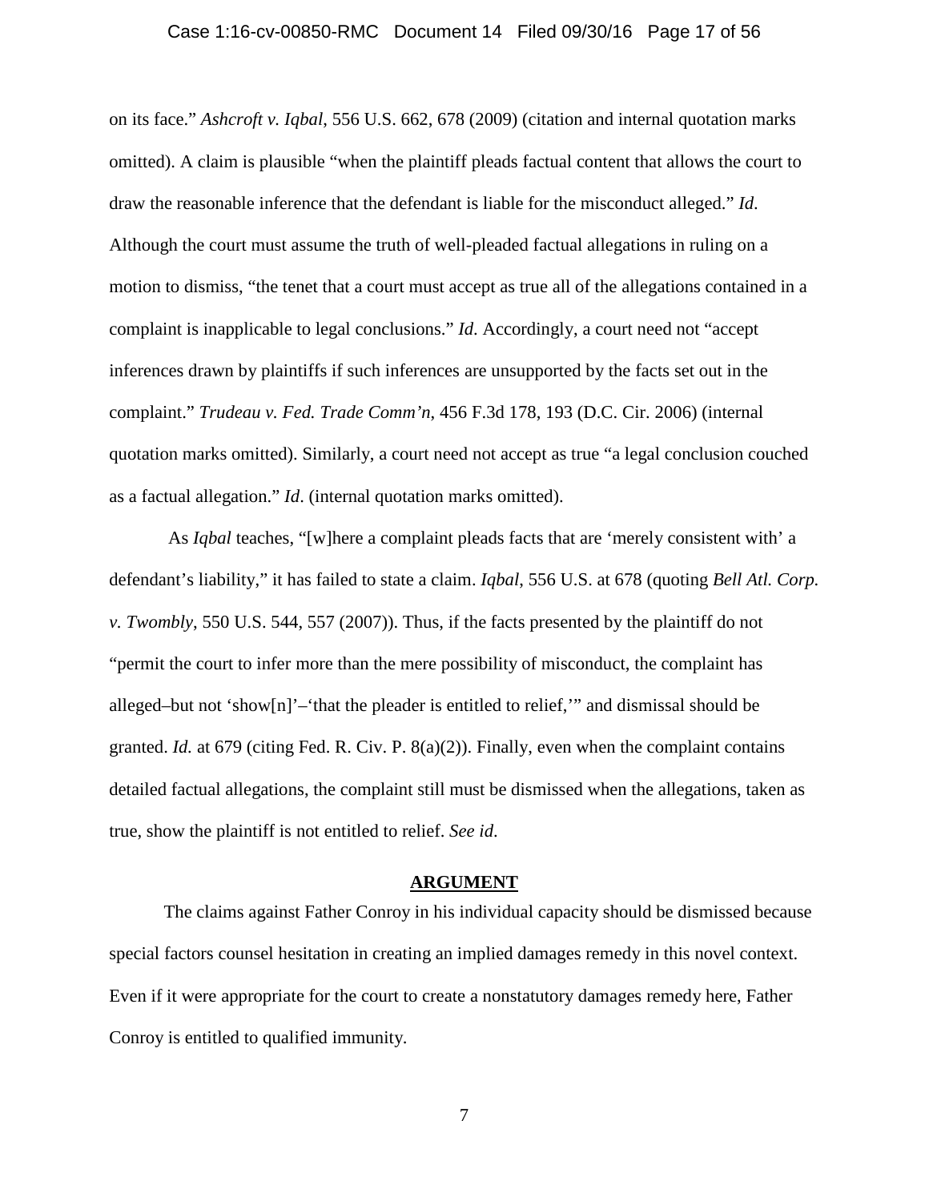on its face." *Ashcroft v. Iqbal*, 556 U.S. 662, 678 (2009) (citation and internal quotation marks omitted). A claim is plausible "when the plaintiff pleads factual content that allows the court to draw the reasonable inference that the defendant is liable for the misconduct alleged." *Id*. Although the court must assume the truth of well-pleaded factual allegations in ruling on a motion to dismiss, "the tenet that a court must accept as true all of the allegations contained in a complaint is inapplicable to legal conclusions." *Id*. Accordingly, a court need not "accept inferences drawn by plaintiffs if such inferences are unsupported by the facts set out in the complaint." *Trudeau v. Fed. Trade Comm'n*, 456 F.3d 178, 193 (D.C. Cir. 2006) (internal quotation marks omitted). Similarly, a court need not accept as true "a legal conclusion couched as a factual allegation." *Id*. (internal quotation marks omitted).

As *Iqbal* teaches, "[w]here a complaint pleads facts that are 'merely consistent with' a defendant's liability," it has failed to state a claim. *Iqbal*, 556 U.S. at 678 (quoting *Bell Atl. Corp. v. Twombly*, 550 U.S. 544, 557 (2007)). Thus, if the facts presented by the plaintiff do not "permit the court to infer more than the mere possibility of misconduct, the complaint has alleged–but not 'show[n]'–'that the pleader is entitled to relief,'" and dismissal should be granted. *Id.* at 679 (citing Fed. R. Civ. P. 8(a)(2)). Finally, even when the complaint contains detailed factual allegations, the complaint still must be dismissed when the allegations, taken as true, show the plaintiff is not entitled to relief. *See id*.

## ARGUMENT

The claims against Father Conroy in his individual capacity should be dismissed because special factors counsel hesitation in creating an implied damages remedy in this novel context. Even if it were appropriate for the court to create a nonstatutory damages remedy here, Father Conroy is entitled to qualified immunity.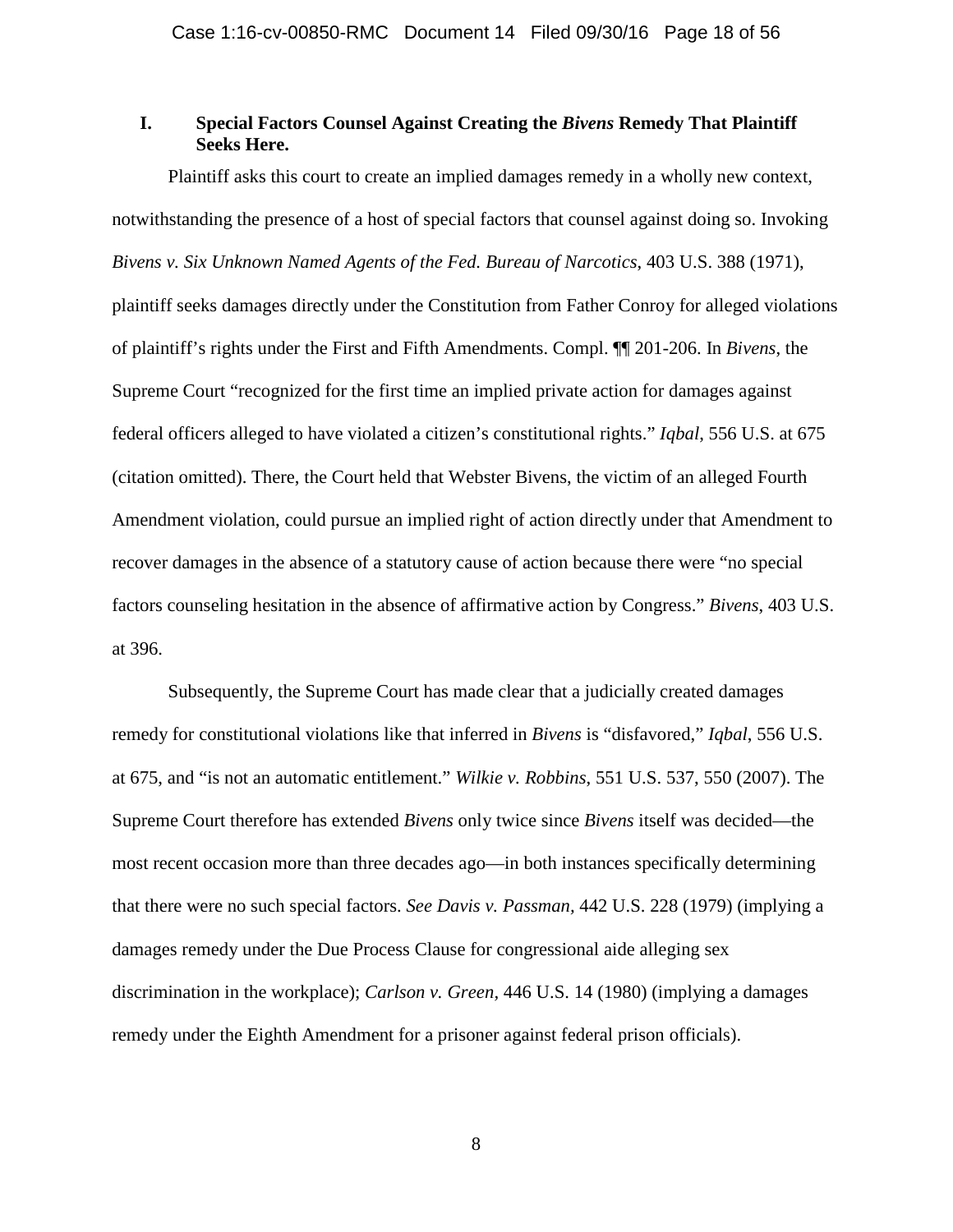## I. Special Factors Counsel Against Creating the *Bivens* Remedy That Plaintiff Seeks Here.

Plaintiff asks this court to create an implied damages remedy in a wholly new context, notwithstanding the presence of a host of special factors that counsel against doing so. Invoking *Bivens v. Six Unknown Named Agents of the Fed. Bureau of Narcotics*, 403 U.S. 388 (1971), plaintiff seeks damages directly under the Constitution from Father Conroy for alleged violations of plaintiff's rights under the First and Fifth Amendments. Compl. ¶¶ 201-206. In *Bivens*, the Supreme Court "recognized for the first time an implied private action for damages against federal officers alleged to have violated a citizen's constitutional rights." *Iqbal*, 556 U.S. at 675 (citation omitted). There, the Court held that Webster Bivens, the victim of an alleged Fourth Amendment violation, could pursue an implied right of action directly under that Amendment to recover damages in the absence of a statutory cause of action because there were "no special factors counseling hesitation in the absence of affirmative action by Congress." *Bivens*, 403 U.S. at 396.

Subsequently, the Supreme Court has made clear that a judicially created damages remedy for constitutional violations like that inferred in *Bivens* is "disfavored," *Iqbal*, 556 U.S. at 675, and "is not an automatic entitlement." *Wilkie v. Robbins*, 551 U.S. 537, 550 (2007). The Supreme Court therefore has extended *Bivens* only twice since *Bivens* itself was decided—the most recent occasion more than three decades ago—in both instances specifically determining that there were no such special factors. *See Davis v. Passman*, 442 U.S. 228 (1979) (implying a damages remedy under the Due Process Clause for congressional aide alleging sex discrimination in the workplace); *Carlson v. Green*, 446 U.S. 14 (1980) (implying a damages remedy under the Eighth Amendment for a prisoner against federal prison officials).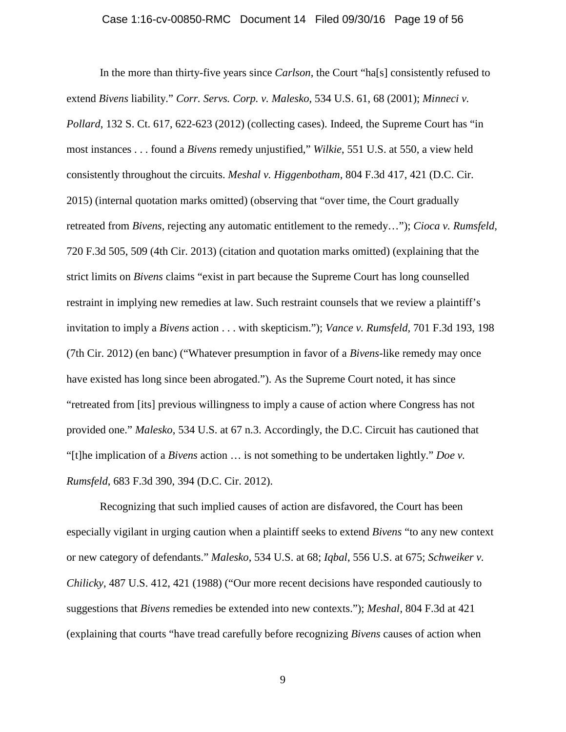In the more than thirty-five years since *Carlson*, the Court "ha[s] consistently refused to extend *Bivens* liability." *Corr. Servs. Corp. v. Malesko*, 534 U.S. 61, 68 (2001); *Minneci v. Pollard*, 132 S. Ct. 617, 622-623 (2012) (collecting cases). Indeed, the Supreme Court has "in most instances . . . found a *Bivens* remedy unjustified," *Wilkie*, 551 U.S. at 550, a view held consistently throughout the circuits. *Meshal v. Higgenbotham*, 804 F.3d 417, 421 (D.C. Cir. 2015) (internal quotation marks omitted) (observing that "over time, the Court gradually retreated from *Bivens*, rejecting any automatic entitlement to the remedy…"); *Cioca v. Rumsfeld*, 720 F.3d 505, 509 (4th Cir. 2013) (citation and quotation marks omitted) (explaining that the strict limits on *Bivens* claims "exist in part because the Supreme Court has long counselled restraint in implying new remedies at law. Such restraint counsels that we review a plaintiff's invitation to imply a *Bivens* action . . . with skepticism."); *Vance v. Rumsfeld*, 701 F.3d 193, 198 (7th Cir. 2012) (en banc) ("Whatever presumption in favor of a *Bivens*-like remedy may once have existed has long since been abrogated."). As the Supreme Court noted, it has since "retreated from [its] previous willingness to imply a cause of action where Congress has not provided one." *Malesko*, 534 U.S. at 67 n.3. Accordingly, the D.C. Circuit has cautioned that "[t]he implication of a *Bivens* action … is not something to be undertaken lightly." *Doe v. Rumsfeld*, 683 F.3d 390, 394 (D.C. Cir. 2012).

Recognizing that such implied causes of action are disfavored, the Court has been especially vigilant in urging caution when a plaintiff seeks to extend *Bivens* "to any new context or new category of defendants." *Malesko*, 534 U.S. at 68; *Iqbal*, 556 U.S. at 675; *Schweiker v. Chilicky*, 487 U.S. 412, 421 (1988) ("Our more recent decisions have responded cautiously to suggestions that *Bivens* remedies be extended into new contexts."); *Meshal*, 804 F.3d at 421 (explaining that courts "have tread carefully before recognizing *Bivens* causes of action when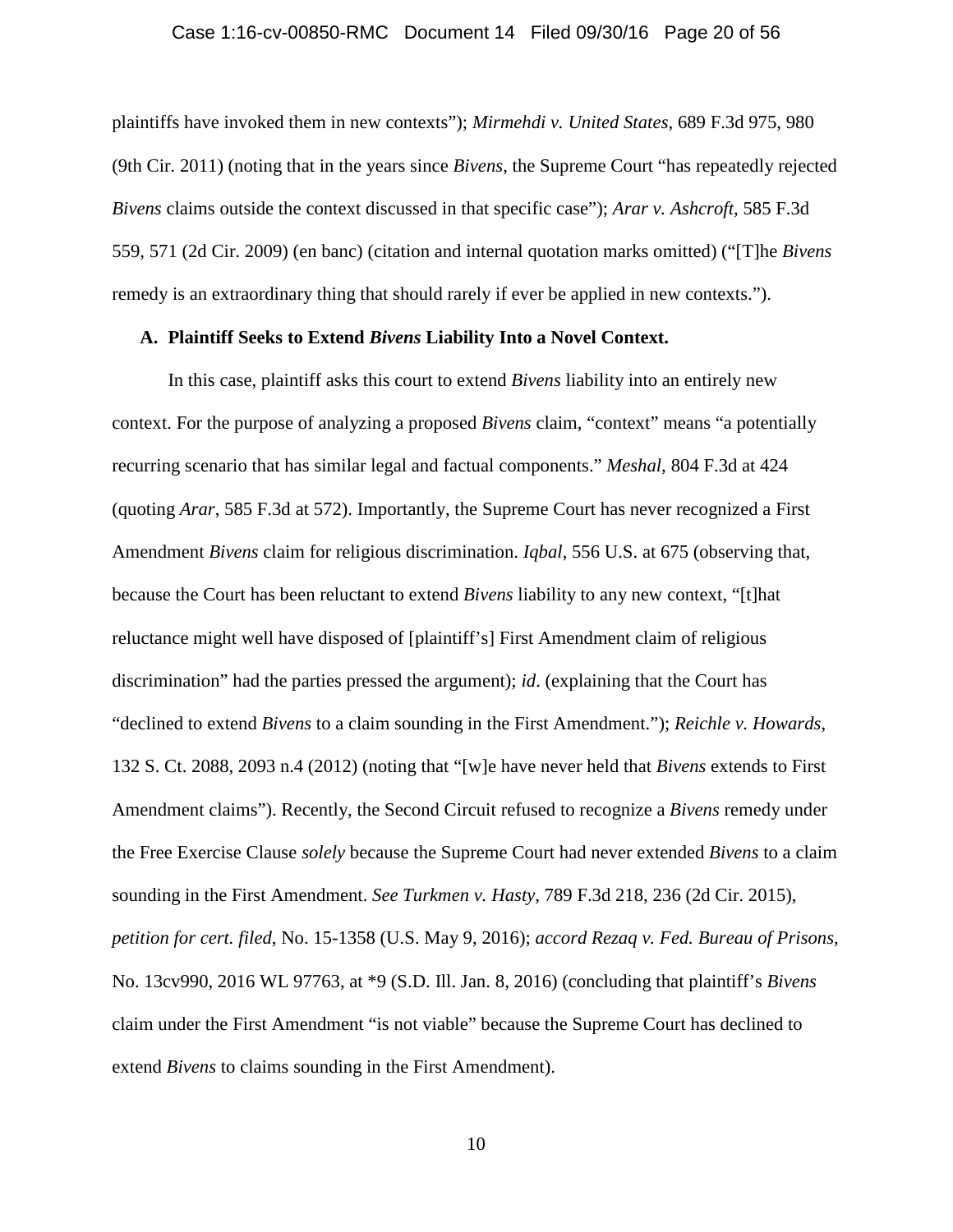plaintiffs have invoked them in new contexts"); *Mirmehdi v. United States*, 689 F.3d 975, 980 (9th Cir. 2011) (noting that in the years since *Bivens*, the Supreme Court "has repeatedly rejected *Bivens* claims outside the context discussed in that specific case"); *Arar v. Ashcroft*, 585 F.3d 559, 571 (2d Cir. 2009) (en banc) (citation and internal quotation marks omitted) ("[T]he *Bivens* remedy is an extraordinary thing that should rarely if ever be applied in new contexts.").

### A. Plaintiff Seeks to Extend *Bivens* Liability Into a Novel Context.

In this case, plaintiff asks this court to extend *Bivens* liability into an entirely new context. For the purpose of analyzing a proposed *Bivens* claim, "context" means "a potentially recurring scenario that has similar legal and factual components." *Meshal*, 804 F.3d at 424 (quoting *Arar*, 585 F.3d at 572). Importantly, the Supreme Court has never recognized a First Amendment *Bivens* claim for religious discrimination. *Iqbal*, 556 U.S. at 675 (observing that, because the Court has been reluctant to extend *Bivens* liability to any new context, "[t]hat reluctance might well have disposed of [plaintiff's] First Amendment claim of religious discrimination" had the parties pressed the argument); *id*. (explaining that the Court has "declined to extend *Bivens* to a claim sounding in the First Amendment."); *Reichle v. Howards*, 132 S. Ct. 2088, 2093 n.4 (2012) (noting that "[w]e have never held that *Bivens* extends to First Amendment claims"). Recently, the Second Circuit refused to recognize a *Bivens* remedy under the Free Exercise Clause *solely* because the Supreme Court had never extended *Bivens* to a claim sounding in the First Amendment. *See Turkmen v. Hasty*, 789 F.3d 218, 236 (2d Cir. 2015), *petition for cert. filed*, No. 15-1358 (U.S. May 9, 2016); *accord Rezaq v. Fed. Bureau of Prisons*, No. 13cv990, 2016 WL 97763, at *9 (S.D. Ill. Jan. 8, 2016) (concluding that plaintiff's *Bivens* claim under the First Amendment "is not viable" because the Supreme Court has declined to extend *Bivens* to claims sounding in the First Amendment).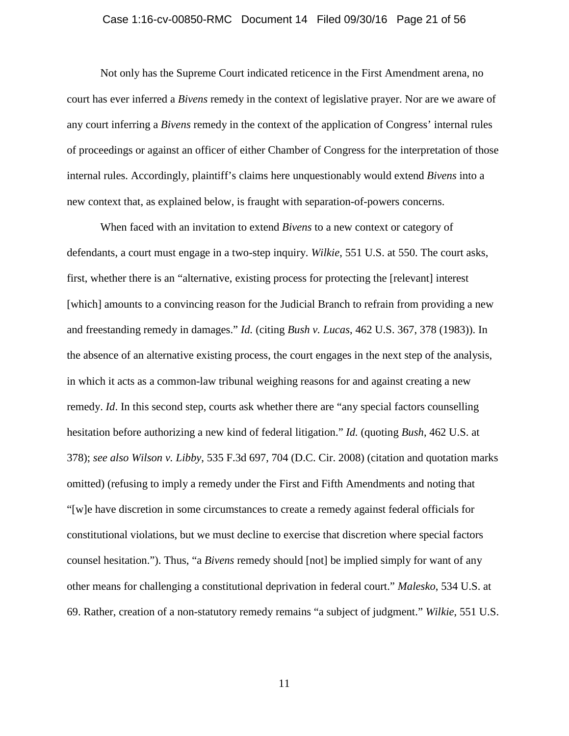Not only has the Supreme Court indicated reticence in the First Amendment arena, no court has ever inferred a *Bivens* remedy in the context of legislative prayer. Nor are we aware of any court inferring a *Bivens* remedy in the context of the application of Congress' internal rules of proceedings or against an officer of either Chamber of Congress for the interpretation of those internal rules. Accordingly, plaintiff's claims here unquestionably would extend *Bivens* into a new context that, as explained below, is fraught with separation-of-powers concerns.

When faced with an invitation to extend *Bivens* to a new context or category of defendants, a court must engage in a two-step inquiry. *Wilkie*, 551 U.S. at 550. The court asks, first, whether there is an "alternative, existing process for protecting the [relevant] interest [which] amounts to a convincing reason for the Judicial Branch to refrain from providing a new and freestanding remedy in damages." *Id.* (citing *Bush v. Lucas*, 462 U.S. 367, 378 (1983)). In the absence of an alternative existing process, the court engages in the next step of the analysis, in which it acts as a common-law tribunal weighing reasons for and against creating a new remedy. *Id*. In this second step, courts ask whether there are "any special factors counselling hesitation before authorizing a new kind of federal litigation." *Id.* (quoting *Bush*, 462 U.S. at 378); *see also Wilson v. Libby*, 535 F.3d 697, 704 (D.C. Cir. 2008) (citation and quotation marks omitted) (refusing to imply a remedy under the First and Fifth Amendments and noting that "[w]e have discretion in some circumstances to create a remedy against federal officials for constitutional violations, but we must decline to exercise that discretion where special factors counsel hesitation."). Thus, "a *Bivens* remedy should [not] be implied simply for want of any other means for challenging a constitutional deprivation in federal court." *Malesko*, 534 U.S. at 69. Rather, creation of a non-statutory remedy remains "a subject of judgment." *Wilkie*, 551 U.S.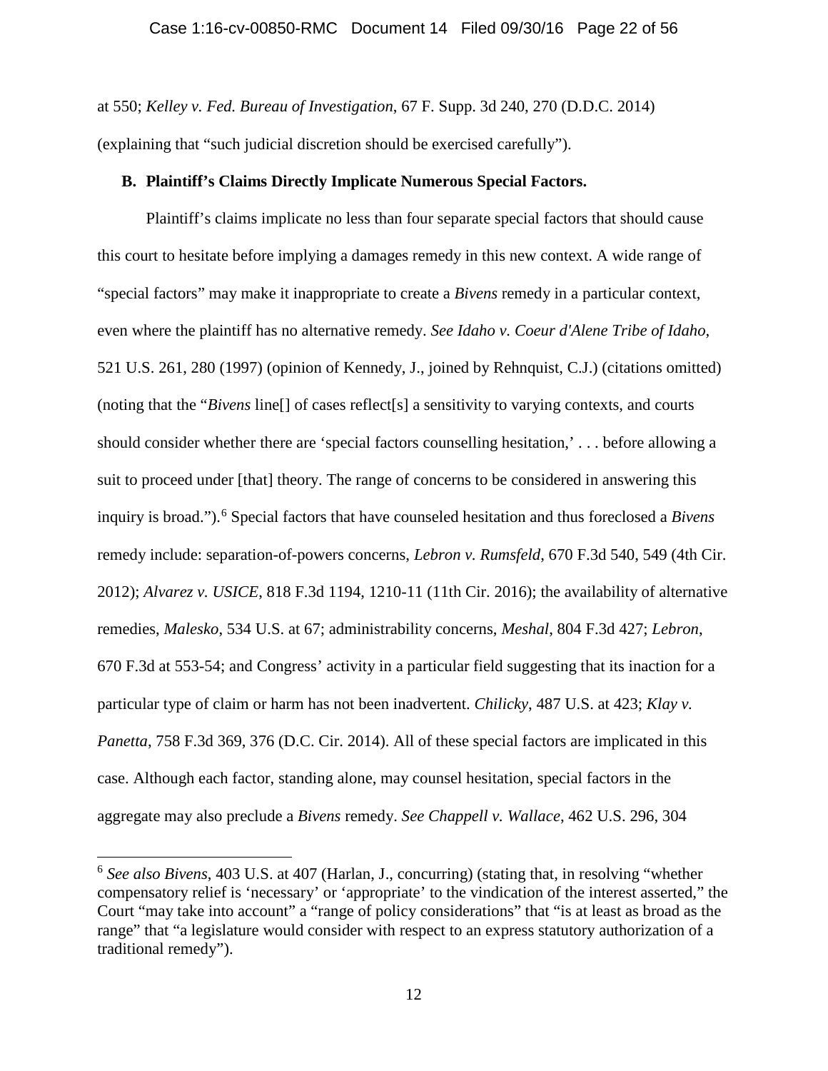at 550; *Kelley v. Fed. Bureau of Investigation*, 67 F. Supp. 3d 240, 270 (D.D.C. 2014) (explaining that "such judicial discretion should be exercised carefully").

### B. Plaintiff's Claims Directly Implicate Numerous Special Factors.

Plaintiff's claims implicate no less than four separate special factors that should cause this court to hesitate before implying a damages remedy in this new context. A wide range of "special factors" may make it inappropriate to create a *Bivens* remedy in a particular context, even where the plaintiff has no alternative remedy. *See Idaho v. Coeur d'Alene Tribe of Idaho*, 521 U.S. 261, 280 (1997) (opinion of Kennedy, J., joined by Rehnquist, C.J.) (citations omitted) (noting that the "*Bivens* line[] of cases reflect[s] a sensitivity to varying contexts, and courts should consider whether there are 'special factors counselling hesitation,' . . . before allowing a suit to proceed under [that] theory. The range of concerns to be considered in answering this inquiry is broad.").[6] Special factors that have counseled hesitation and thus foreclosed a *Bivens* remedy include: separation-of-powers concerns, *Lebron v. Rumsfeld*, 670 F.3d 540, 549 (4th Cir. 2012); *Alvarez v. USICE*, 818 F.3d 1194, 1210-11 (11th Cir. 2016); the availability of alternative remedies, *Malesko*, 534 U.S. at 67; administrability concerns, *Meshal*, 804 F.3d 427; *Lebron*, 670 F.3d at 553-54; and Congress' activity in a particular field suggesting that its inaction for a particular type of claim or harm has not been inadvertent. *Chilicky*, 487 U.S. at 423; *Klay v. Panetta*, 758 F.3d 369, 376 (D.C. Cir. 2014). All of these special factors are implicated in this case. Although each factor, standing alone, may counsel hesitation, special factors in the aggregate may also preclude a *Bivens* remedy. *See Chappell v. Wallace*, 462 U.S. 296, 304

---

[6] *See also Bivens*, 403 U.S. at 407 (Harlan, J., concurring) (stating that, in resolving "whether compensatory relief is 'necessary' or 'appropriate' to the vindication of the interest asserted," the Court "may take into account" a "range of policy considerations" that "is at least as broad as the range" that "a legislature would consider with respect to an express statutory authorization of a traditional remedy").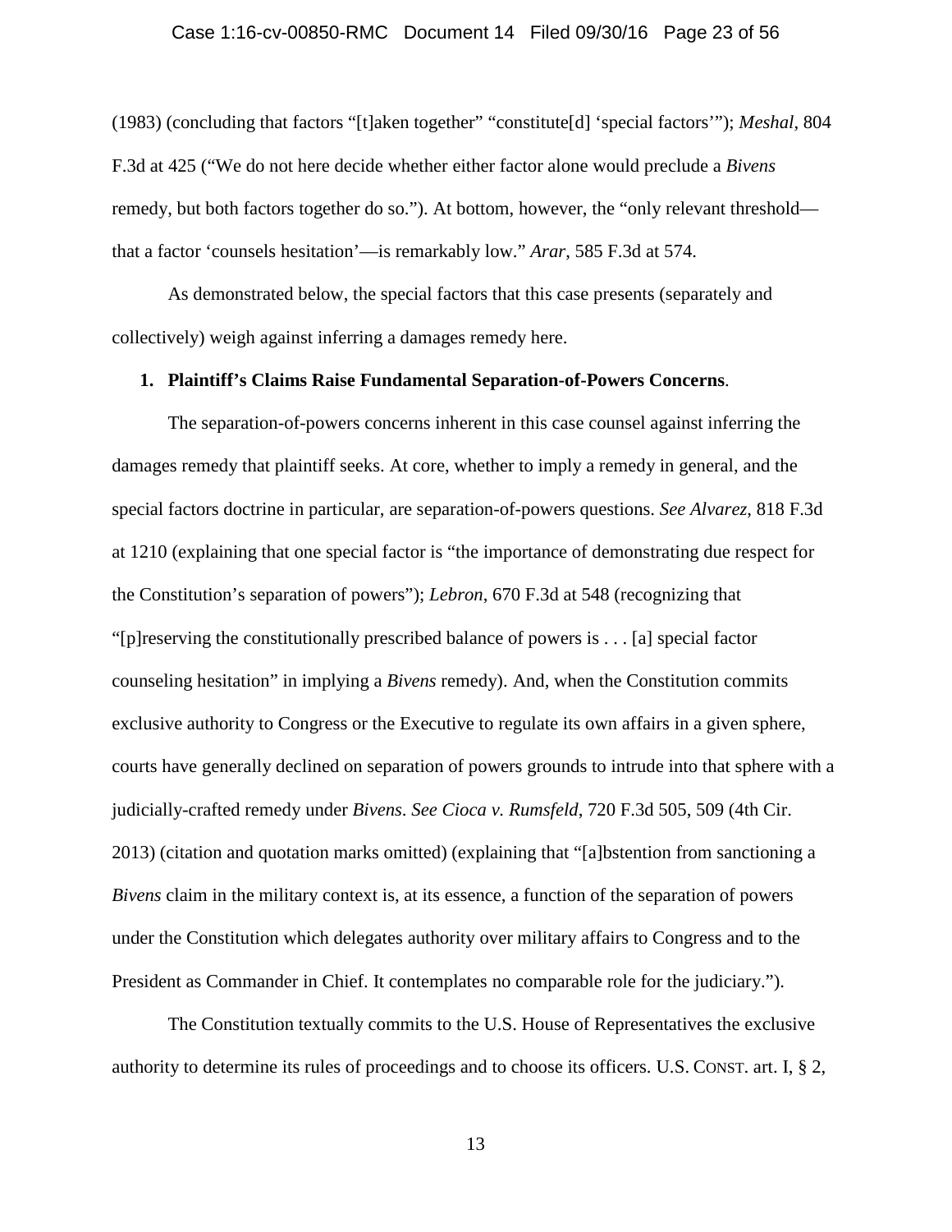(1983) (concluding that factors "[t]aken together" "constitute[d] 'special factors'"); *Meshal*, 804 F.3d at 425 ("We do not here decide whether either factor alone would preclude a *Bivens* remedy, but both factors together do so."). At bottom, however, the "only relevant threshold—that a factor 'counsels hesitation'—is remarkably low." *Arar*, 585 F.3d at 574.

As demonstrated below, the special factors that this case presents (separately and collectively) weigh against inferring a damages remedy here.

**1. Plaintiff's Claims Raise Fundamental Separation-of-Powers Concerns**.

The separation-of-powers concerns inherent in this case counsel against inferring the damages remedy that plaintiff seeks. At core, whether to imply a remedy in general, and the special factors doctrine in particular, are separation-of-powers questions. *See Alvarez*, 818 F.3d at 1210 (explaining that one special factor is "the importance of demonstrating due respect for the Constitution's separation of powers"); *Lebron*, 670 F.3d at 548 (recognizing that "[p]reserving the constitutionally prescribed balance of powers is . . . [a] special factor counseling hesitation" in implying a *Bivens* remedy). And, when the Constitution commits exclusive authority to Congress or the Executive to regulate its own affairs in a given sphere, courts have generally declined on separation of powers grounds to intrude into that sphere with a judicially-crafted remedy under *Bivens*. *See Cioca v. Rumsfeld*, 720 F.3d 505, 509 (4th Cir. 2013) (citation and quotation marks omitted) (explaining that "[a]bstention from sanctioning a *Bivens* claim in the military context is, at its essence, a function of the separation of powers under the Constitution which delegates authority over military affairs to Congress and to the President as Commander in Chief. It contemplates no comparable role for the judiciary.").

The Constitution textually commits to the U.S. House of Representatives the exclusive authority to determine its rules of proceedings and to choose its officers. U.S. CONST. art. I, § 2,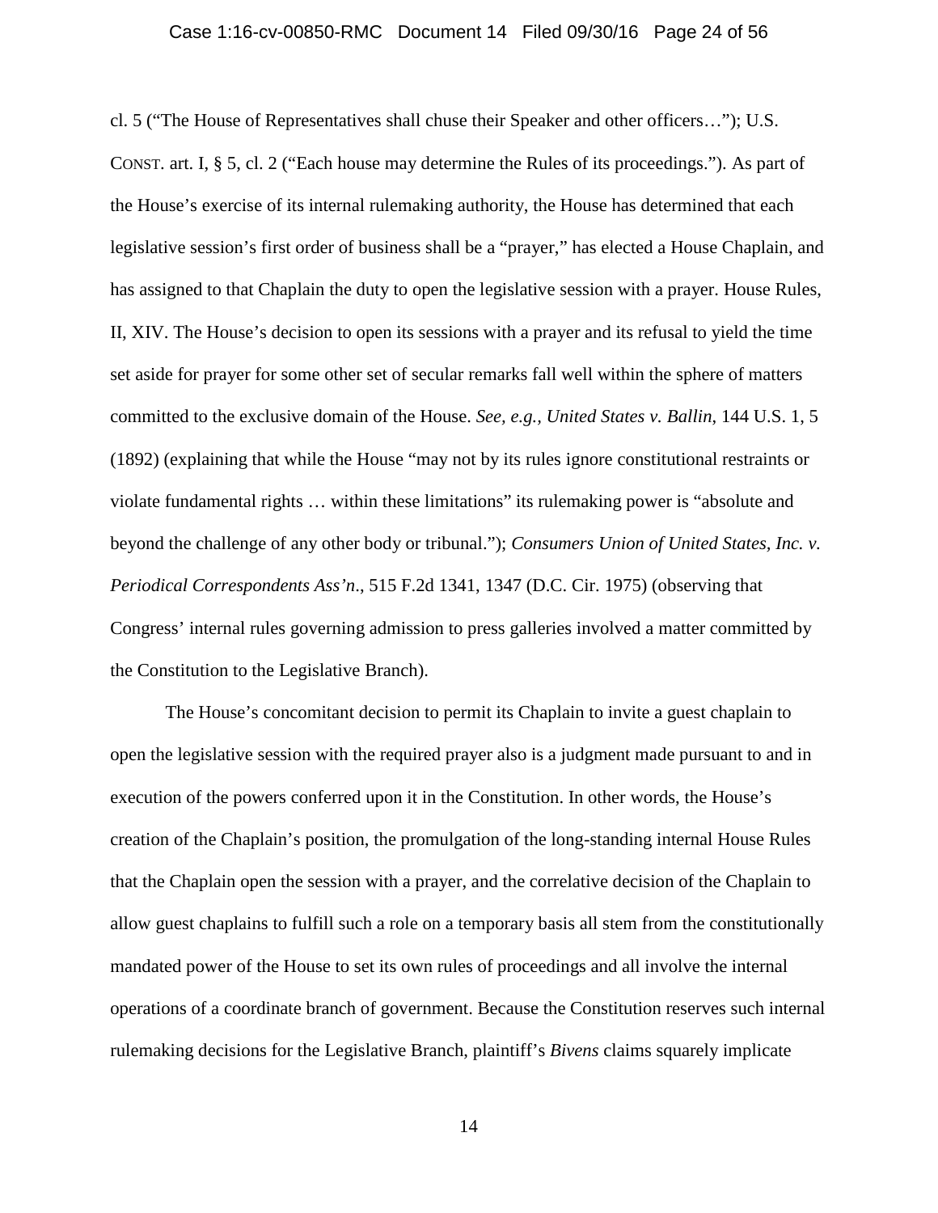cl. 5 ("The House of Representatives shall chuse their Speaker and other officers…"); U.S. CONST. art. I, § 5, cl. 2 ("Each house may determine the Rules of its proceedings."). As part of the House's exercise of its internal rulemaking authority, the House has determined that each legislative session's first order of business shall be a "prayer," has elected a House Chaplain, and has assigned to that Chaplain the duty to open the legislative session with a prayer. House Rules, II, XIV. The House's decision to open its sessions with a prayer and its refusal to yield the time set aside for prayer for some other set of secular remarks fall well within the sphere of matters committed to the exclusive domain of the House. *See, e.g., United States v. Ballin*, 144 U.S. 1, 5 (1892) (explaining that while the House "may not by its rules ignore constitutional restraints or violate fundamental rights … within these limitations" its rulemaking power is "absolute and beyond the challenge of any other body or tribunal."); *Consumers Union of United States, Inc. v. Periodical Correspondents Ass'n*., 515 F.2d 1341, 1347 (D.C. Cir. 1975) (observing that Congress' internal rules governing admission to press galleries involved a matter committed by the Constitution to the Legislative Branch).

The House's concomitant decision to permit its Chaplain to invite a guest chaplain to open the legislative session with the required prayer also is a judgment made pursuant to and in execution of the powers conferred upon it in the Constitution. In other words, the House's creation of the Chaplain's position, the promulgation of the long-standing internal House Rules that the Chaplain open the session with a prayer, and the correlative decision of the Chaplain to allow guest chaplains to fulfill such a role on a temporary basis all stem from the constitutionally mandated power of the House to set its own rules of proceedings and all involve the internal operations of a coordinate branch of government. Because the Constitution reserves such internal rulemaking decisions for the Legislative Branch, plaintiff's *Bivens* claims squarely implicate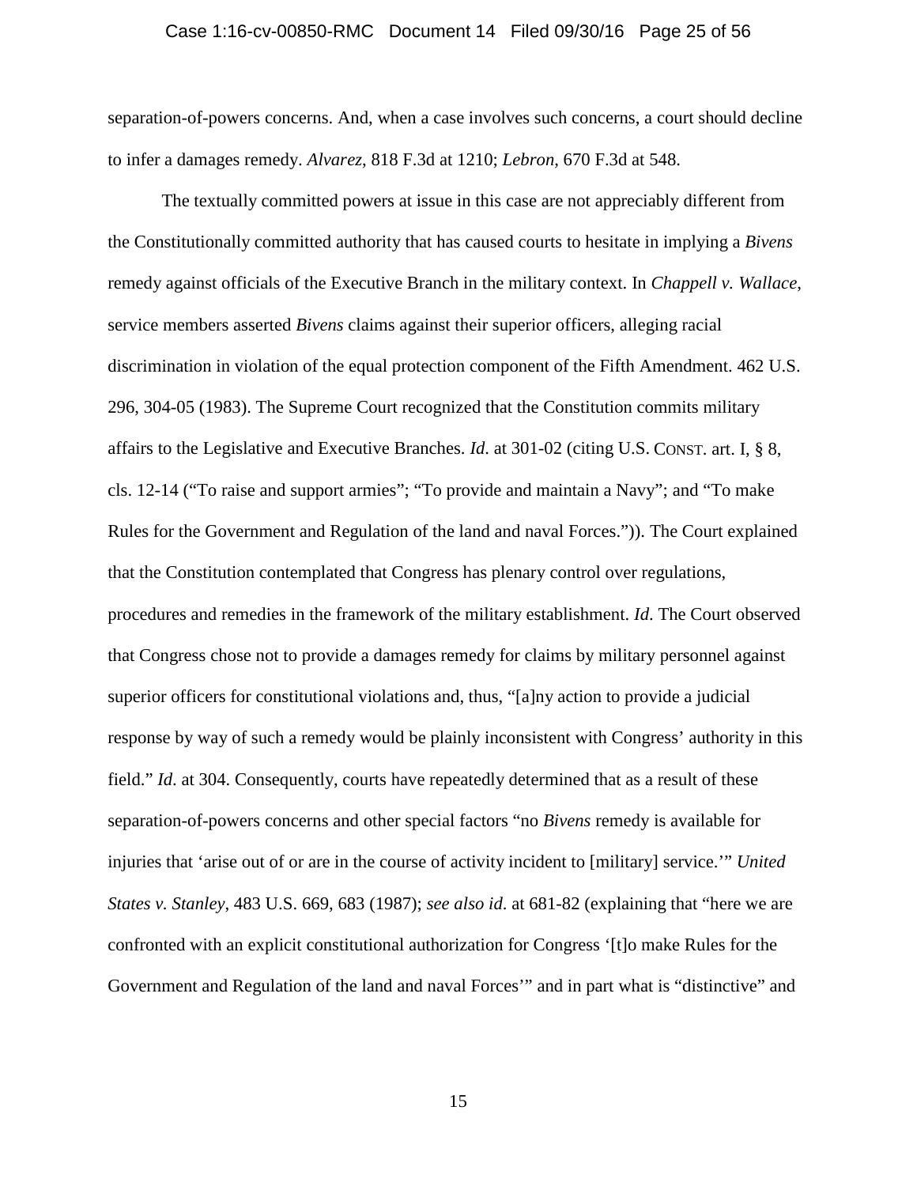separation-of-powers concerns. And, when a case involves such concerns, a court should decline to infer a damages remedy. *Alvarez*, 818 F.3d at 1210; *Lebron*, 670 F.3d at 548.

The textually committed powers at issue in this case are not appreciably different from the Constitutionally committed authority that has caused courts to hesitate in implying a *Bivens* remedy against officials of the Executive Branch in the military context. In *Chappell v. Wallace*, service members asserted *Bivens* claims against their superior officers, alleging racial discrimination in violation of the equal protection component of the Fifth Amendment. 462 U.S. 296, 304-05 (1983). The Supreme Court recognized that the Constitution commits military affairs to the Legislative and Executive Branches. *Id.* at 301-02 (citing U.S. CONST. art. I, § 8, cls. 12-14 ("To raise and support armies"; "To provide and maintain a Navy"; and "To make Rules for the Government and Regulation of the land and naval Forces.")). The Court explained that the Constitution contemplated that Congress has plenary control over regulations, procedures and remedies in the framework of the military establishment. *Id*. The Court observed that Congress chose not to provide a damages remedy for claims by military personnel against superior officers for constitutional violations and, thus, "[a]ny action to provide a judicial response by way of such a remedy would be plainly inconsistent with Congress' authority in this field." *Id*. at 304. Consequently, courts have repeatedly determined that as a result of these separation-of-powers concerns and other special factors "no *Bivens* remedy is available for injuries that 'arise out of or are in the course of activity incident to [military] service.'" *United States v. Stanley*, 483 U.S. 669, 683 (1987); *see also id*. at 681-82 (explaining that "here we are confronted with an explicit constitutional authorization for Congress '[t]o make Rules for the Government and Regulation of the land and naval Forces'" and in part what is "distinctive" and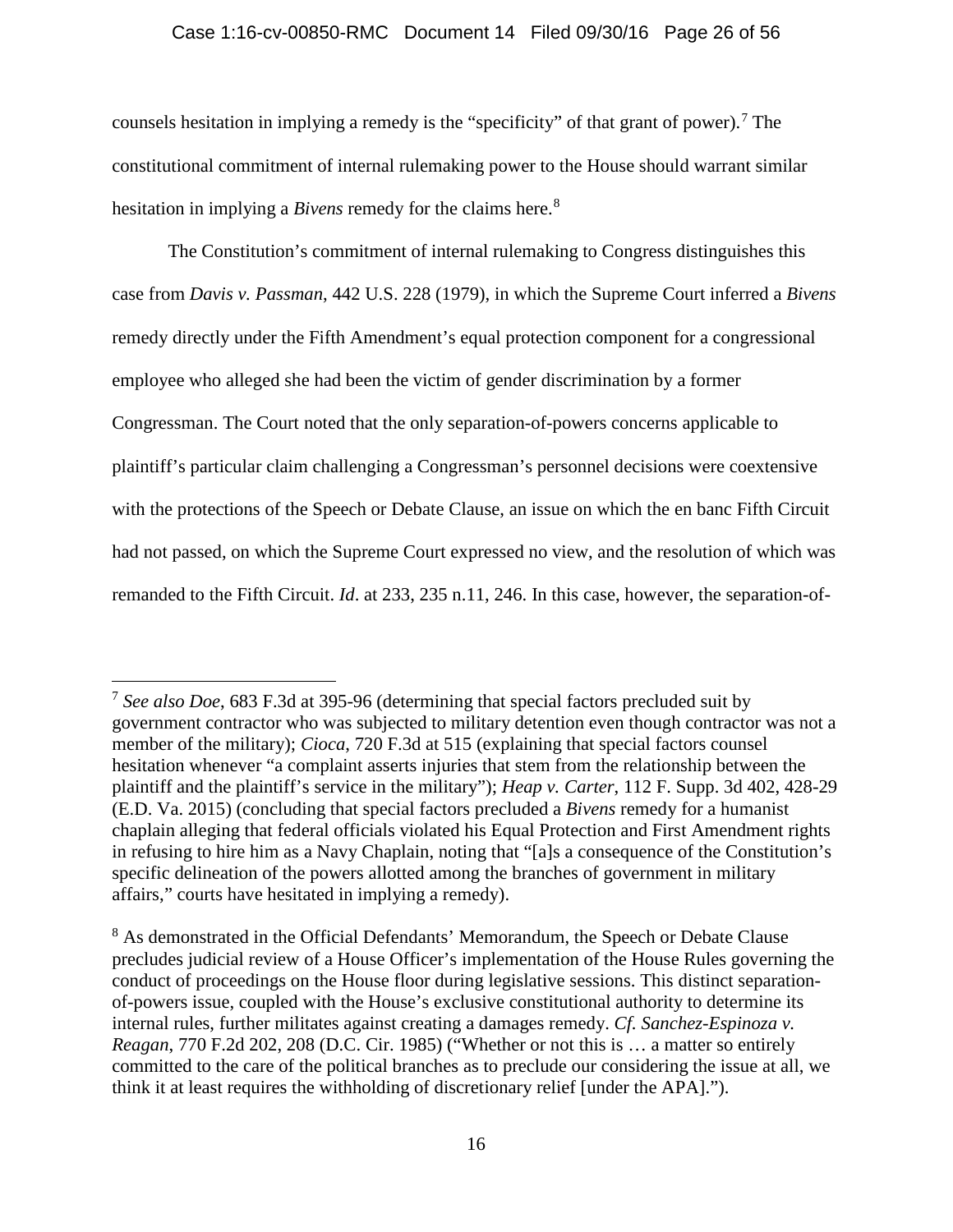counsels hesitation in implying a remedy is the "specificity" of that grant of power).[7] The constitutional commitment of internal rulemaking power to the House should warrant similar hesitation in implying a *Bivens* remedy for the claims here.[8]

The Constitution's commitment of internal rulemaking to Congress distinguishes this case from *Davis v. Passman*, 442 U.S. 228 (1979), in which the Supreme Court inferred a *Bivens* remedy directly under the Fifth Amendment's equal protection component for a congressional employee who alleged she had been the victim of gender discrimination by a former Congressman. The Court noted that the only separation-of-powers concerns applicable to plaintiff's particular claim challenging a Congressman's personnel decisions were coextensive with the protections of the Speech or Debate Clause, an issue on which the en banc Fifth Circuit had not passed, on which the Supreme Court expressed no view, and the resolution of which was remanded to the Fifth Circuit. *Id*. at 233, 235 n.11, 246. In this case, however, the separation-of-

---

[7] *See also Doe*, 683 F.3d at 395-96 (determining that special factors precluded suit by government contractor who was subjected to military detention even though contractor was not a member of the military); *Cioca*, 720 F.3d at 515 (explaining that special factors counsel hesitation whenever "a complaint asserts injuries that stem from the relationship between the plaintiff and the plaintiff's service in the military"); *Heap v. Carter*, 112 F. Supp. 3d 402, 428-29 (E.D. Va. 2015) (concluding that special factors precluded a *Bivens* remedy for a humanist chaplain alleging that federal officials violated his Equal Protection and First Amendment rights in refusing to hire him as a Navy Chaplain, noting that "[a]s a consequence of the Constitution's specific delineation of the powers allotted among the branches of government in military affairs," courts have hesitated in implying a remedy).

[8] As demonstrated in the Official Defendants' Memorandum, the Speech or Debate Clause precludes judicial review of a House Officer's implementation of the House Rules governing the conduct of proceedings on the House floor during legislative sessions. This distinct separation-of-powers issue, coupled with the House's exclusive constitutional authority to determine its internal rules, further militates against creating a damages remedy. *Cf. Sanchez-Espinoza v. Reagan*, 770 F.2d 202, 208 (D.C. Cir. 1985) ("Whether or not this is … a matter so entirely committed to the care of the political branches as to preclude our considering the issue at all, we think it at least requires the withholding of discretionary relief [under the APA].").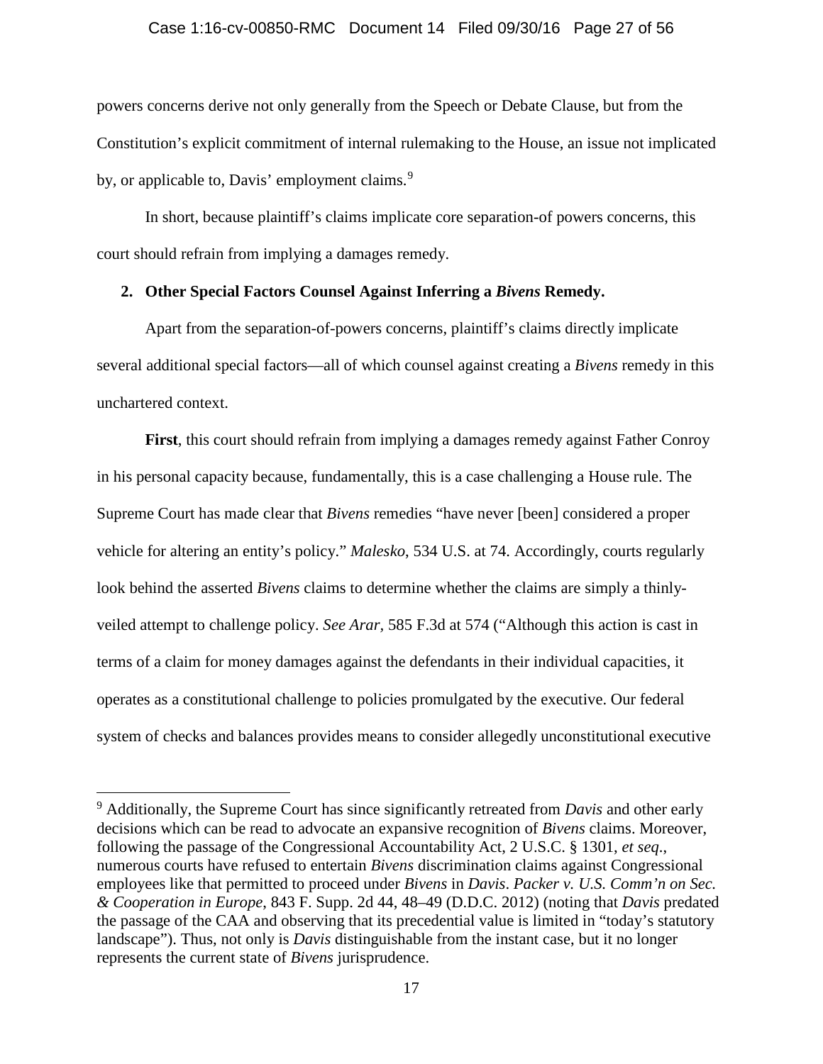powers concerns derive not only generally from the Speech or Debate Clause, but from the Constitution's explicit commitment of internal rulemaking to the House, an issue not implicated by, or applicable to, Davis' employment claims.[9]

In short, because plaintiff's claims implicate core separation-of powers concerns, this court should refrain from implying a damages remedy.

**2. Other Special Factors Counsel Against Inferring a *Bivens* Remedy.**

Apart from the separation-of-powers concerns, plaintiff's claims directly implicate several additional special factors—all of which counsel against creating a *Bivens* remedy in this unchartered context.

**First**, this court should refrain from implying a damages remedy against Father Conroy in his personal capacity because, fundamentally, this is a case challenging a House rule. The Supreme Court has made clear that *Bivens* remedies "have never [been] considered a proper vehicle for altering an entity's policy." *Malesko*, 534 U.S. at 74. Accordingly, courts regularly look behind the asserted *Bivens* claims to determine whether the claims are simply a thinly-veiled attempt to challenge policy. *See Arar*, 585 F.3d at 574 ("Although this action is cast in terms of a claim for money damages against the defendants in their individual capacities, it operates as a constitutional challenge to policies promulgated by the executive. Our federal system of checks and balances provides means to consider allegedly unconstitutional executive

---

[9] Additionally, the Supreme Court has since significantly retreated from *Davis* and other early decisions which can be read to advocate an expansive recognition of *Bivens* claims. Moreover, following the passage of the Congressional Accountability Act, 2 U.S.C. § 1301, *et seq*., numerous courts have refused to entertain *Bivens* discrimination claims against Congressional employees like that permitted to proceed under *Bivens* in *Davis*. *Packer v. U.S. Comm'n on Sec. & Cooperation in Europe*, 843 F. Supp. 2d 44, 48–49 (D.D.C. 2012) (noting that *Davis* predated the passage of the CAA and observing that its precedential value is limited in "today's statutory landscape"). Thus, not only is *Davis* distinguishable from the instant case, but it no longer represents the current state of *Bivens* jurisprudence.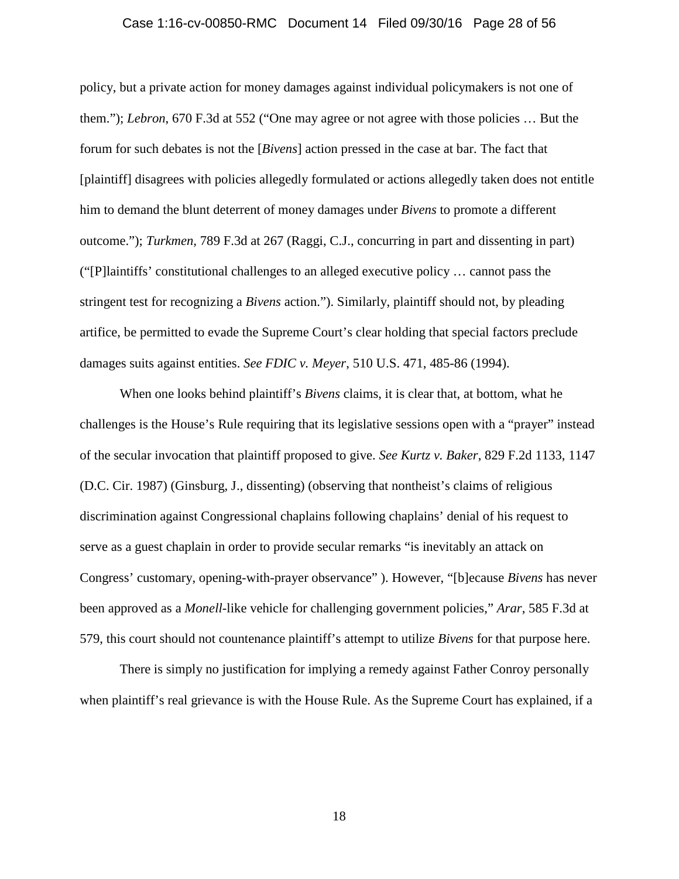policy, but a private action for money damages against individual policymakers is not one of them."); *Lebron*, 670 F.3d at 552 ("One may agree or not agree with those policies … But the forum for such debates is not the [*Bivens*] action pressed in the case at bar. The fact that [plaintiff] disagrees with policies allegedly formulated or actions allegedly taken does not entitle him to demand the blunt deterrent of money damages under *Bivens* to promote a different outcome."); *Turkmen*, 789 F.3d at 267 (Raggi, C.J., concurring in part and dissenting in part) ("[P]laintiffs' constitutional challenges to an alleged executive policy … cannot pass the stringent test for recognizing a *Bivens* action."). Similarly, plaintiff should not, by pleading artifice, be permitted to evade the Supreme Court's clear holding that special factors preclude damages suits against entities. *See FDIC v. Meyer*, 510 U.S. 471, 485-86 (1994).

When one looks behind plaintiff's *Bivens* claims, it is clear that, at bottom, what he challenges is the House's Rule requiring that its legislative sessions open with a "prayer" instead of the secular invocation that plaintiff proposed to give. *See Kurtz v. Baker*, 829 F.2d 1133, 1147 (D.C. Cir. 1987) (Ginsburg, J., dissenting) (observing that nontheist's claims of religious discrimination against Congressional chaplains following chaplains' denial of his request to serve as a guest chaplain in order to provide secular remarks "is inevitably an attack on Congress' customary, opening-with-prayer observance" ). However, "[b]ecause *Bivens* has never been approved as a *Monell*-like vehicle for challenging government policies," *Arar*, 585 F.3d at 579, this court should not countenance plaintiff's attempt to utilize *Bivens* for that purpose here.

There is simply no justification for implying a remedy against Father Conroy personally when plaintiff's real grievance is with the House Rule. As the Supreme Court has explained, if a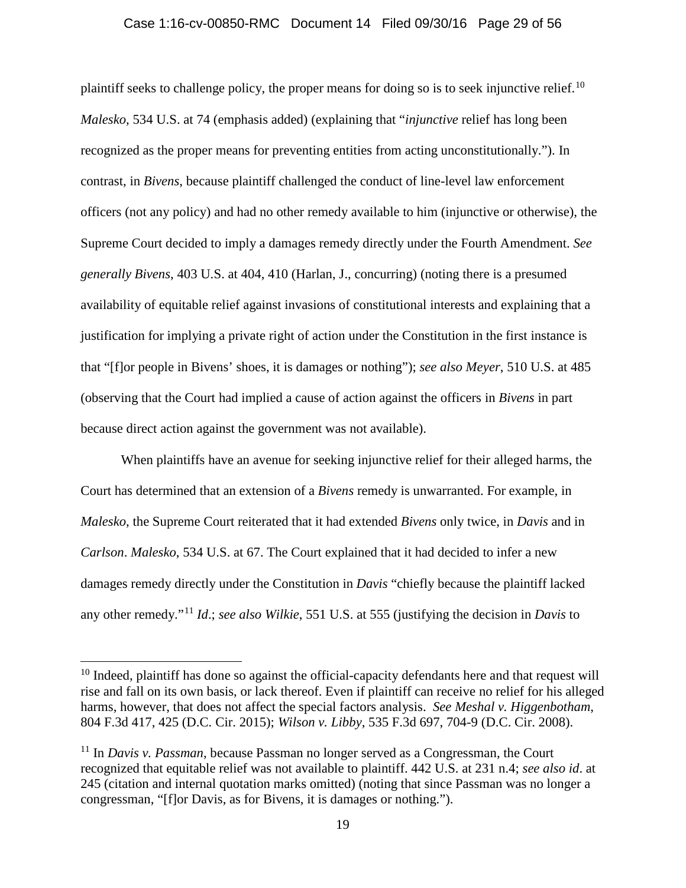plaintiff seeks to challenge policy, the proper means for doing so is to seek injunctive relief.[10] *Malesko,* 534 U.S. at 74 (emphasis added) (explaining that "*injunctive* relief has long been recognized as the proper means for preventing entities from acting unconstitutionally."). In contrast, in *Bivens*, because plaintiff challenged the conduct of line-level law enforcement officers (not any policy) and had no other remedy available to him (injunctive or otherwise), the Supreme Court decided to imply a damages remedy directly under the Fourth Amendment. *See generally Bivens*, 403 U.S. at 404, 410 (Harlan, J., concurring) (noting there is a presumed availability of equitable relief against invasions of constitutional interests and explaining that a justification for implying a private right of action under the Constitution in the first instance is that "[f]or people in Bivens' shoes, it is damages or nothing"); *see also Meyer*, 510 U.S. at 485 (observing that the Court had implied a cause of action against the officers in *Bivens* in part because direct action against the government was not available).

When plaintiffs have an avenue for seeking injunctive relief for their alleged harms, the Court has determined that an extension of a *Bivens* remedy is unwarranted. For example, in *Malesko*, the Supreme Court reiterated that it had extended *Bivens* only twice, in *Davis* and in *Carlson*. *Malesko*, 534 U.S. at 67. The Court explained that it had decided to infer a new damages remedy directly under the Constitution in *Davis* "chiefly because the plaintiff lacked any other remedy."[11] *Id*.; *see also Wilkie*, 551 U.S. at 555 (justifying the decision in *Davis* to

---

[10] Indeed, plaintiff has done so against the official-capacity defendants here and that request will rise and fall on its own basis, or lack thereof. Even if plaintiff can receive no relief for his alleged harms, however, that does not affect the special factors analysis. *See Meshal v. Higgenbotham*, 804 F.3d 417, 425 (D.C. Cir. 2015); *Wilson v. Libby*, 535 F.3d 697, 704-9 (D.C. Cir. 2008).

[11] In *Davis v. Passman*, because Passman no longer served as a Congressman, the Court recognized that equitable relief was not available to plaintiff. 442 U.S. at 231 n.4; *see also id*. at 245 (citation and internal quotation marks omitted) (noting that since Passman was no longer a congressman, "[f]or Davis, as for Bivens, it is damages or nothing.").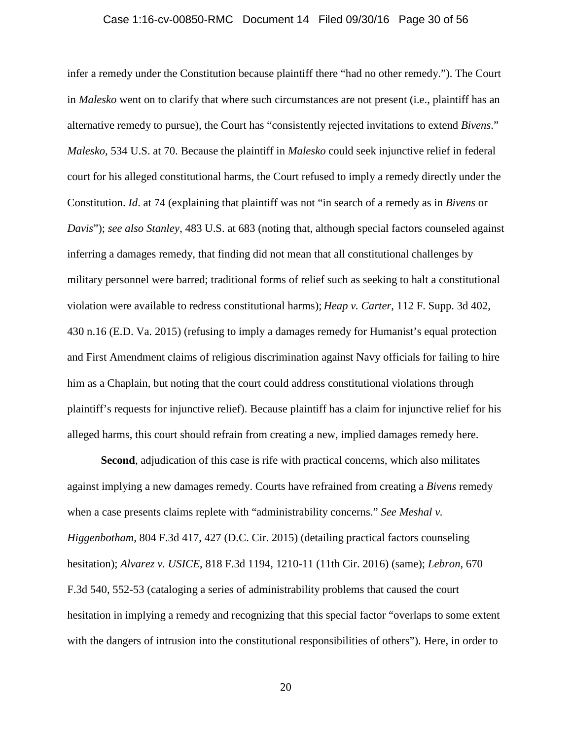infer a remedy under the Constitution because plaintiff there "had no other remedy."). The Court in *Malesko* went on to clarify that where such circumstances are not present (i.e., plaintiff has an alternative remedy to pursue), the Court has "consistently rejected invitations to extend *Bivens*." *Malesko*, 534 U.S. at 70. Because the plaintiff in *Malesko* could seek injunctive relief in federal court for his alleged constitutional harms, the Court refused to imply a remedy directly under the Constitution. *Id*. at 74 (explaining that plaintiff was not "in search of a remedy as in *Bivens* or *Davis*"); *see also Stanley*, 483 U.S. at 683 (noting that, although special factors counseled against inferring a damages remedy, that finding did not mean that all constitutional challenges by military personnel were barred; traditional forms of relief such as seeking to halt a constitutional violation were available to redress constitutional harms); *Heap v. Carter*, 112 F. Supp. 3d 402, 430 n.16 (E.D. Va. 2015) (refusing to imply a damages remedy for Humanist's equal protection and First Amendment claims of religious discrimination against Navy officials for failing to hire him as a Chaplain, but noting that the court could address constitutional violations through plaintiff's requests for injunctive relief). Because plaintiff has a claim for injunctive relief for his alleged harms, this court should refrain from creating a new, implied damages remedy here.

**Second**, adjudication of this case is rife with practical concerns, which also militates against implying a new damages remedy. Courts have refrained from creating a *Bivens* remedy when a case presents claims replete with "administrability concerns." *See Meshal v. Higgenbotham*, 804 F.3d 417, 427 (D.C. Cir. 2015) (detailing practical factors counseling hesitation); *Alvarez v. USICE*, 818 F.3d 1194, 1210-11 (11th Cir. 2016) (same); *Lebron*, 670 F.3d 540, 552-53 (cataloging a series of administrability problems that caused the court hesitation in implying a remedy and recognizing that this special factor "overlaps to some extent with the dangers of intrusion into the constitutional responsibilities of others"). Here, in order to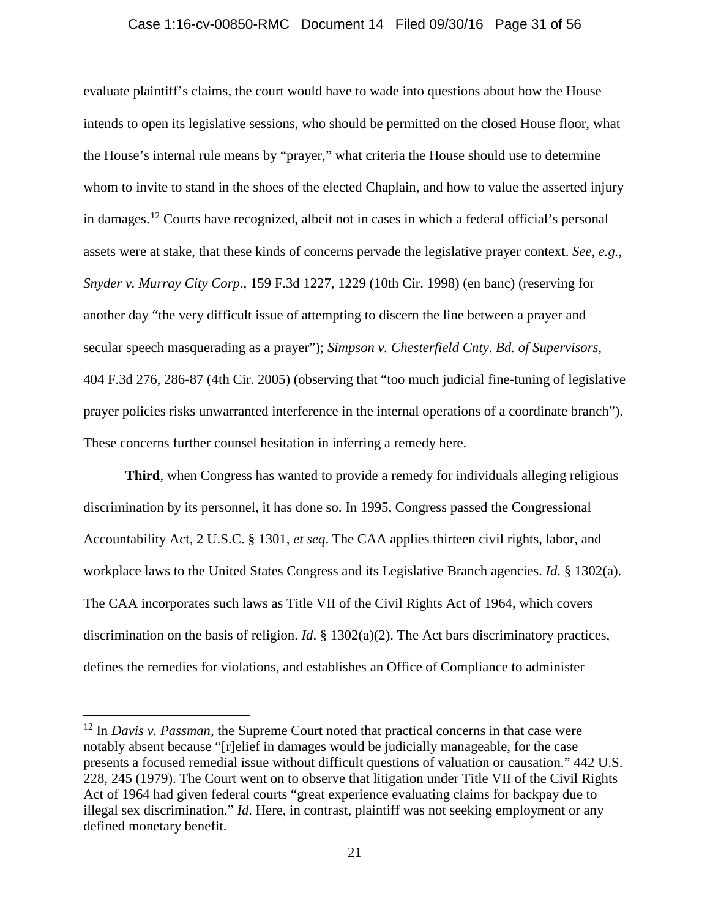evaluate plaintiff's claims, the court would have to wade into questions about how the House intends to open its legislative sessions, who should be permitted on the closed House floor, what the House's internal rule means by "prayer," what criteria the House should use to determine whom to invite to stand in the shoes of the elected Chaplain, and how to value the asserted injury in damages.[12] Courts have recognized, albeit not in cases in which a federal official's personal assets were at stake, that these kinds of concerns pervade the legislative prayer context. *See*, *e.g.*, *Snyder v. Murray City Corp*., 159 F.3d 1227, 1229 (10th Cir. 1998) (en banc) (reserving for another day "the very difficult issue of attempting to discern the line between a prayer and secular speech masquerading as a prayer"); *Simpson v. Chesterfield Cnty. Bd. of Supervisors*, 404 F.3d 276, 286-87 (4th Cir. 2005) (observing that "too much judicial fine-tuning of legislative prayer policies risks unwarranted interference in the internal operations of a coordinate branch"). These concerns further counsel hesitation in inferring a remedy here.

**Third**, when Congress has wanted to provide a remedy for individuals alleging religious discrimination by its personnel, it has done so. In 1995, Congress passed the Congressional Accountability Act, 2 U.S.C. § 1301, *et seq*. The CAA applies thirteen civil rights, labor, and workplace laws to the United States Congress and its Legislative Branch agencies. *Id*. § 1302(a). The CAA incorporates such laws as Title VII of the Civil Rights Act of 1964, which covers discrimination on the basis of religion. *Id*. § 1302(a)(2). The Act bars discriminatory practices, defines the remedies for violations, and establishes an Office of Compliance to administer

---

[12] In *Davis v. Passman*, the Supreme Court noted that practical concerns in that case were notably absent because "[r]elief in damages would be judicially manageable, for the case presents a focused remedial issue without difficult questions of valuation or causation." 442 U.S. 228, 245 (1979). The Court went on to observe that litigation under Title VII of the Civil Rights Act of 1964 had given federal courts "great experience evaluating claims for backpay due to illegal sex discrimination." *Id*. Here, in contrast, plaintiff was not seeking employment or any defined monetary benefit.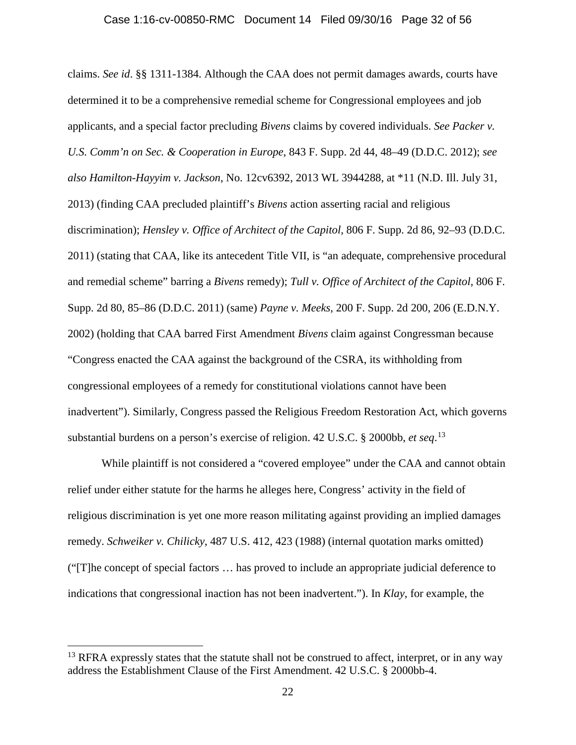claims. *See id*. §§ 1311-1384. Although the CAA does not permit damages awards, courts have determined it to be a comprehensive remedial scheme for Congressional employees and job applicants, and a special factor precluding *Bivens* claims by covered individuals. *See Packer v. U.S. Comm'n on Sec. & Cooperation in Europe*, 843 F. Supp. 2d 44, 48–49 (D.D.C. 2012); *see also Hamilton-Hayyim v. Jackson*, No. 12cv6392, 2013 WL 3944288, at *11 (N.D. Ill. July 31, 2013) (finding CAA precluded plaintiff's *Bivens* action asserting racial and religious discrimination); *Hensley v. Office of Architect of the Capitol*, 806 F. Supp. 2d 86, 92–93 (D.D.C. 2011) (stating that CAA, like its antecedent Title VII, is "an adequate, comprehensive procedural and remedial scheme" barring a *Bivens* remedy); *Tull v. Office of Architect of the Capitol*, 806 F. Supp. 2d 80, 85–86 (D.D.C. 2011) (same) *Payne v. Meeks*, 200 F. Supp. 2d 200, 206 (E.D.N.Y. 2002) (holding that CAA barred First Amendment *Bivens* claim against Congressman because "Congress enacted the CAA against the background of the CSRA, its withholding from congressional employees of a remedy for constitutional violations cannot have been inadvertent"). Similarly, Congress passed the Religious Freedom Restoration Act, which governs substantial burdens on a person's exercise of religion. 42 U.S.C. § 2000bb, *et seq*.[13]

While plaintiff is not considered a "covered employee" under the CAA and cannot obtain relief under either statute for the harms he alleges here, Congress' activity in the field of religious discrimination is yet one more reason militating against providing an implied damages remedy. *Schweiker v. Chilicky*, 487 U.S. 412, 423 (1988) (internal quotation marks omitted) ("[T]he concept of special factors … has proved to include an appropriate judicial deference to indications that congressional inaction has not been inadvertent."). In *Klay*, for example, the

---

[13] RFRA expressly states that the statute shall not be construed to affect, interpret, or in any way address the Establishment Clause of the First Amendment. 42 U.S.C. § 2000bb-4.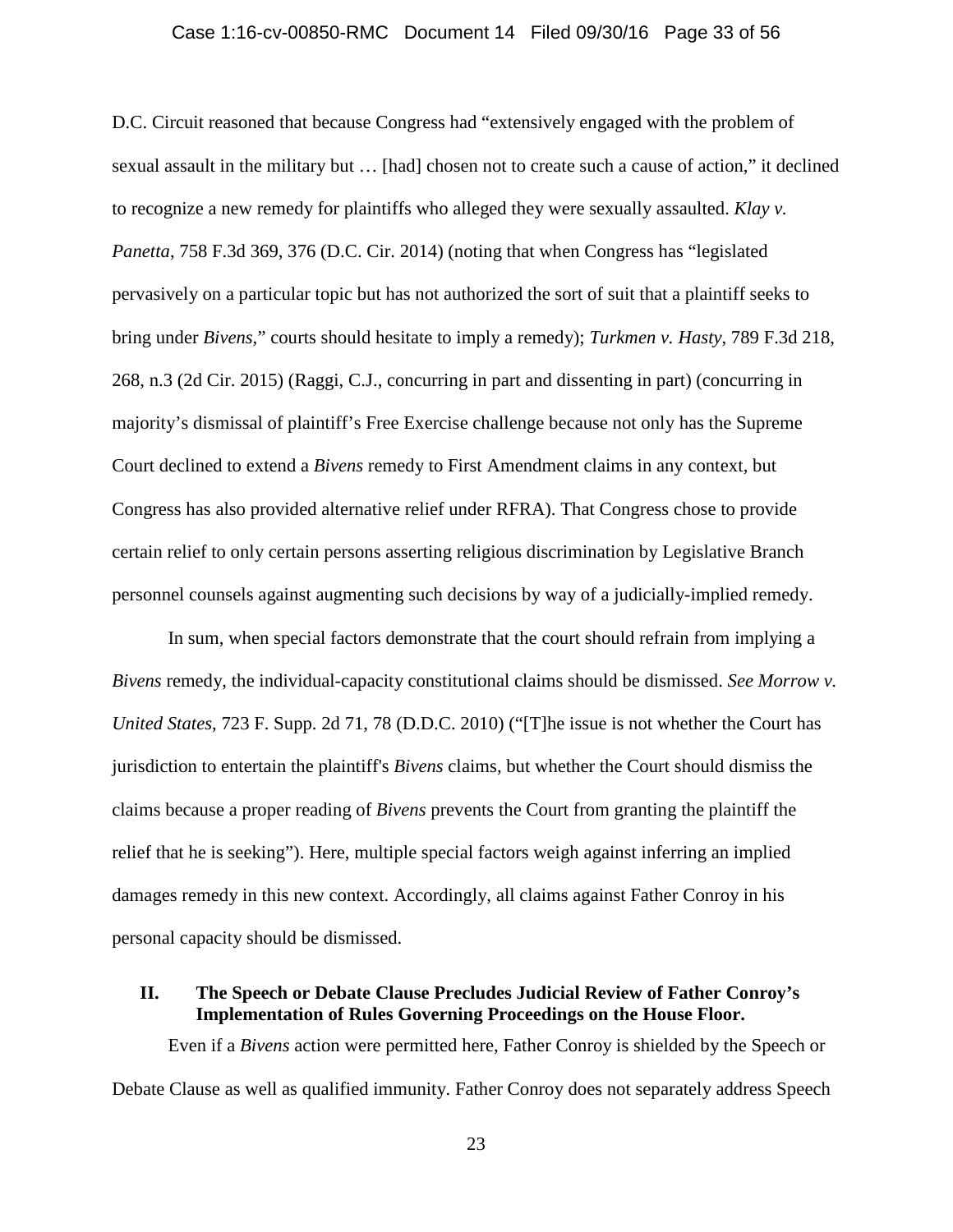D.C. Circuit reasoned that because Congress had "extensively engaged with the problem of sexual assault in the military but … [had] chosen not to create such a cause of action," it declined to recognize a new remedy for plaintiffs who alleged they were sexually assaulted. *Klay v. Panetta*, 758 F.3d 369, 376 (D.C. Cir. 2014) (noting that when Congress has "legislated pervasively on a particular topic but has not authorized the sort of suit that a plaintiff seeks to bring under *Bivens*," courts should hesitate to imply a remedy); *Turkmen v. Hasty*, 789 F.3d 218, 268, n.3 (2d Cir. 2015) (Raggi, C.J., concurring in part and dissenting in part) (concurring in majority's dismissal of plaintiff's Free Exercise challenge because not only has the Supreme Court declined to extend a *Bivens* remedy to First Amendment claims in any context, but Congress has also provided alternative relief under RFRA). That Congress chose to provide certain relief to only certain persons asserting religious discrimination by Legislative Branch personnel counsels against augmenting such decisions by way of a judicially-implied remedy.

In sum, when special factors demonstrate that the court should refrain from implying a *Bivens* remedy, the individual-capacity constitutional claims should be dismissed. *See Morrow v. United States*, 723 F. Supp. 2d 71, 78 (D.D.C. 2010) ("[T]he issue is not whether the Court has jurisdiction to entertain the plaintiff's *Bivens* claims, but whether the Court should dismiss the claims because a proper reading of *Bivens* prevents the Court from granting the plaintiff the relief that he is seeking"). Here, multiple special factors weigh against inferring an implied damages remedy in this new context. Accordingly, all claims against Father Conroy in his personal capacity should be dismissed.

## II. The Speech or Debate Clause Precludes Judicial Review of Father Conroy's Implementation of Rules Governing Proceedings on the House Floor.

Even if a *Bivens* action were permitted here, Father Conroy is shielded by the Speech or Debate Clause as well as qualified immunity. Father Conroy does not separately address Speech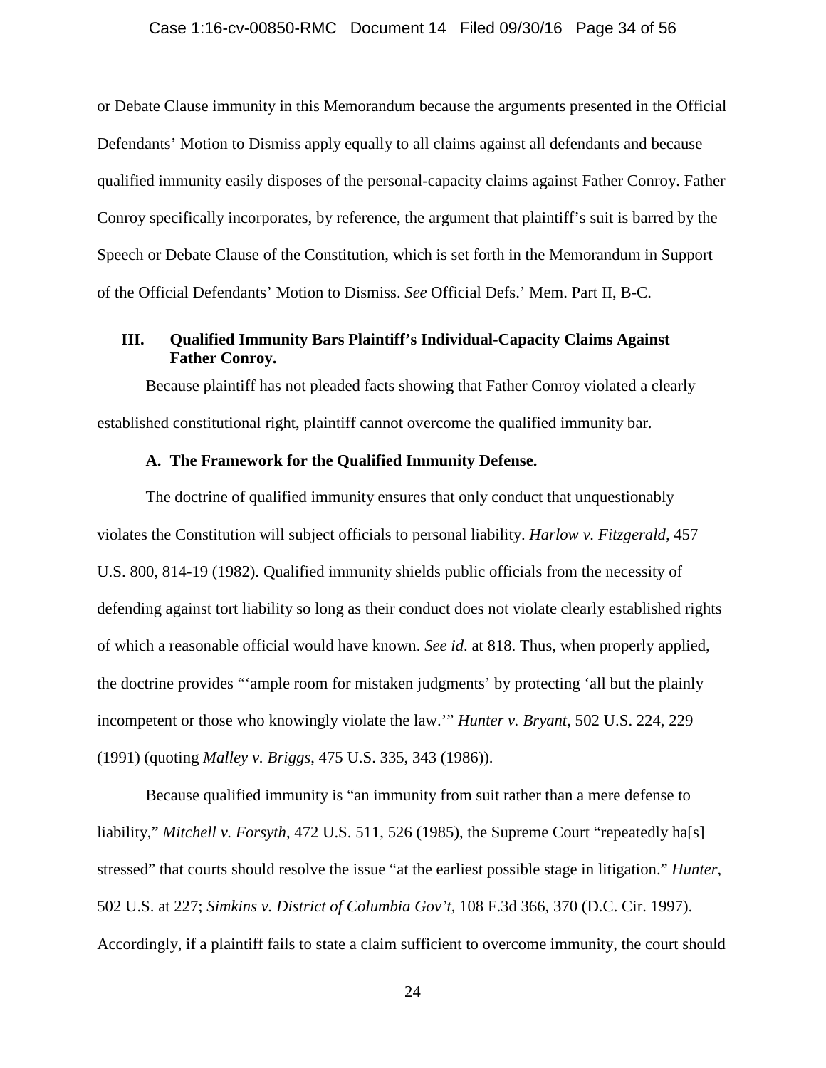or Debate Clause immunity in this Memorandum because the arguments presented in the Official Defendants' Motion to Dismiss apply equally to all claims against all defendants and because qualified immunity easily disposes of the personal-capacity claims against Father Conroy. Father Conroy specifically incorporates, by reference, the argument that plaintiff's suit is barred by the Speech or Debate Clause of the Constitution, which is set forth in the Memorandum in Support of the Official Defendants' Motion to Dismiss. *See* Official Defs.' Mem. Part II, B-C.

## III. Qualified Immunity Bars Plaintiff's Individual-Capacity Claims Against Father Conroy.

Because plaintiff has not pleaded facts showing that Father Conroy violated a clearly established constitutional right, plaintiff cannot overcome the qualified immunity bar.

### A. The Framework for the Qualified Immunity Defense.

The doctrine of qualified immunity ensures that only conduct that unquestionably violates the Constitution will subject officials to personal liability. *Harlow v. Fitzgerald*, 457 U.S. 800, 814-19 (1982). Qualified immunity shields public officials from the necessity of defending against tort liability so long as their conduct does not violate clearly established rights of which a reasonable official would have known. *See id*. at 818. Thus, when properly applied, the doctrine provides "'ample room for mistaken judgments' by protecting 'all but the plainly incompetent or those who knowingly violate the law.'" *Hunter v. Bryant*, 502 U.S. 224, 229 (1991) (quoting *Malley v. Briggs*, 475 U.S. 335, 343 (1986)).

Because qualified immunity is "an immunity from suit rather than a mere defense to liability," *Mitchell v. Forsyth*, 472 U.S. 511, 526 (1985), the Supreme Court "repeatedly ha[s] stressed" that courts should resolve the issue "at the earliest possible stage in litigation." *Hunter*, 502 U.S. at 227; *Simkins v. District of Columbia Gov't*, 108 F.3d 366, 370 (D.C. Cir. 1997). Accordingly, if a plaintiff fails to state a claim sufficient to overcome immunity, the court should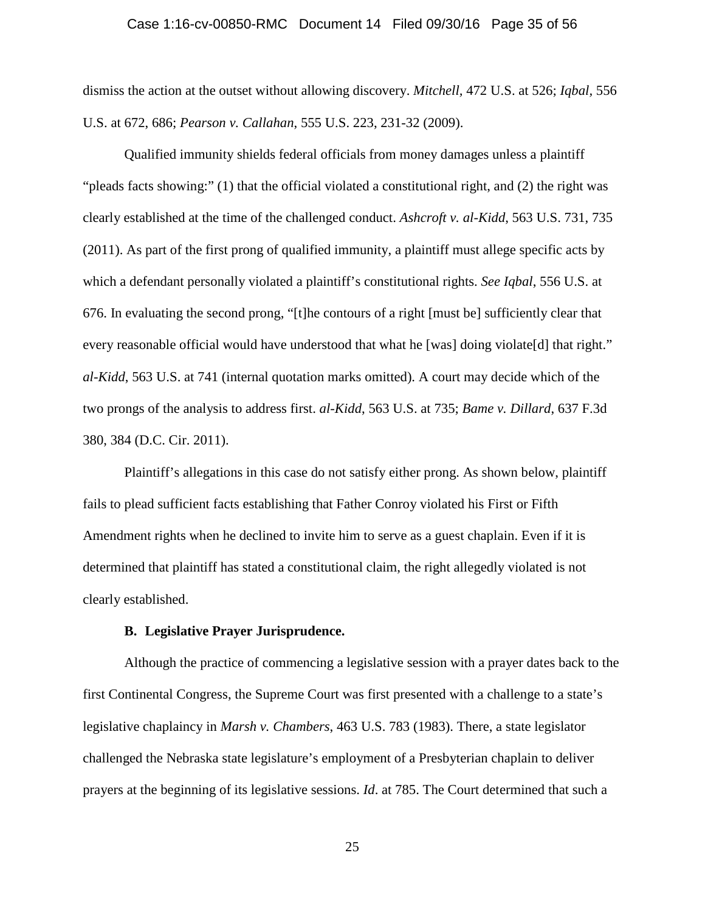dismiss the action at the outset without allowing discovery. *Mitchell*, 472 U.S. at 526; *Iqbal*, 556 U.S. at 672, 686; *Pearson v. Callahan*, 555 U.S. 223, 231-32 (2009).

Qualified immunity shields federal officials from money damages unless a plaintiff "pleads facts showing:" (1) that the official violated a constitutional right, and (2) the right was clearly established at the time of the challenged conduct. *Ashcroft v. al-Kidd*, 563 U.S. 731, 735 (2011). As part of the first prong of qualified immunity, a plaintiff must allege specific acts by which a defendant personally violated a plaintiff's constitutional rights. *See Iqbal*, 556 U.S. at 676. In evaluating the second prong, "[t]he contours of a right [must be] sufficiently clear that every reasonable official would have understood that what he [was] doing violate[d] that right." *al-Kidd*, 563 U.S. at 741 (internal quotation marks omitted). A court may decide which of the two prongs of the analysis to address first. *al-Kidd*, 563 U.S. at 735; *Bame v. Dillard*, 637 F.3d 380, 384 (D.C. Cir. 2011).

Plaintiff's allegations in this case do not satisfy either prong. As shown below, plaintiff fails to plead sufficient facts establishing that Father Conroy violated his First or Fifth Amendment rights when he declined to invite him to serve as a guest chaplain. Even if it is determined that plaintiff has stated a constitutional claim, the right allegedly violated is not clearly established.

### B. Legislative Prayer Jurisprudence.

Although the practice of commencing a legislative session with a prayer dates back to the first Continental Congress, the Supreme Court was first presented with a challenge to a state's legislative chaplaincy in *Marsh v. Chambers*, 463 U.S. 783 (1983). There, a state legislator challenged the Nebraska state legislature's employment of a Presbyterian chaplain to deliver prayers at the beginning of its legislative sessions. *Id*. at 785. The Court determined that such a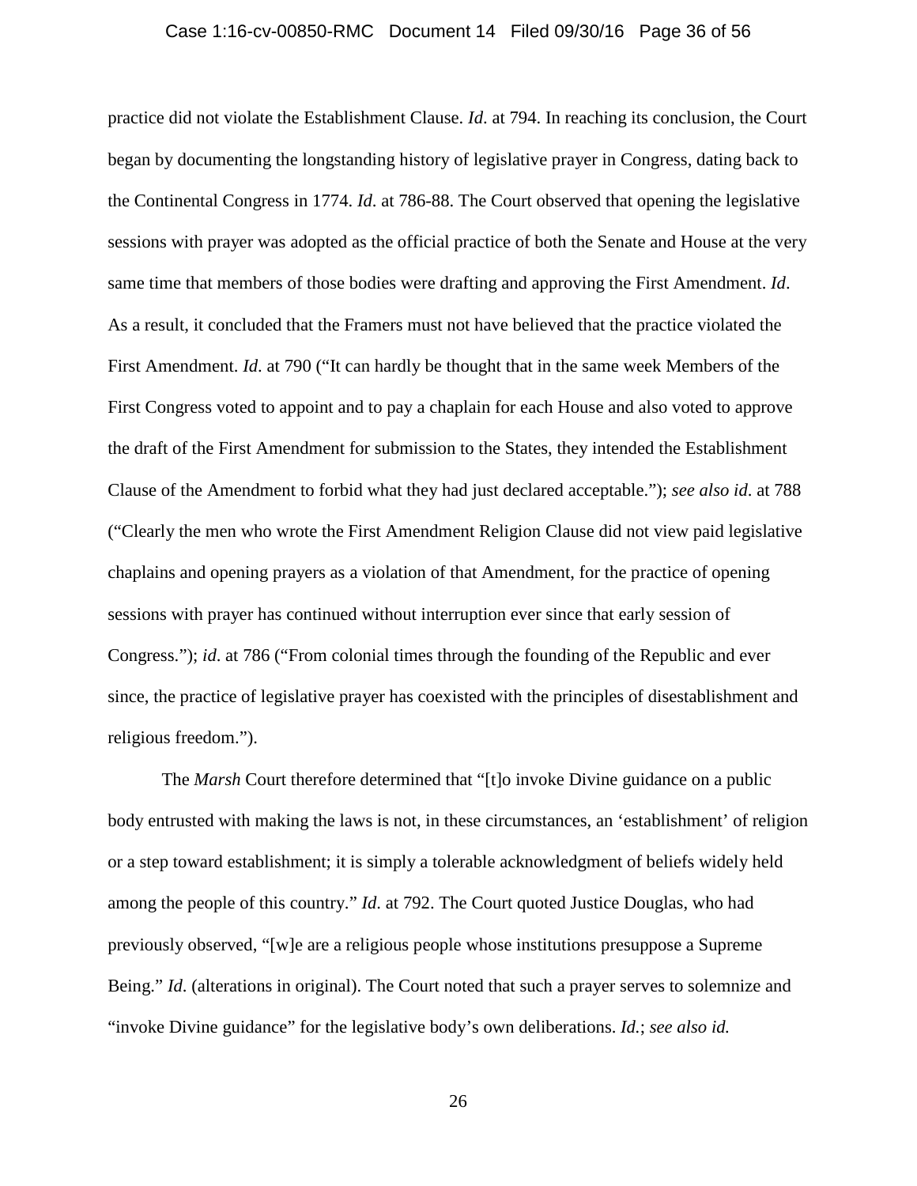practice did not violate the Establishment Clause. *Id*. at 794. In reaching its conclusion, the Court began by documenting the longstanding history of legislative prayer in Congress, dating back to the Continental Congress in 1774. *Id*. at 786-88. The Court observed that opening the legislative sessions with prayer was adopted as the official practice of both the Senate and House at the very same time that members of those bodies were drafting and approving the First Amendment. *Id*. As a result, it concluded that the Framers must not have believed that the practice violated the First Amendment. *Id*. at 790 ("It can hardly be thought that in the same week Members of the First Congress voted to appoint and to pay a chaplain for each House and also voted to approve the draft of the First Amendment for submission to the States, they intended the Establishment Clause of the Amendment to forbid what they had just declared acceptable."); *see also id*. at 788 ("Clearly the men who wrote the First Amendment Religion Clause did not view paid legislative chaplains and opening prayers as a violation of that Amendment, for the practice of opening sessions with prayer has continued without interruption ever since that early session of Congress."); *id*. at 786 ("From colonial times through the founding of the Republic and ever since, the practice of legislative prayer has coexisted with the principles of disestablishment and religious freedom.").

The *Marsh* Court therefore determined that "[t]o invoke Divine guidance on a public body entrusted with making the laws is not, in these circumstances, an 'establishment' of religion or a step toward establishment; it is simply a tolerable acknowledgment of beliefs widely held among the people of this country." *Id*. at 792. The Court quoted Justice Douglas, who had previously observed, "[w]e are a religious people whose institutions presuppose a Supreme Being." *Id*. (alterations in original). The Court noted that such a prayer serves to solemnize and "invoke Divine guidance" for the legislative body's own deliberations. *Id.*; *see also id.*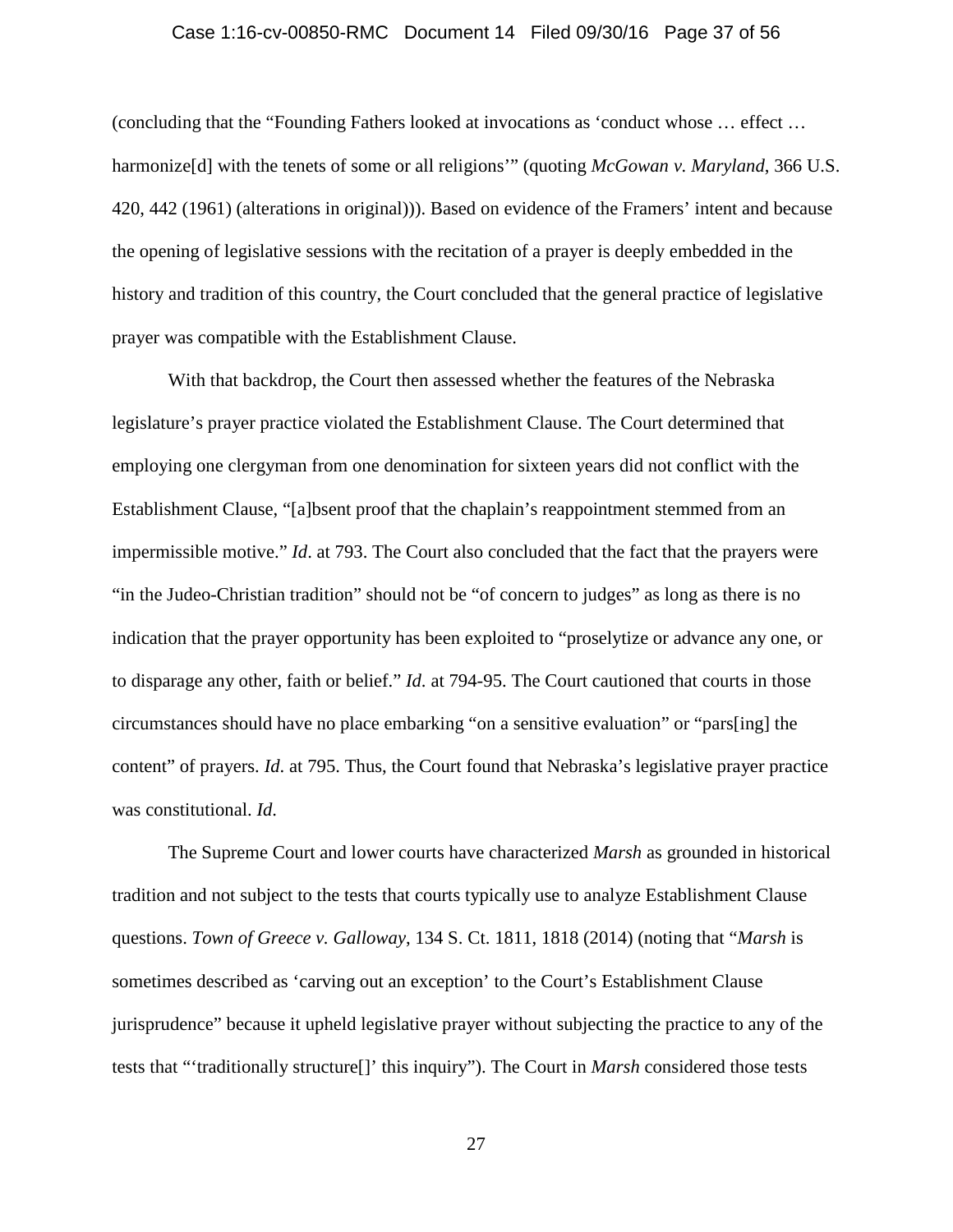(concluding that the "Founding Fathers looked at invocations as 'conduct whose … effect … harmonize[d] with the tenets of some or all religions'" (quoting *McGowan v. Maryland*, 366 U.S. 420, 442 (1961) (alterations in original))). Based on evidence of the Framers' intent and because the opening of legislative sessions with the recitation of a prayer is deeply embedded in the history and tradition of this country, the Court concluded that the general practice of legislative prayer was compatible with the Establishment Clause.

With that backdrop, the Court then assessed whether the features of the Nebraska legislature's prayer practice violated the Establishment Clause. The Court determined that employing one clergyman from one denomination for sixteen years did not conflict with the Establishment Clause, "[a]bsent proof that the chaplain's reappointment stemmed from an impermissible motive." *Id*. at 793. The Court also concluded that the fact that the prayers were "in the Judeo-Christian tradition" should not be "of concern to judges" as long as there is no indication that the prayer opportunity has been exploited to "proselytize or advance any one, or to disparage any other, faith or belief." *Id*. at 794-95. The Court cautioned that courts in those circumstances should have no place embarking "on a sensitive evaluation" or "pars[ing] the content" of prayers. *Id*. at 795. Thus, the Court found that Nebraska's legislative prayer practice was constitutional. *Id*.

The Supreme Court and lower courts have characterized *Marsh* as grounded in historical tradition and not subject to the tests that courts typically use to analyze Establishment Clause questions. *Town of Greece v. Galloway*, 134 S. Ct. 1811, 1818 (2014) (noting that "*Marsh* is sometimes described as 'carving out an exception' to the Court's Establishment Clause jurisprudence" because it upheld legislative prayer without subjecting the practice to any of the tests that "'traditionally structure[]' this inquiry"). The Court in *Marsh* considered those tests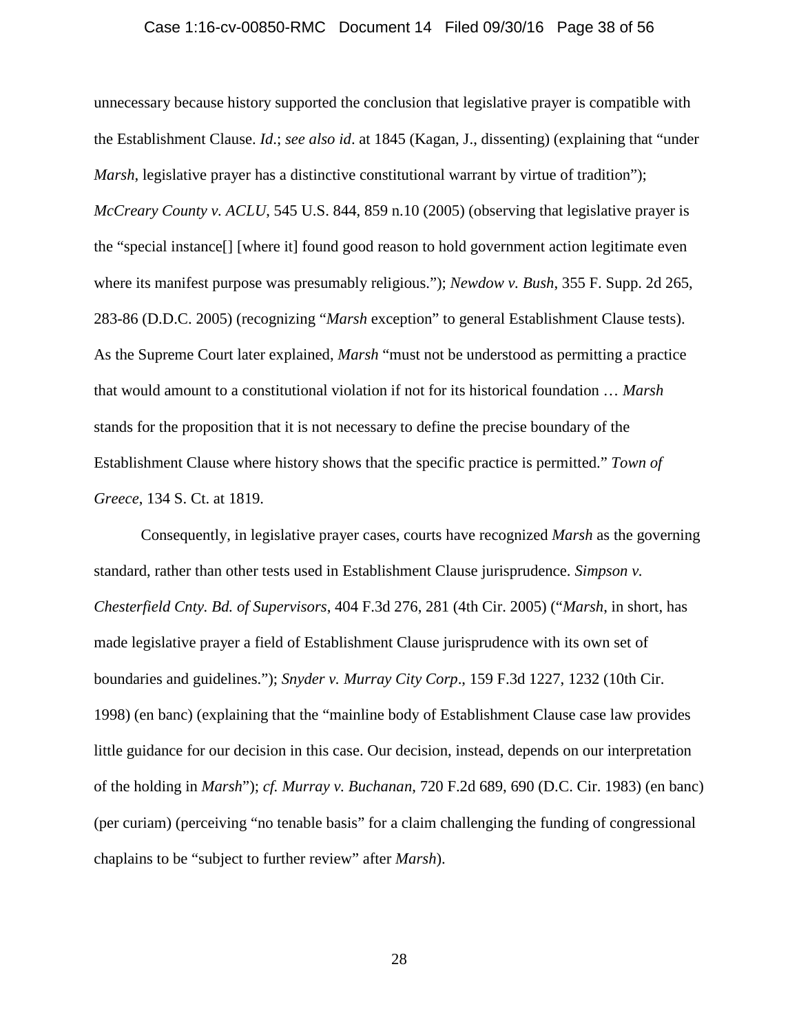unnecessary because history supported the conclusion that legislative prayer is compatible with the Establishment Clause. *Id*.; *see also id*. at 1845 (Kagan, J., dissenting) (explaining that "under *Marsh*, legislative prayer has a distinctive constitutional warrant by virtue of tradition"); *McCreary County v. ACLU*, 545 U.S. 844, 859 n.10 (2005) (observing that legislative prayer is the "special instance[] [where it] found good reason to hold government action legitimate even where its manifest purpose was presumably religious."); *Newdow v. Bush*, 355 F. Supp. 2d 265, 283-86 (D.D.C. 2005) (recognizing "*Marsh* exception" to general Establishment Clause tests). As the Supreme Court later explained, *Marsh* "must not be understood as permitting a practice that would amount to a constitutional violation if not for its historical foundation … *Marsh* stands for the proposition that it is not necessary to define the precise boundary of the Establishment Clause where history shows that the specific practice is permitted." *Town of Greece*, 134 S. Ct. at 1819.

Consequently, in legislative prayer cases, courts have recognized *Marsh* as the governing standard, rather than other tests used in Establishment Clause jurisprudence. *Simpson v. Chesterfield Cnty. Bd. of Supervisors*, 404 F.3d 276, 281 (4th Cir. 2005) ("*Marsh*, in short, has made legislative prayer a field of Establishment Clause jurisprudence with its own set of boundaries and guidelines."); *Snyder v. Murray City Corp*., 159 F.3d 1227, 1232 (10th Cir. 1998) (en banc) (explaining that the "mainline body of Establishment Clause case law provides little guidance for our decision in this case. Our decision, instead, depends on our interpretation of the holding in *Marsh*"); *cf. Murray v. Buchanan*, 720 F.2d 689, 690 (D.C. Cir. 1983) (en banc) (per curiam) (perceiving "no tenable basis" for a claim challenging the funding of congressional chaplains to be "subject to further review" after *Marsh*).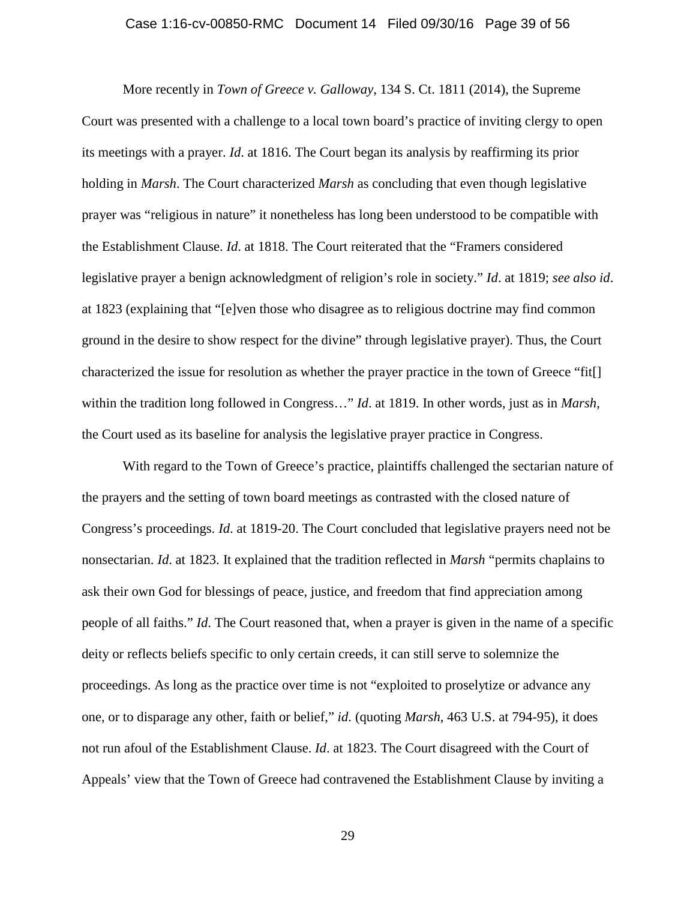More recently in *Town of Greece v. Galloway*, 134 S. Ct. 1811 (2014), the Supreme Court was presented with a challenge to a local town board's practice of inviting clergy to open its meetings with a prayer. *Id*. at 1816. The Court began its analysis by reaffirming its prior holding in *Marsh*. The Court characterized *Marsh* as concluding that even though legislative prayer was "religious in nature" it nonetheless has long been understood to be compatible with the Establishment Clause. *Id*. at 1818. The Court reiterated that the "Framers considered legislative prayer a benign acknowledgment of religion's role in society." *Id*. at 1819; *see also id*. at 1823 (explaining that "[e]ven those who disagree as to religious doctrine may find common ground in the desire to show respect for the divine" through legislative prayer). Thus, the Court characterized the issue for resolution as whether the prayer practice in the town of Greece "fit[] within the tradition long followed in Congress…" *Id*. at 1819. In other words, just as in *Marsh*, the Court used as its baseline for analysis the legislative prayer practice in Congress.

With regard to the Town of Greece's practice, plaintiffs challenged the sectarian nature of the prayers and the setting of town board meetings as contrasted with the closed nature of Congress's proceedings. *Id*. at 1819-20. The Court concluded that legislative prayers need not be nonsectarian. *Id*. at 1823. It explained that the tradition reflected in *Marsh* "permits chaplains to ask their own God for blessings of peace, justice, and freedom that find appreciation among people of all faiths." *Id*. The Court reasoned that, when a prayer is given in the name of a specific deity or reflects beliefs specific to only certain creeds, it can still serve to solemnize the proceedings. As long as the practice over time is not "exploited to proselytize or advance any one, or to disparage any other, faith or belief," *id*. (quoting *Marsh*, 463 U.S. at 794-95), it does not run afoul of the Establishment Clause. *Id*. at 1823. The Court disagreed with the Court of Appeals' view that the Town of Greece had contravened the Establishment Clause by inviting a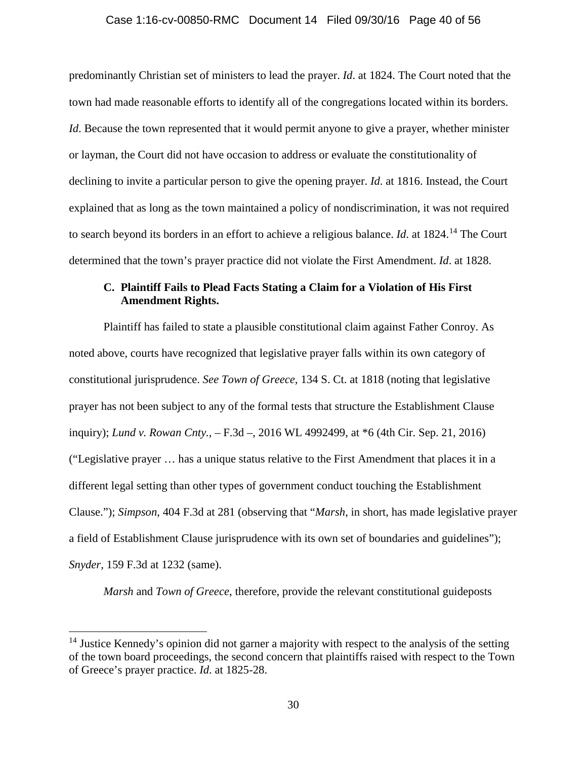predominantly Christian set of ministers to lead the prayer. *Id*. at 1824. The Court noted that the town had made reasonable efforts to identify all of the congregations located within its borders. *Id*. Because the town represented that it would permit anyone to give a prayer, whether minister or layman, the Court did not have occasion to address or evaluate the constitutionality of declining to invite a particular person to give the opening prayer. *Id*. at 1816. Instead, the Court explained that as long as the town maintained a policy of nondiscrimination, it was not required to search beyond its borders in an effort to achieve a religious balance. *Id*. at 1824.[14] The Court determined that the town's prayer practice did not violate the First Amendment. *Id*. at 1828.

### C. Plaintiff Fails to Plead Facts Stating a Claim for a Violation of His First Amendment Rights.

Plaintiff has failed to state a plausible constitutional claim against Father Conroy. As noted above, courts have recognized that legislative prayer falls within its own category of constitutional jurisprudence. *See Town of Greece*, 134 S. Ct. at 1818 (noting that legislative prayer has not been subject to any of the formal tests that structure the Establishment Clause inquiry); *Lund v. Rowan Cnty.*, – F.3d –, 2016 WL 4992499, at *6 (4th Cir. Sep. 21, 2016) ("Legislative prayer … has a unique status relative to the First Amendment that places it in a different legal setting than other types of government conduct touching the Establishment Clause."); *Simpson*, 404 F.3d at 281 (observing that "*Marsh*, in short, has made legislative prayer a field of Establishment Clause jurisprudence with its own set of boundaries and guidelines"); *Snyder*, 159 F.3d at 1232 (same).

*Marsh* and *Town of Greece*, therefore, provide the relevant constitutional guideposts

[14] Justice Kennedy's opinion did not garner a majority with respect to the analysis of the setting of the town board proceedings, the second concern that plaintiffs raised with respect to the Town of Greece's prayer practice. *Id*. at 1825-28.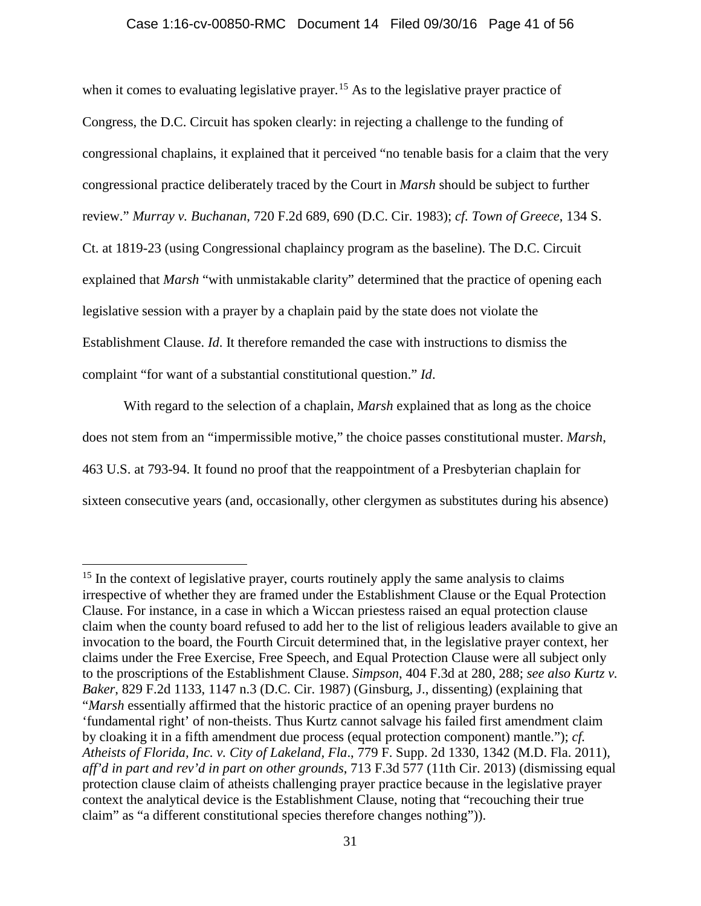when it comes to evaluating legislative prayer.[15] As to the legislative prayer practice of Congress, the D.C. Circuit has spoken clearly: in rejecting a challenge to the funding of congressional chaplains, it explained that it perceived "no tenable basis for a claim that the very congressional practice deliberately traced by the Court in *Marsh* should be subject to further review." *Murray v. Buchanan*, 720 F.2d 689, 690 (D.C. Cir. 1983); *cf. Town of Greece*, 134 S. Ct. at 1819-23 (using Congressional chaplaincy program as the baseline). The D.C. Circuit explained that *Marsh* "with unmistakable clarity" determined that the practice of opening each legislative session with a prayer by a chaplain paid by the state does not violate the Establishment Clause. *Id*. It therefore remanded the case with instructions to dismiss the complaint "for want of a substantial constitutional question." *Id*.

With regard to the selection of a chaplain, *Marsh* explained that as long as the choice does not stem from an "impermissible motive," the choice passes constitutional muster. *Marsh*, 463 U.S. at 793-94. It found no proof that the reappointment of a Presbyterian chaplain for sixteen consecutive years (and, occasionally, other clergymen as substitutes during his absence)

---

[15] In the context of legislative prayer, courts routinely apply the same analysis to claims irrespective of whether they are framed under the Establishment Clause or the Equal Protection Clause. For instance, in a case in which a Wiccan priestess raised an equal protection clause claim when the county board refused to add her to the list of religious leaders available to give an invocation to the board, the Fourth Circuit determined that, in the legislative prayer context, her claims under the Free Exercise, Free Speech, and Equal Protection Clause were all subject only to the proscriptions of the Establishment Clause. *Simpson*, 404 F.3d at 280, 288; *see also Kurtz v. Baker*, 829 F.2d 1133, 1147 n.3 (D.C. Cir. 1987) (Ginsburg, J., dissenting) (explaining that "*Marsh* essentially affirmed that the historic practice of an opening prayer burdens no 'fundamental right' of non-theists. Thus Kurtz cannot salvage his failed first amendment claim by cloaking it in a fifth amendment due process (equal protection component) mantle."); *cf. Atheists of Florida, Inc. v. City of Lakeland, Fla*., 779 F. Supp. 2d 1330, 1342 (M.D. Fla. 2011), *aff'd in part and rev'd in part on other grounds*, 713 F.3d 577 (11th Cir. 2013) (dismissing equal protection clause claim of atheists challenging prayer practice because in the legislative prayer context the analytical device is the Establishment Clause, noting that "recouching their true claim" as "a different constitutional species therefore changes nothing")).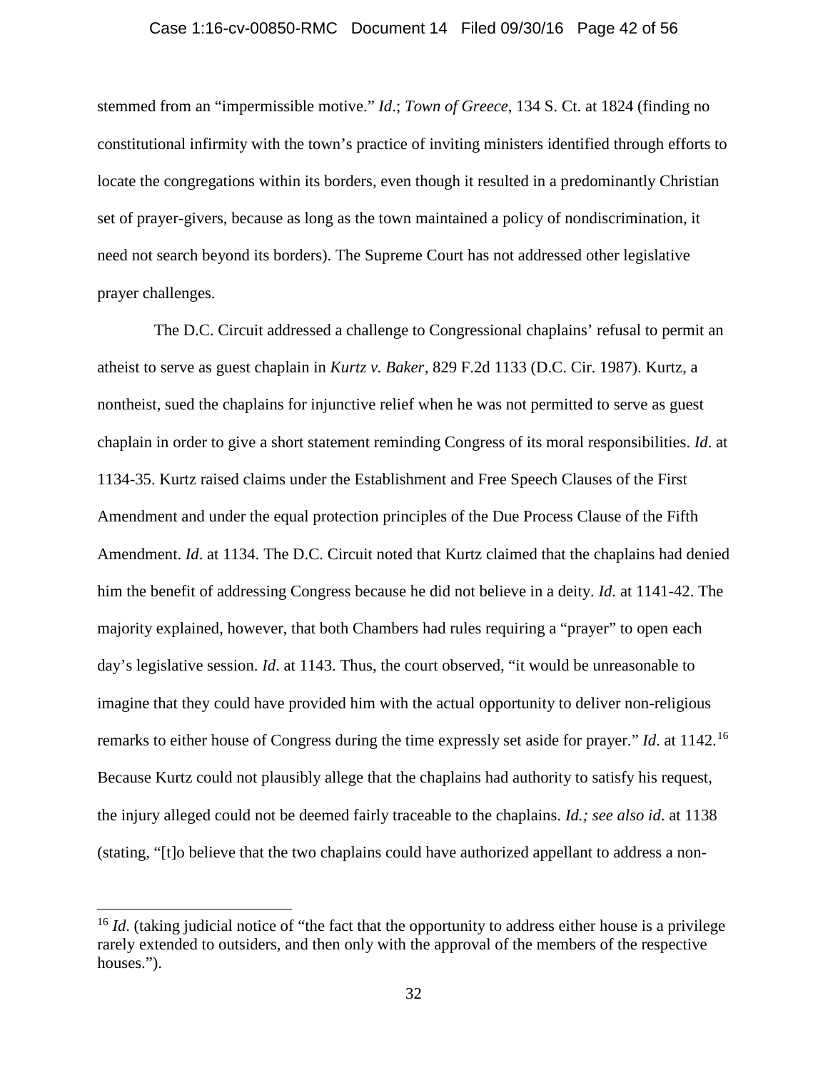stemmed from an "impermissible motive." *Id*.; *Town of Greece*, 134 S. Ct. at 1824 (finding no constitutional infirmity with the town's practice of inviting ministers identified through efforts to locate the congregations within its borders, even though it resulted in a predominantly Christian set of prayer-givers, because as long as the town maintained a policy of nondiscrimination, it need not search beyond its borders). The Supreme Court has not addressed other legislative prayer challenges.

The D.C. Circuit addressed a challenge to Congressional chaplains' refusal to permit an atheist to serve as guest chaplain in *Kurtz v. Baker*, 829 F.2d 1133 (D.C. Cir. 1987). Kurtz, a nontheist, sued the chaplains for injunctive relief when he was not permitted to serve as guest chaplain in order to give a short statement reminding Congress of its moral responsibilities. *Id*. at 1134-35. Kurtz raised claims under the Establishment and Free Speech Clauses of the First Amendment and under the equal protection principles of the Due Process Clause of the Fifth Amendment. *Id*. at 1134. The D.C. Circuit noted that Kurtz claimed that the chaplains had denied him the benefit of addressing Congress because he did not believe in a deity. *Id*. at 1141-42. The majority explained, however, that both Chambers had rules requiring a "prayer" to open each day's legislative session. *Id*. at 1143. Thus, the court observed, "it would be unreasonable to imagine that they could have provided him with the actual opportunity to deliver non-religious remarks to either house of Congress during the time expressly set aside for prayer." *Id*. at 1142.[16] Because Kurtz could not plausibly allege that the chaplains had authority to satisfy his request, the injury alleged could not be deemed fairly traceable to the chaplains. *Id.; see also id*. at 1138 (stating, "[t]o believe that the two chaplains could have authorized appellant to address a non-

[16] *Id*. (taking judicial notice of "the fact that the opportunity to address either house is a privilege rarely extended to outsiders, and then only with the approval of the members of the respective houses.").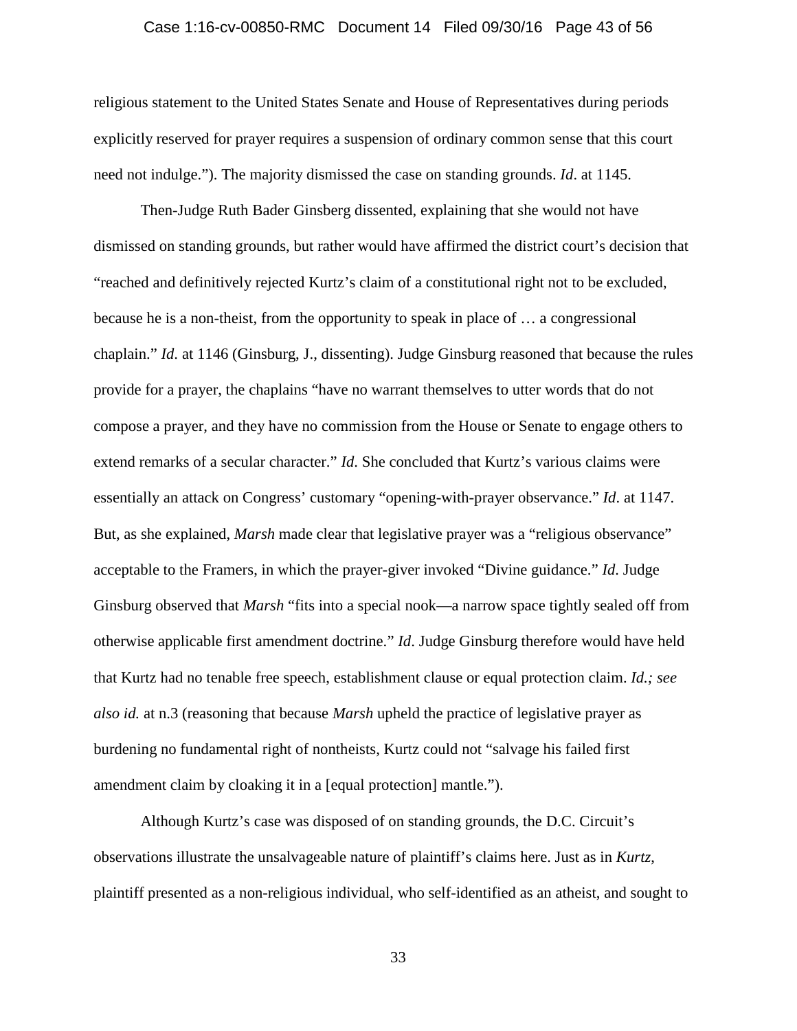religious statement to the United States Senate and House of Representatives during periods explicitly reserved for prayer requires a suspension of ordinary common sense that this court need not indulge."). The majority dismissed the case on standing grounds. *Id*. at 1145.

Then-Judge Ruth Bader Ginsberg dissented, explaining that she would not have dismissed on standing grounds, but rather would have affirmed the district court's decision that "reached and definitively rejected Kurtz's claim of a constitutional right not to be excluded, because he is a non-theist, from the opportunity to speak in place of … a congressional chaplain." *Id.* at 1146 (Ginsburg, J., dissenting). Judge Ginsburg reasoned that because the rules provide for a prayer, the chaplains "have no warrant themselves to utter words that do not compose a prayer, and they have no commission from the House or Senate to engage others to extend remarks of a secular character." *Id.* She concluded that Kurtz's various claims were essentially an attack on Congress' customary "opening-with-prayer observance." *Id*. at 1147. But, as she explained, *Marsh* made clear that legislative prayer was a "religious observance" acceptable to the Framers, in which the prayer-giver invoked "Divine guidance." *Id*. Judge Ginsburg observed that *Marsh* "fits into a special nook—a narrow space tightly sealed off from otherwise applicable first amendment doctrine." *Id*. Judge Ginsburg therefore would have held that Kurtz had no tenable free speech, establishment clause or equal protection claim. *Id.; see also id.* at n.3 (reasoning that because *Marsh* upheld the practice of legislative prayer as burdening no fundamental right of nontheists, Kurtz could not "salvage his failed first amendment claim by cloaking it in a [equal protection] mantle.").

Although Kurtz's case was disposed of on standing grounds, the D.C. Circuit's observations illustrate the unsalvageable nature of plaintiff's claims here. Just as in *Kurtz*, plaintiff presented as a non-religious individual, who self-identified as an atheist, and sought to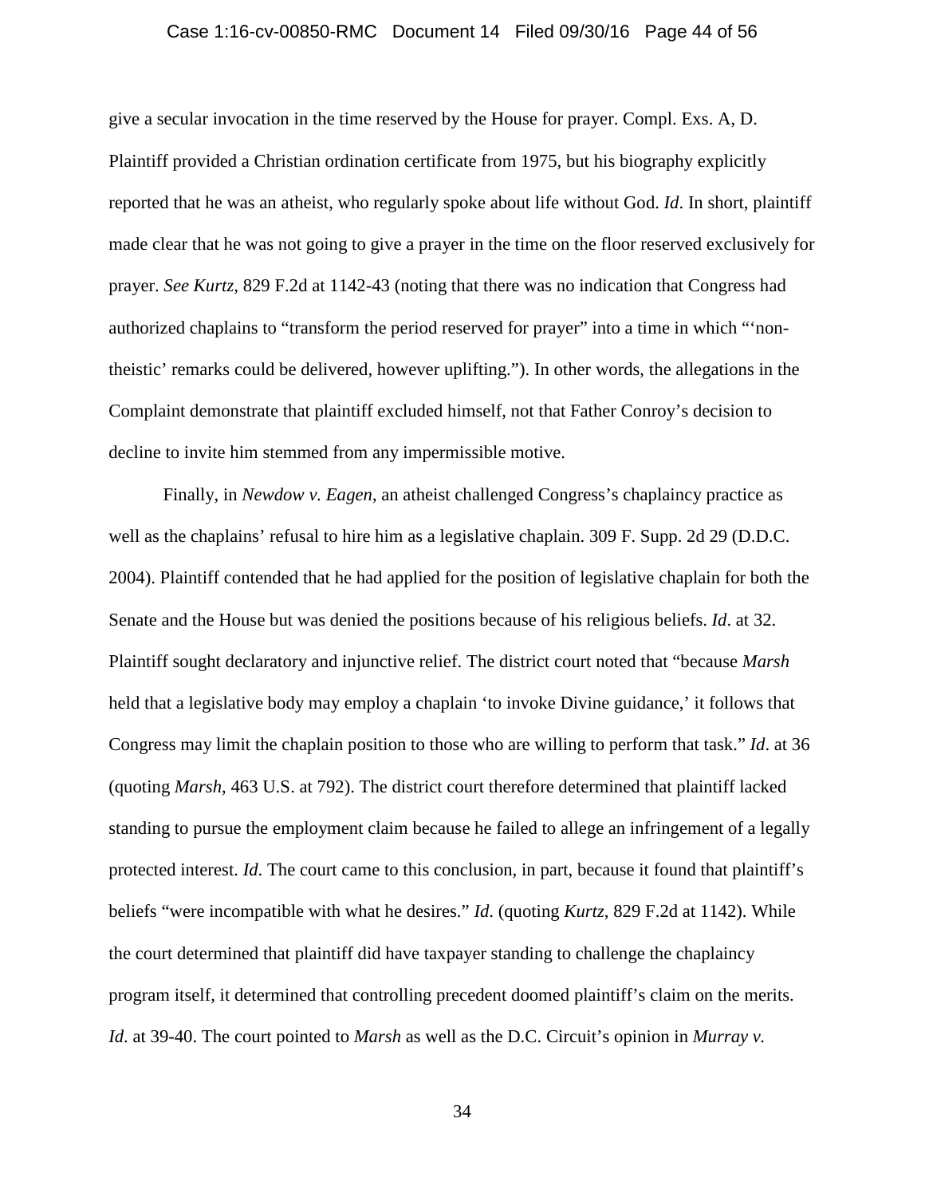give a secular invocation in the time reserved by the House for prayer. Compl. Exs. A, D. Plaintiff provided a Christian ordination certificate from 1975, but his biography explicitly reported that he was an atheist, who regularly spoke about life without God. *Id*. In short, plaintiff made clear that he was not going to give a prayer in the time on the floor reserved exclusively for prayer. *See Kurtz*, 829 F.2d at 1142-43 (noting that there was no indication that Congress had authorized chaplains to "transform the period reserved for prayer" into a time in which "'non-theistic' remarks could be delivered, however uplifting."). In other words, the allegations in the Complaint demonstrate that plaintiff excluded himself, not that Father Conroy's decision to decline to invite him stemmed from any impermissible motive.

Finally, in *Newdow v. Eagen*, an atheist challenged Congress's chaplaincy practice as well as the chaplains' refusal to hire him as a legislative chaplain. 309 F. Supp. 2d 29 (D.D.C. 2004). Plaintiff contended that he had applied for the position of legislative chaplain for both the Senate and the House but was denied the positions because of his religious beliefs. *Id*. at 32. Plaintiff sought declaratory and injunctive relief. The district court noted that "because *Marsh* held that a legislative body may employ a chaplain 'to invoke Divine guidance,' it follows that Congress may limit the chaplain position to those who are willing to perform that task." *Id*. at 36 (quoting *Marsh*, 463 U.S. at 792). The district court therefore determined that plaintiff lacked standing to pursue the employment claim because he failed to allege an infringement of a legally protected interest. *Id*. The court came to this conclusion, in part, because it found that plaintiff's beliefs "were incompatible with what he desires." *Id*. (quoting *Kurtz*, 829 F.2d at 1142). While the court determined that plaintiff did have taxpayer standing to challenge the chaplaincy program itself, it determined that controlling precedent doomed plaintiff's claim on the merits. *Id*. at 39-40. The court pointed to *Marsh* as well as the D.C. Circuit's opinion in *Murray v.*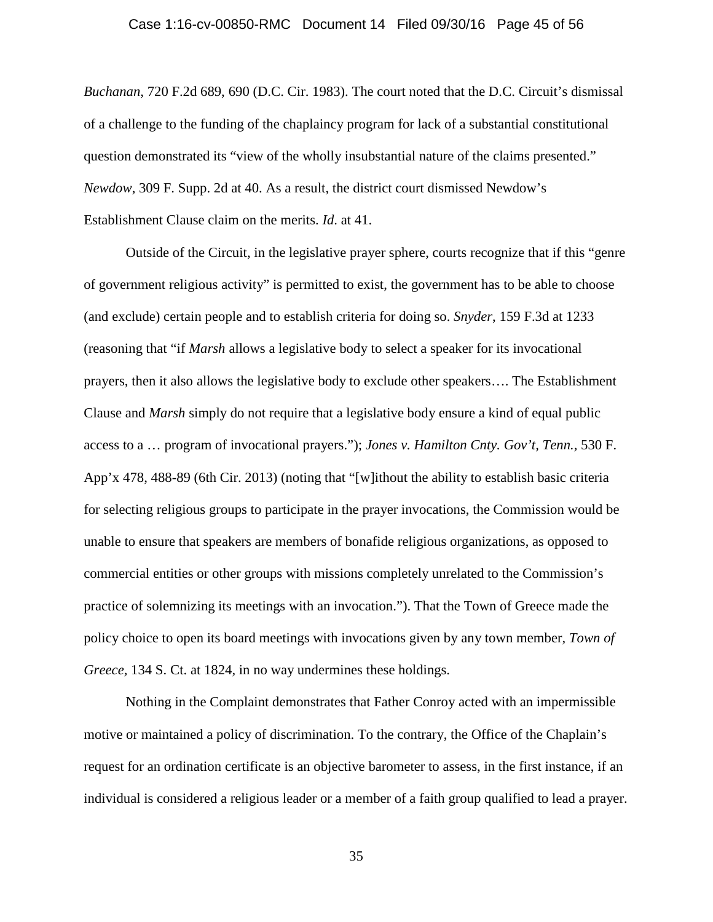*Buchanan*, 720 F.2d 689, 690 (D.C. Cir. 1983). The court noted that the D.C. Circuit's dismissal of a challenge to the funding of the chaplaincy program for lack of a substantial constitutional question demonstrated its "view of the wholly insubstantial nature of the claims presented." *Newdow*, 309 F. Supp. 2d at 40. As a result, the district court dismissed Newdow's Establishment Clause claim on the merits. *Id*. at 41.

Outside of the Circuit, in the legislative prayer sphere, courts recognize that if this "genre of government religious activity" is permitted to exist, the government has to be able to choose (and exclude) certain people and to establish criteria for doing so. *Snyder*, 159 F.3d at 1233 (reasoning that "if *Marsh* allows a legislative body to select a speaker for its invocational prayers, then it also allows the legislative body to exclude other speakers…. The Establishment Clause and *Marsh* simply do not require that a legislative body ensure a kind of equal public access to a … program of invocational prayers."); *Jones v. Hamilton Cnty. Gov't, Tenn.*, 530 F. App'x 478, 488-89 (6th Cir. 2013) (noting that "[w]ithout the ability to establish basic criteria for selecting religious groups to participate in the prayer invocations, the Commission would be unable to ensure that speakers are members of bonafide religious organizations, as opposed to commercial entities or other groups with missions completely unrelated to the Commission's practice of solemnizing its meetings with an invocation."). That the Town of Greece made the policy choice to open its board meetings with invocations given by any town member, *Town of Greece,* 134 S. Ct. at 1824, in no way undermines these holdings.

Nothing in the Complaint demonstrates that Father Conroy acted with an impermissible motive or maintained a policy of discrimination. To the contrary, the Office of the Chaplain's request for an ordination certificate is an objective barometer to assess, in the first instance, if an individual is considered a religious leader or a member of a faith group qualified to lead a prayer.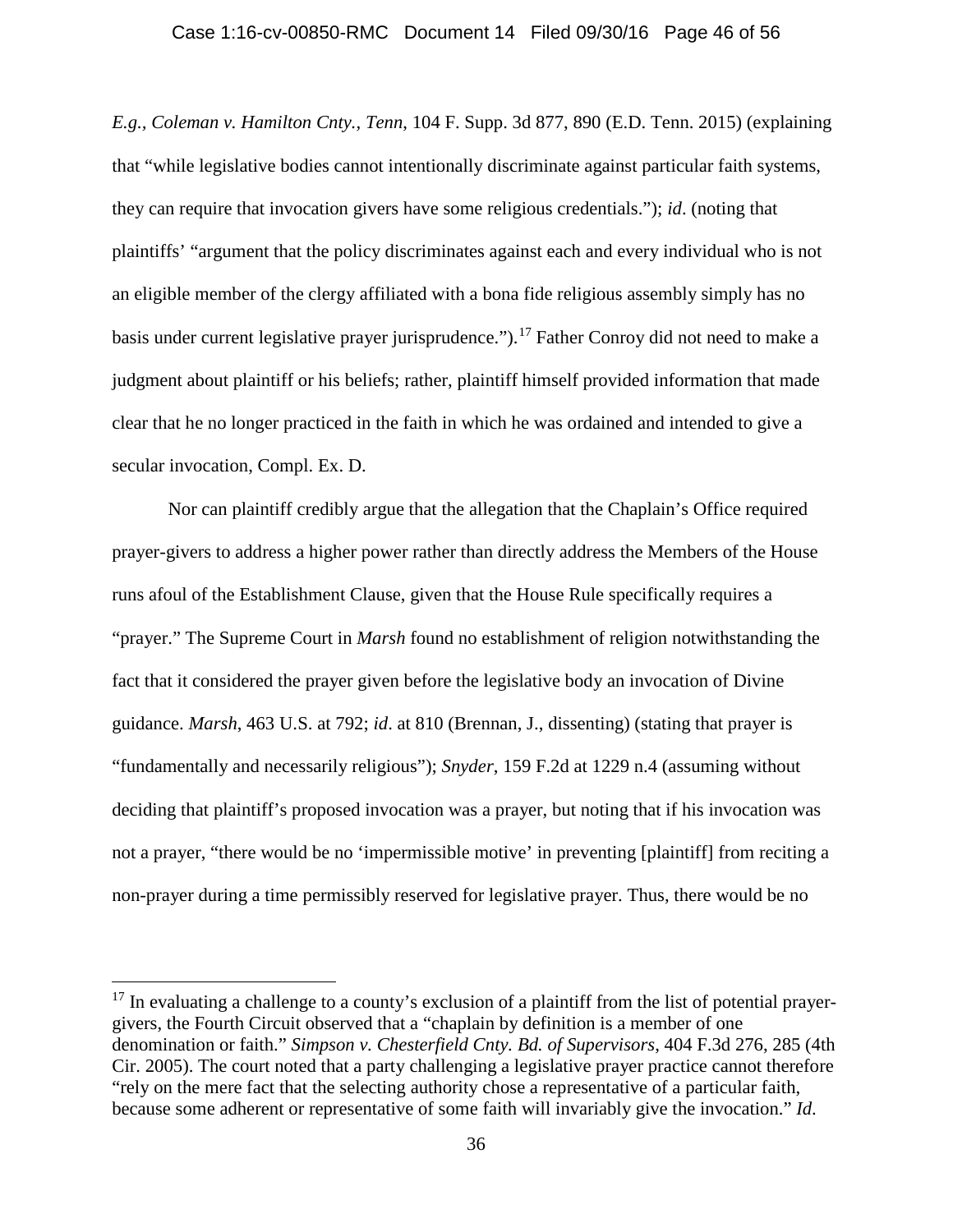*E.g.*, *Coleman v. Hamilton Cnty., Tenn*, 104 F. Supp. 3d 877, 890 (E.D. Tenn. 2015) (explaining that "while legislative bodies cannot intentionally discriminate against particular faith systems, they can require that invocation givers have some religious credentials."); *id*. (noting that plaintiffs' "argument that the policy discriminates against each and every individual who is not an eligible member of the clergy affiliated with a bona fide religious assembly simply has no basis under current legislative prayer jurisprudence.").[17] Father Conroy did not need to make a judgment about plaintiff or his beliefs; rather, plaintiff himself provided information that made clear that he no longer practiced in the faith in which he was ordained and intended to give a secular invocation, Compl. Ex. D.

Nor can plaintiff credibly argue that the allegation that the Chaplain's Office required prayer-givers to address a higher power rather than directly address the Members of the House runs afoul of the Establishment Clause, given that the House Rule specifically requires a "prayer." The Supreme Court in *Marsh* found no establishment of religion notwithstanding the fact that it considered the prayer given before the legislative body an invocation of Divine guidance. *Marsh*, 463 U.S. at 792; *id*. at 810 (Brennan, J., dissenting) (stating that prayer is "fundamentally and necessarily religious"); *Snyder*, 159 F.2d at 1229 n.4 (assuming without deciding that plaintiff's proposed invocation was a prayer, but noting that if his invocation was not a prayer, "there would be no 'impermissible motive' in preventing [plaintiff] from reciting a non-prayer during a time permissibly reserved for legislative prayer. Thus, there would be no

---

[17] In evaluating a challenge to a county's exclusion of a plaintiff from the list of potential prayer-givers, the Fourth Circuit observed that a "chaplain by definition is a member of one denomination or faith." *Simpson v. Chesterfield Cnty. Bd. of Supervisors*, 404 F.3d 276, 285 (4th Cir. 2005). The court noted that a party challenging a legislative prayer practice cannot therefore "rely on the mere fact that the selecting authority chose a representative of a particular faith, because some adherent or representative of some faith will invariably give the invocation." *Id*.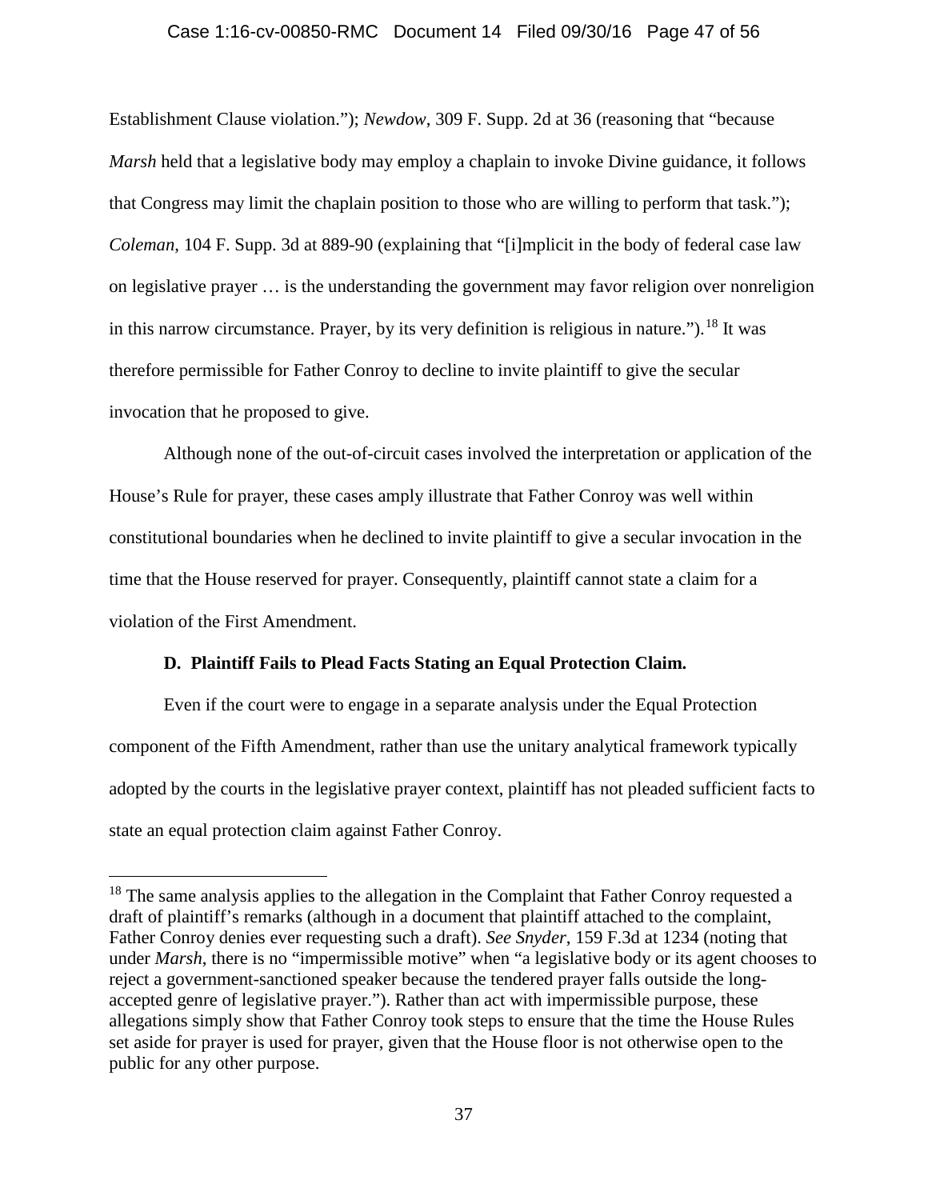Establishment Clause violation."); *Newdow*, 309 F. Supp. 2d at 36 (reasoning that "because *Marsh* held that a legislative body may employ a chaplain to invoke Divine guidance, it follows that Congress may limit the chaplain position to those who are willing to perform that task."); *Coleman*, 104 F. Supp. 3d at 889-90 (explaining that "[i]mplicit in the body of federal case law on legislative prayer … is the understanding the government may favor religion over nonreligion in this narrow circumstance. Prayer, by its very definition is religious in nature.").[18] It was therefore permissible for Father Conroy to decline to invite plaintiff to give the secular invocation that he proposed to give.

Although none of the out-of-circuit cases involved the interpretation or application of the House's Rule for prayer, these cases amply illustrate that Father Conroy was well within constitutional boundaries when he declined to invite plaintiff to give a secular invocation in the time that the House reserved for prayer. Consequently, plaintiff cannot state a claim for a violation of the First Amendment.

### D. Plaintiff Fails to Plead Facts Stating an Equal Protection Claim.

Even if the court were to engage in a separate analysis under the Equal Protection component of the Fifth Amendment, rather than use the unitary analytical framework typically adopted by the courts in the legislative prayer context, plaintiff has not pleaded sufficient facts to state an equal protection claim against Father Conroy.

---

[18] The same analysis applies to the allegation in the Complaint that Father Conroy requested a draft of plaintiff's remarks (although in a document that plaintiff attached to the complaint, Father Conroy denies ever requesting such a draft). *See Snyder*, 159 F.3d at 1234 (noting that under *Marsh*, there is no "impermissible motive" when "a legislative body or its agent chooses to reject a government-sanctioned speaker because the tendered prayer falls outside the long-accepted genre of legislative prayer."). Rather than act with impermissible purpose, these allegations simply show that Father Conroy took steps to ensure that the time the House Rules set aside for prayer is used for prayer, given that the House floor is not otherwise open to the public for any other purpose.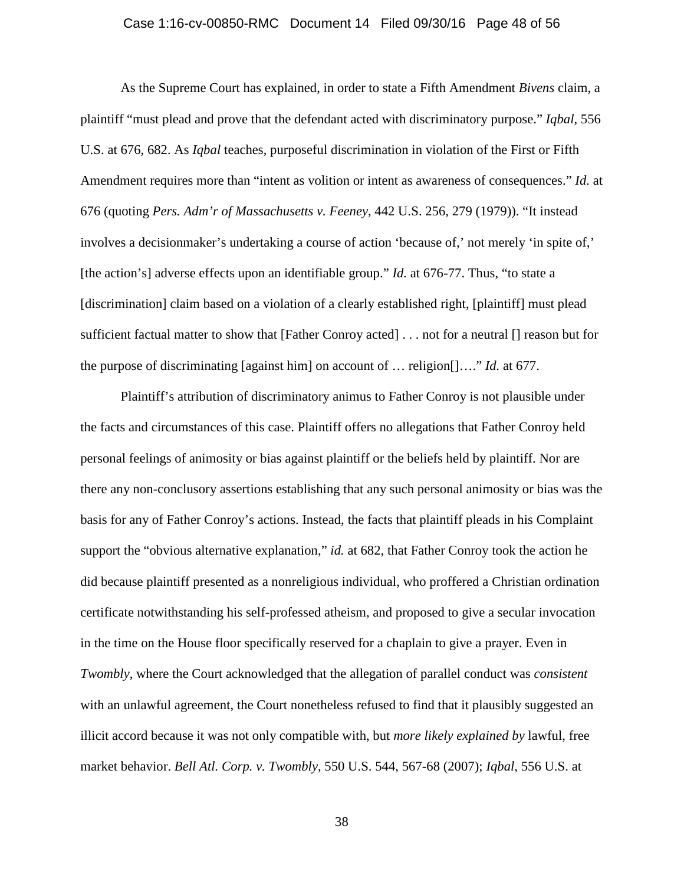As the Supreme Court has explained, in order to state a Fifth Amendment *Bivens* claim, a plaintiff "must plead and prove that the defendant acted with discriminatory purpose." *Iqbal*, 556 U.S. at 676, 682. As *Iqbal* teaches, purposeful discrimination in violation of the First or Fifth Amendment requires more than "intent as volition or intent as awareness of consequences." *Id.* at 676 (quoting *Pers. Adm'r of Massachusetts v. Feeney*, 442 U.S. 256, 279 (1979)). "It instead involves a decisionmaker's undertaking a course of action 'because of,' not merely 'in spite of,' [the action's] adverse effects upon an identifiable group." *Id.* at 676-77. Thus, "to state a [discrimination] claim based on a violation of a clearly established right, [plaintiff] must plead sufficient factual matter to show that [Father Conroy acted] . . . not for a neutral [] reason but for the purpose of discriminating [against him] on account of … religion[]…." *Id.* at 677.

Plaintiff's attribution of discriminatory animus to Father Conroy is not plausible under the facts and circumstances of this case. Plaintiff offers no allegations that Father Conroy held personal feelings of animosity or bias against plaintiff or the beliefs held by plaintiff. Nor are there any non-conclusory assertions establishing that any such personal animosity or bias was the basis for any of Father Conroy's actions. Instead, the facts that plaintiff pleads in his Complaint support the "obvious alternative explanation," *id.* at 682, that Father Conroy took the action he did because plaintiff presented as a nonreligious individual, who proffered a Christian ordination certificate notwithstanding his self-professed atheism, and proposed to give a secular invocation in the time on the House floor specifically reserved for a chaplain to give a prayer. Even in *Twombly*, where the Court acknowledged that the allegation of parallel conduct was *consistent* with an unlawful agreement, the Court nonetheless refused to find that it plausibly suggested an illicit accord because it was not only compatible with, but *more likely explained by* lawful, free market behavior. *Bell Atl. Corp. v. Twombly*, 550 U.S. 544, 567-68 (2007); *Iqbal*, 556 U.S. at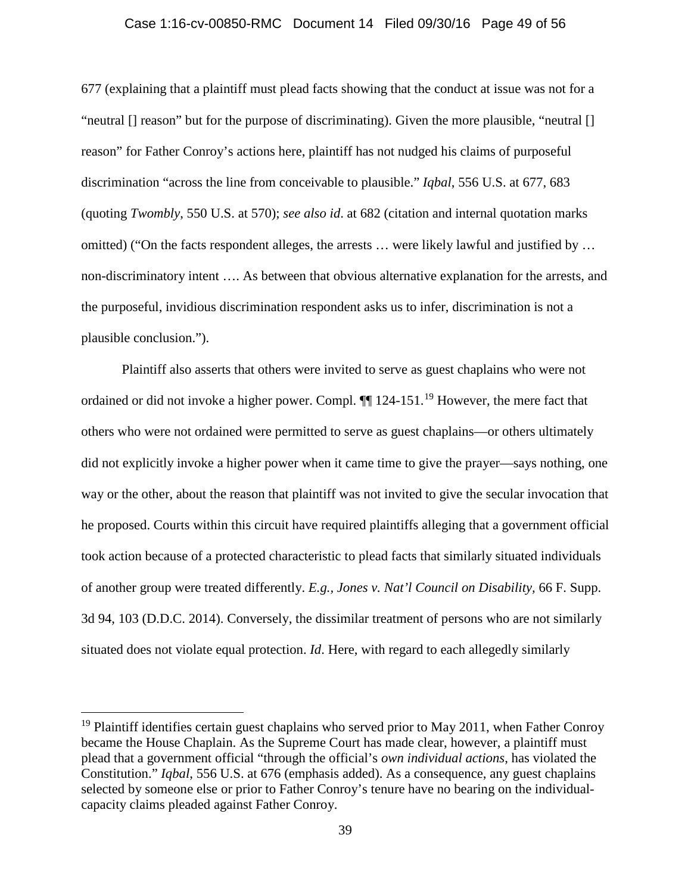677 (explaining that a plaintiff must plead facts showing that the conduct at issue was not for a "neutral [] reason" but for the purpose of discriminating). Given the more plausible, "neutral [] reason" for Father Conroy's actions here, plaintiff has not nudged his claims of purposeful discrimination "across the line from conceivable to plausible." *Iqbal*, 556 U.S. at 677, 683 (quoting *Twombly*, 550 U.S. at 570); *see also id*. at 682 (citation and internal quotation marks omitted) ("On the facts respondent alleges, the arrests … were likely lawful and justified by … non-discriminatory intent …. As between that obvious alternative explanation for the arrests, and the purposeful, invidious discrimination respondent asks us to infer, discrimination is not a plausible conclusion.").

Plaintiff also asserts that others were invited to serve as guest chaplains who were not ordained or did not invoke a higher power. Compl. ¶¶ 124-151.[19] However, the mere fact that others who were not ordained were permitted to serve as guest chaplains—or others ultimately did not explicitly invoke a higher power when it came time to give the prayer—says nothing, one way or the other, about the reason that plaintiff was not invited to give the secular invocation that he proposed. Courts within this circuit have required plaintiffs alleging that a government official took action because of a protected characteristic to plead facts that similarly situated individuals of another group were treated differently. *E.g., Jones v. Nat'l Council on Disability*, 66 F. Supp. 3d 94, 103 (D.D.C. 2014). Conversely, the dissimilar treatment of persons who are not similarly situated does not violate equal protection. *Id*. Here, with regard to each allegedly similarly

[19] Plaintiff identifies certain guest chaplains who served prior to May 2011, when Father Conroy became the House Chaplain. As the Supreme Court has made clear, however, a plaintiff must plead that a government official "through the official's *own individual actions*, has violated the Constitution." *Iqbal*, 556 U.S. at 676 (emphasis added). As a consequence, any guest chaplains selected by someone else or prior to Father Conroy's tenure have no bearing on the individual-capacity claims pleaded against Father Conroy.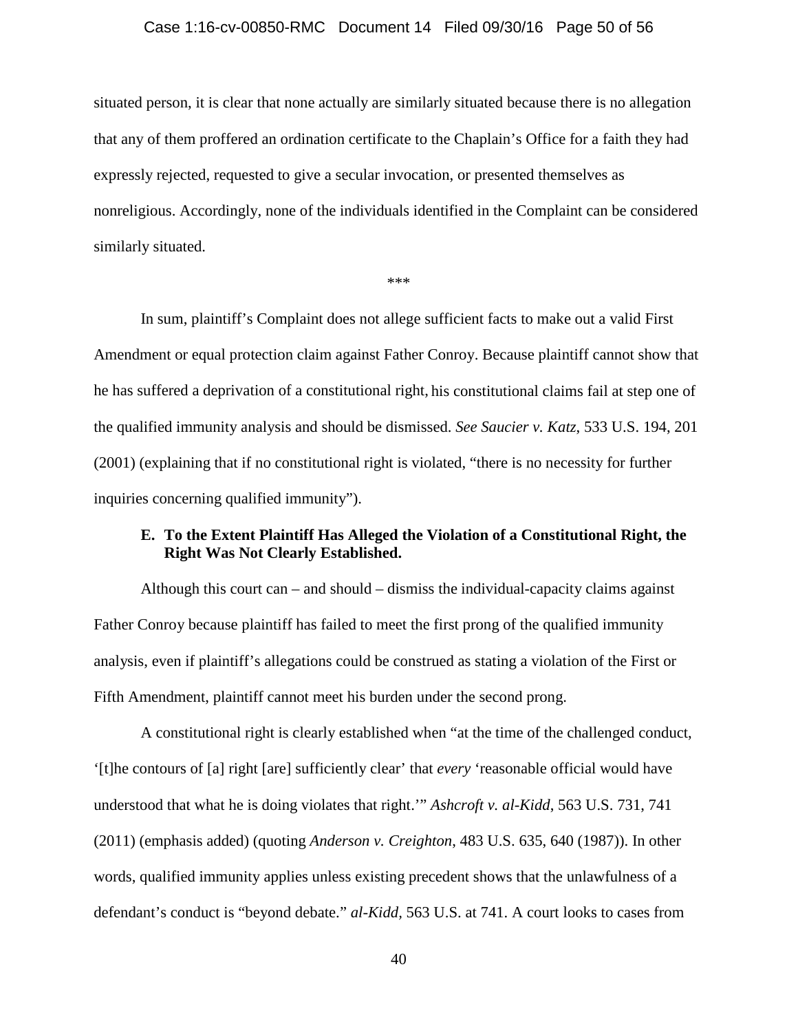situated person, it is clear that none actually are similarly situated because there is no allegation that any of them proffered an ordination certificate to the Chaplain's Office for a faith they had expressly rejected, requested to give a secular invocation, or presented themselves as nonreligious. Accordingly, none of the individuals identified in the Complaint can be considered similarly situated.

\*\*\*

In sum, plaintiff's Complaint does not allege sufficient facts to make out a valid First Amendment or equal protection claim against Father Conroy. Because plaintiff cannot show that he has suffered a deprivation of a constitutional right, his constitutional claims fail at step one of the qualified immunity analysis and should be dismissed. *See Saucier v. Katz*, 533 U.S. 194, 201 (2001) (explaining that if no constitutional right is violated, "there is no necessity for further inquiries concerning qualified immunity").

### E. To the Extent Plaintiff Has Alleged the Violation of a Constitutional Right, the Right Was Not Clearly Established.

Although this court can – and should – dismiss the individual-capacity claims against Father Conroy because plaintiff has failed to meet the first prong of the qualified immunity analysis, even if plaintiff's allegations could be construed as stating a violation of the First or Fifth Amendment, plaintiff cannot meet his burden under the second prong.

A constitutional right is clearly established when "at the time of the challenged conduct, '[t]he contours of [a] right [are] sufficiently clear' that *every* 'reasonable official would have understood that what he is doing violates that right.'" *Ashcroft v. al-Kidd*, 563 U.S. 731, 741 (2011) (emphasis added) (quoting *Anderson v. Creighton*, 483 U.S. 635, 640 (1987)). In other words, qualified immunity applies unless existing precedent shows that the unlawfulness of a defendant's conduct is "beyond debate." *al-Kidd,* 563 U.S. at 741. A court looks to cases from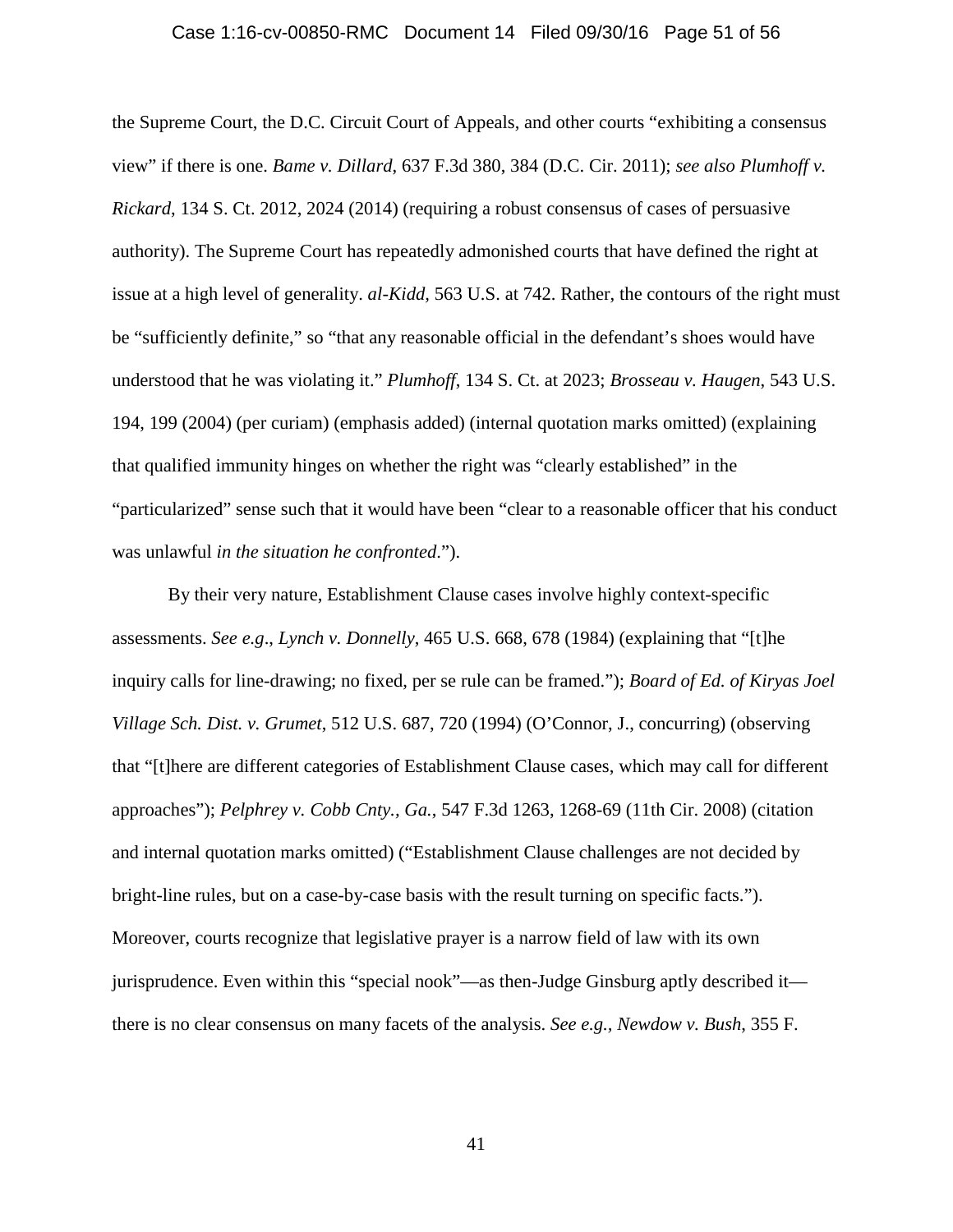the Supreme Court, the D.C. Circuit Court of Appeals, and other courts "exhibiting a consensus view" if there is one. *Bame v. Dillard*, 637 F.3d 380, 384 (D.C. Cir. 2011); *see also Plumhoff v. Rickard*, 134 S. Ct. 2012, 2024 (2014) (requiring a robust consensus of cases of persuasive authority). The Supreme Court has repeatedly admonished courts that have defined the right at issue at a high level of generality. *al-Kidd*, 563 U.S. at 742. Rather, the contours of the right must be "sufficiently definite," so "that any reasonable official in the defendant's shoes would have understood that he was violating it." *Plumhoff*, 134 S. Ct. at 2023; *Brosseau v. Haugen*, 543 U.S. 194, 199 (2004) (per curiam) (emphasis added) (internal quotation marks omitted) (explaining that qualified immunity hinges on whether the right was "clearly established" in the "particularized" sense such that it would have been "clear to a reasonable officer that his conduct was unlawful *in the situation he confronted*.").

By their very nature, Establishment Clause cases involve highly context-specific assessments. *See e.g*., *Lynch v. Donnelly*, 465 U.S. 668, 678 (1984) (explaining that "[t]he inquiry calls for line-drawing; no fixed, per se rule can be framed."); *Board of Ed. of Kiryas Joel Village Sch. Dist. v. Grumet*, 512 U.S. 687, 720 (1994) (O'Connor, J., concurring) (observing that "[t]here are different categories of Establishment Clause cases, which may call for different approaches"); *Pelphrey v. Cobb Cnty., Ga.*, 547 F.3d 1263, 1268-69 (11th Cir. 2008) (citation and internal quotation marks omitted) ("Establishment Clause challenges are not decided by bright-line rules, but on a case-by-case basis with the result turning on specific facts."). Moreover, courts recognize that legislative prayer is a narrow field of law with its own jurisprudence. Even within this "special nook"—as then-Judge Ginsburg aptly described it—there is no clear consensus on many facets of the analysis. *See e.g.*, *Newdow v. Bush*, 355 F.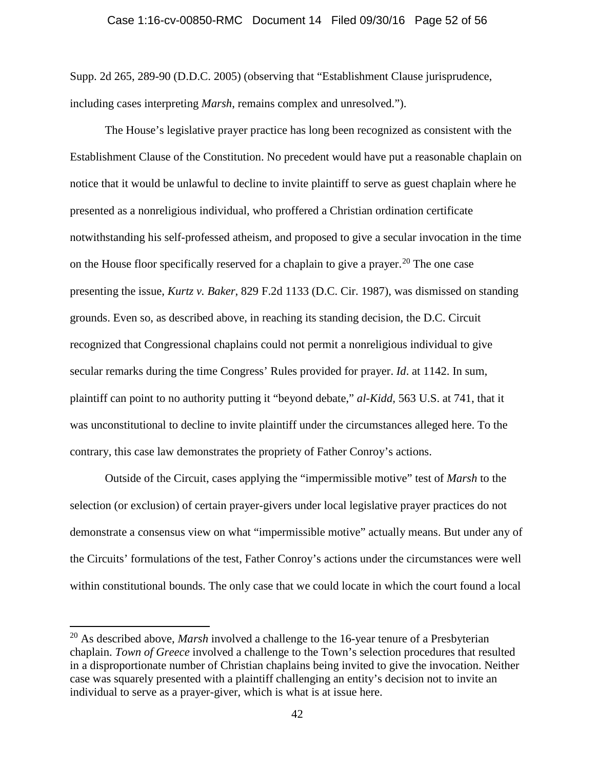Supp. 2d 265, 289-90 (D.D.C. 2005) (observing that "Establishment Clause jurisprudence, including cases interpreting *Marsh*, remains complex and unresolved.").

The House's legislative prayer practice has long been recognized as consistent with the Establishment Clause of the Constitution. No precedent would have put a reasonable chaplain on notice that it would be unlawful to decline to invite plaintiff to serve as guest chaplain where he presented as a nonreligious individual, who proffered a Christian ordination certificate notwithstanding his self-professed atheism, and proposed to give a secular invocation in the time on the House floor specifically reserved for a chaplain to give a prayer.[20] The one case presenting the issue, *Kurtz v. Baker*, 829 F.2d 1133 (D.C. Cir. 1987), was dismissed on standing grounds. Even so, as described above, in reaching its standing decision, the D.C. Circuit recognized that Congressional chaplains could not permit a nonreligious individual to give secular remarks during the time Congress' Rules provided for prayer. *Id*. at 1142. In sum, plaintiff can point to no authority putting it "beyond debate," *al-Kidd*, 563 U.S. at 741, that it was unconstitutional to decline to invite plaintiff under the circumstances alleged here. To the contrary, this case law demonstrates the propriety of Father Conroy's actions.

Outside of the Circuit, cases applying the "impermissible motive" test of *Marsh* to the selection (or exclusion) of certain prayer-givers under local legislative prayer practices do not demonstrate a consensus view on what "impermissible motive" actually means. But under any of the Circuits' formulations of the test, Father Conroy's actions under the circumstances were well within constitutional bounds. The only case that we could locate in which the court found a local

[20] As described above, *Marsh* involved a challenge to the 16-year tenure of a Presbyterian chaplain. *Town of Greece* involved a challenge to the Town's selection procedures that resulted in a disproportionate number of Christian chaplains being invited to give the invocation. Neither case was squarely presented with a plaintiff challenging an entity's decision not to invite an individual to serve as a prayer-giver, which is what is at issue here.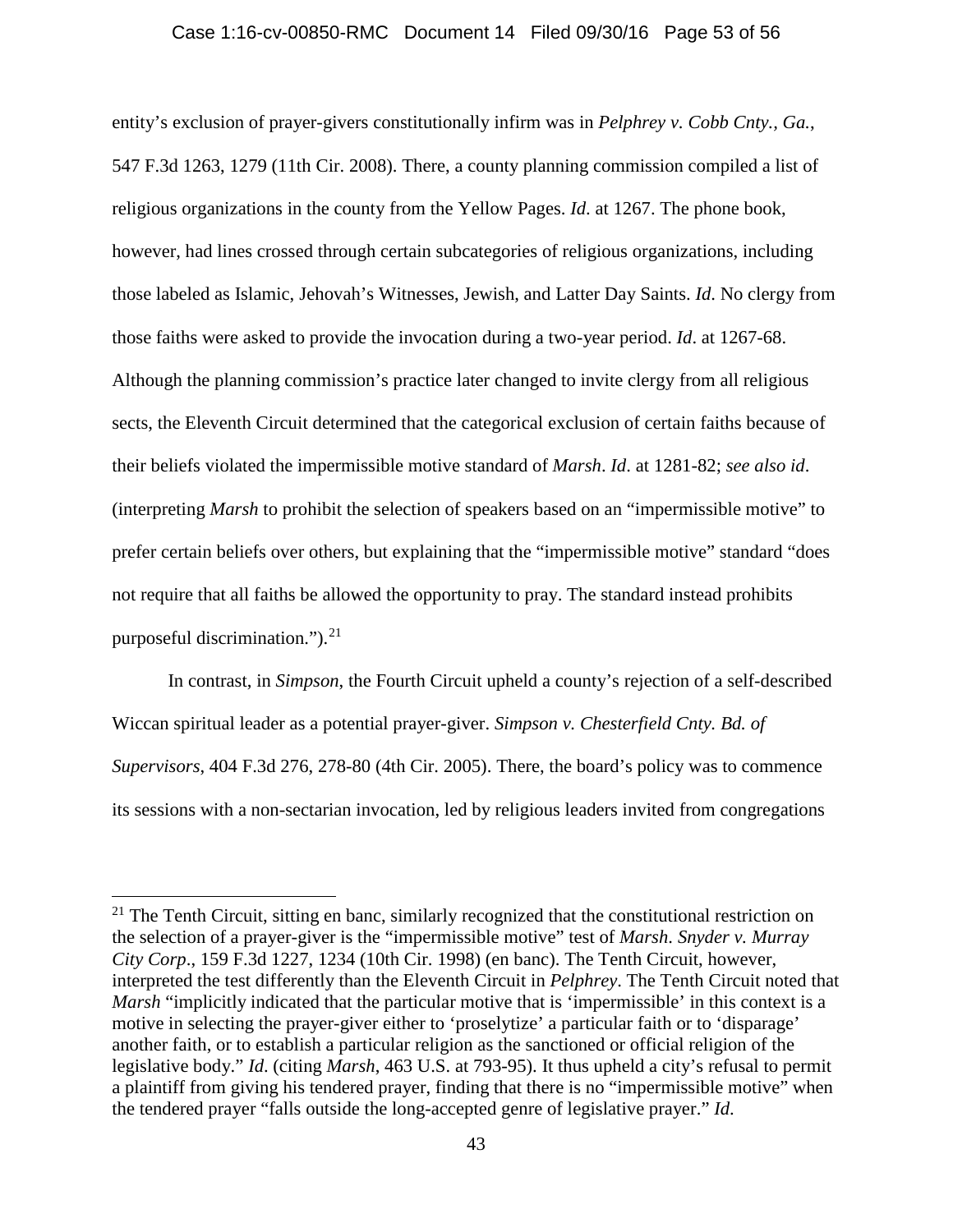entity's exclusion of prayer-givers constitutionally infirm was in *Pelphrey v. Cobb Cnty., Ga.*, 547 F.3d 1263, 1279 (11th Cir. 2008). There, a county planning commission compiled a list of religious organizations in the county from the Yellow Pages. *Id*. at 1267. The phone book, however, had lines crossed through certain subcategories of religious organizations, including those labeled as Islamic, Jehovah's Witnesses, Jewish, and Latter Day Saints. *Id*. No clergy from those faiths were asked to provide the invocation during a two-year period. *Id*. at 1267-68. Although the planning commission's practice later changed to invite clergy from all religious sects, the Eleventh Circuit determined that the categorical exclusion of certain faiths because of their beliefs violated the impermissible motive standard of *Marsh*. *Id*. at 1281-82; *see also id*. (interpreting *Marsh* to prohibit the selection of speakers based on an "impermissible motive" to prefer certain beliefs over others, but explaining that the "impermissible motive" standard "does not require that all faiths be allowed the opportunity to pray. The standard instead prohibits purposeful discrimination.").[21]

In contrast, in *Simpson*, the Fourth Circuit upheld a county's rejection of a self-described Wiccan spiritual leader as a potential prayer-giver. *Simpson v. Chesterfield Cnty. Bd. of Supervisors*, 404 F.3d 276, 278-80 (4th Cir. 2005). There, the board's policy was to commence its sessions with a non-sectarian invocation, led by religious leaders invited from congregations

---

[21] The Tenth Circuit, sitting en banc, similarly recognized that the constitutional restriction on the selection of a prayer-giver is the "impermissible motive" test of *Marsh*. *Snyder v. Murray City Corp*., 159 F.3d 1227, 1234 (10th Cir. 1998) (en banc). The Tenth Circuit, however, interpreted the test differently than the Eleventh Circuit in *Pelphrey*. The Tenth Circuit noted that *Marsh* "implicitly indicated that the particular motive that is 'impermissible' in this context is a motive in selecting the prayer-giver either to 'proselytize' a particular faith or to 'disparage' another faith, or to establish a particular religion as the sanctioned or official religion of the legislative body." *Id*. (citing *Marsh*, 463 U.S. at 793-95). It thus upheld a city's refusal to permit a plaintiff from giving his tendered prayer, finding that there is no "impermissible motive" when the tendered prayer "falls outside the long-accepted genre of legislative prayer." *Id*.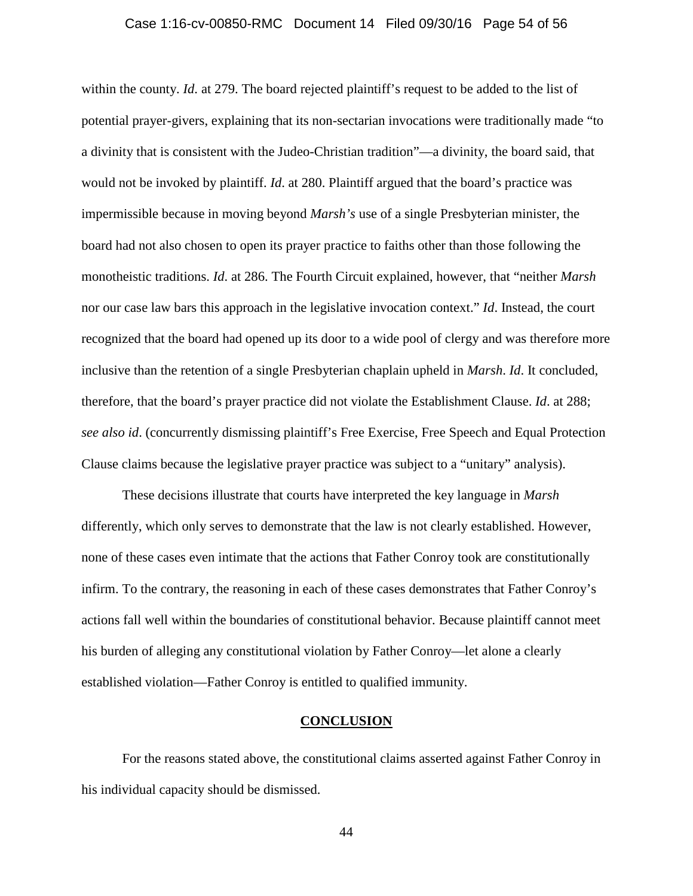within the county. *Id.* at 279. The board rejected plaintiff's request to be added to the list of potential prayer-givers, explaining that its non-sectarian invocations were traditionally made "to a divinity that is consistent with the Judeo-Christian tradition"—a divinity, the board said, that would not be invoked by plaintiff. *Id*. at 280. Plaintiff argued that the board's practice was impermissible because in moving beyond *Marsh's* use of a single Presbyterian minister, the board had not also chosen to open its prayer practice to faiths other than those following the monotheistic traditions. *Id*. at 286. The Fourth Circuit explained, however, that "neither *Marsh* nor our case law bars this approach in the legislative invocation context." *Id*. Instead, the court recognized that the board had opened up its door to a wide pool of clergy and was therefore more inclusive than the retention of a single Presbyterian chaplain upheld in *Marsh*. *Id*. It concluded, therefore, that the board's prayer practice did not violate the Establishment Clause. *Id*. at 288; *see also id*. (concurrently dismissing plaintiff's Free Exercise, Free Speech and Equal Protection Clause claims because the legislative prayer practice was subject to a "unitary" analysis).

These decisions illustrate that courts have interpreted the key language in *Marsh* differently, which only serves to demonstrate that the law is not clearly established. However, none of these cases even intimate that the actions that Father Conroy took are constitutionally infirm. To the contrary, the reasoning in each of these cases demonstrates that Father Conroy's actions fall well within the boundaries of constitutional behavior. Because plaintiff cannot meet his burden of alleging any constitutional violation by Father Conroy—let alone a clearly established violation—Father Conroy is entitled to qualified immunity.

## CONCLUSION

For the reasons stated above, the constitutional claims asserted against Father Conroy in his individual capacity should be dismissed.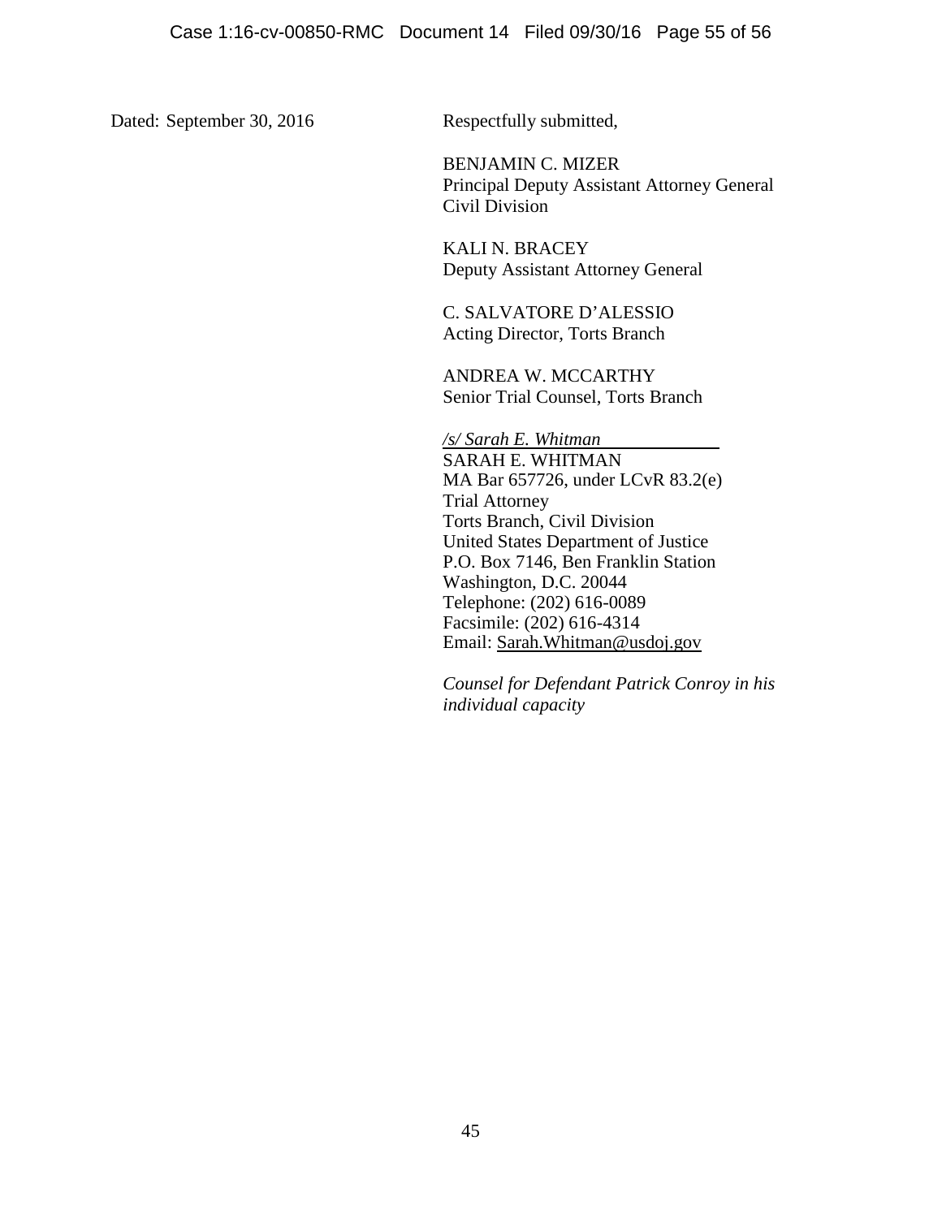Dated: September 30, 2016

Respectfully submitted,

BENJAMIN C. MIZER
Principal Deputy Assistant Attorney General
Civil Division

KALI N. BRACEY
Deputy Assistant Attorney General

C. SALVATORE D'ALESSIO
Acting Director, Torts Branch

ANDREA W. MCCARTHY
Senior Trial Counsel, Torts Branch

*/s/ Sarah E. Whitman*
SARAH E. WHITMAN
MA Bar 657726, under LCvR 83.2(e)
Trial Attorney
Torts Branch, Civil Division
United States Department of Justice
P.O. Box 7146, Ben Franklin Station
Washington, D.C. 20044
Telephone: (202) 616-0089
Facsimile: (202) 616-4314
Email: Sarah.Whitman@usdoj.gov

*Counsel for Defendant Patrick Conroy in his individual capacity*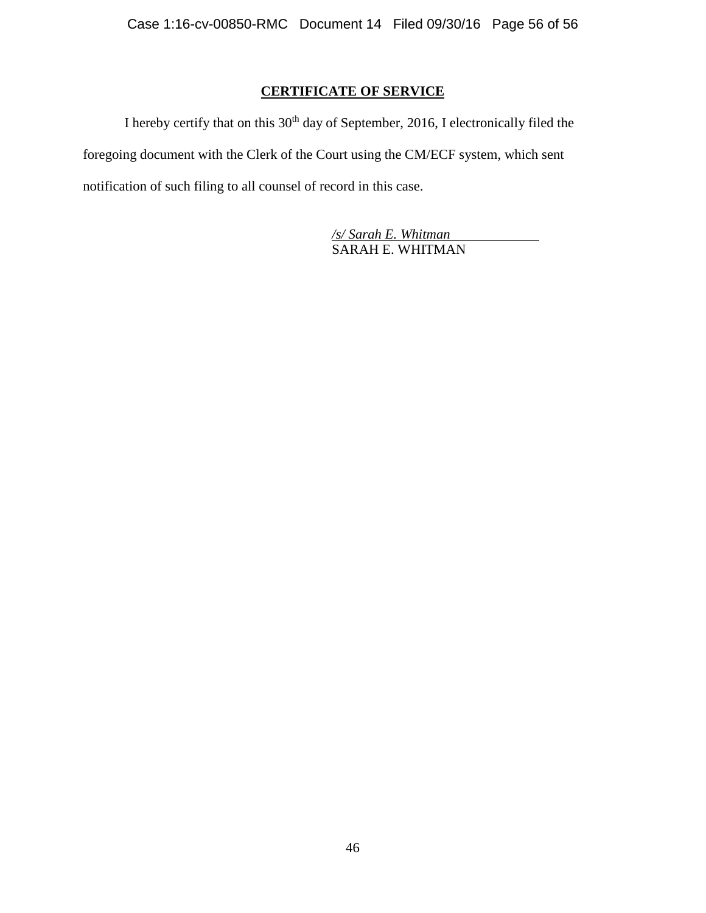## CERTIFICATE OF SERVICE

I hereby certify that on this 30th day of September, 2016, I electronically filed the foregoing document with the Clerk of the Court using the CM/ECF system, which sent notification of such filing to all counsel of record in this case.

*/s/ Sarah E. Whitman*
SARAH E. WHITMAN